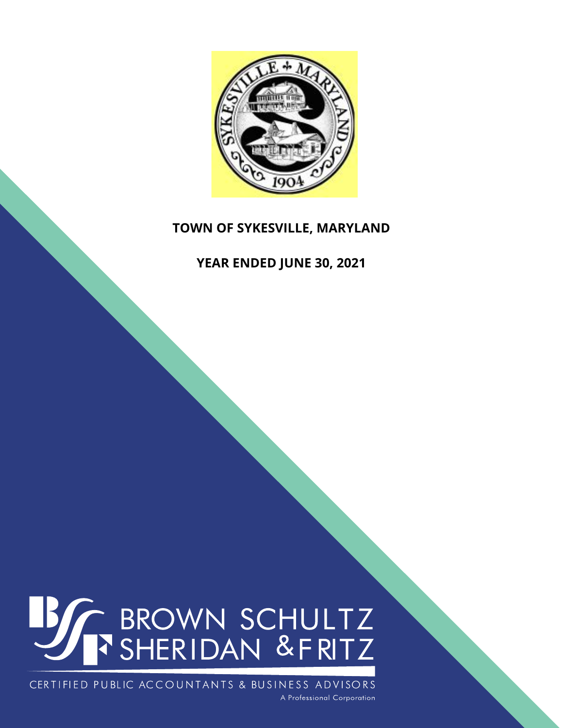# TOWN OF SYKESVILLE, MARYLAND

## YEAR ENDED JUNE 30, 2021

BROWN SCHULTZ SHERIDAN & FRITZ

CERTIFIED PUBLIC ACCOUNTANTS & BUSINESS ADVISORS

A Professional Corporation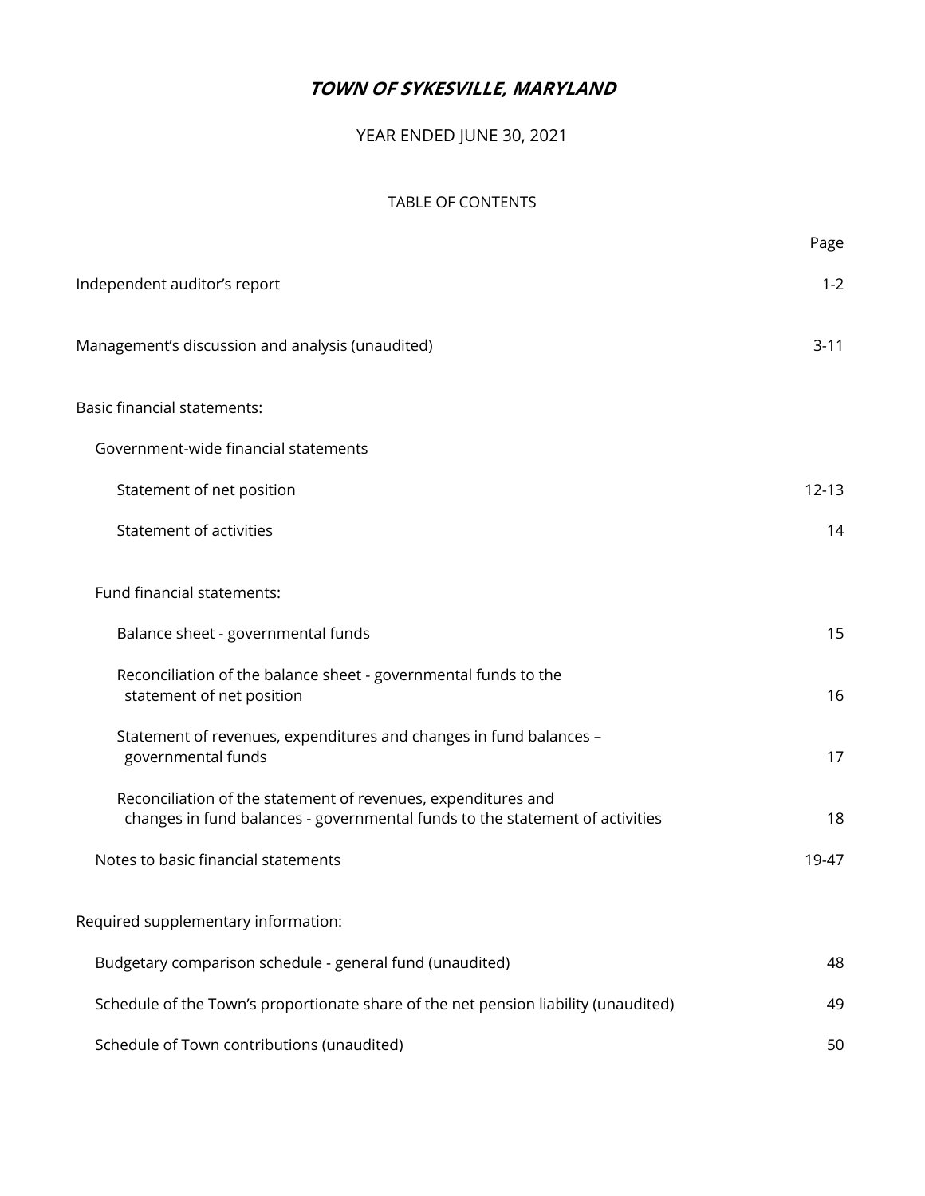# *TOWN OF SYKESVILLE, MARYLAND*

YEAR ENDED JUNE 30, 2021

TABLE OF CONTENTS

| | Page |
|---|---|
| Independent auditor's report | 1-2 |
| Management's discussion and analysis (unaudited) | 3-11 |
| Basic financial statements: | |
| Government-wide financial statements | |
| Statement of net position | 12-13 |
| Statement of activities | 14 |
| Fund financial statements: | |
| Balance sheet - governmental funds | 15 |
| Reconciliation of the balance sheet - governmental funds to the statement of net position | 16 |
| Statement of revenues, expenditures and changes in fund balances – governmental funds | 17 |
| Reconciliation of the statement of revenues, expenditures and changes in fund balances - governmental funds to the statement of activities | 18 |
| Notes to basic financial statements | 19-47 |
| Required supplementary information: | |
| Budgetary comparison schedule - general fund (unaudited) | 48 |
| Schedule of the Town's proportionate share of the net pension liability (unaudited) | 49 |
| Schedule of Town contributions (unaudited) | 50 |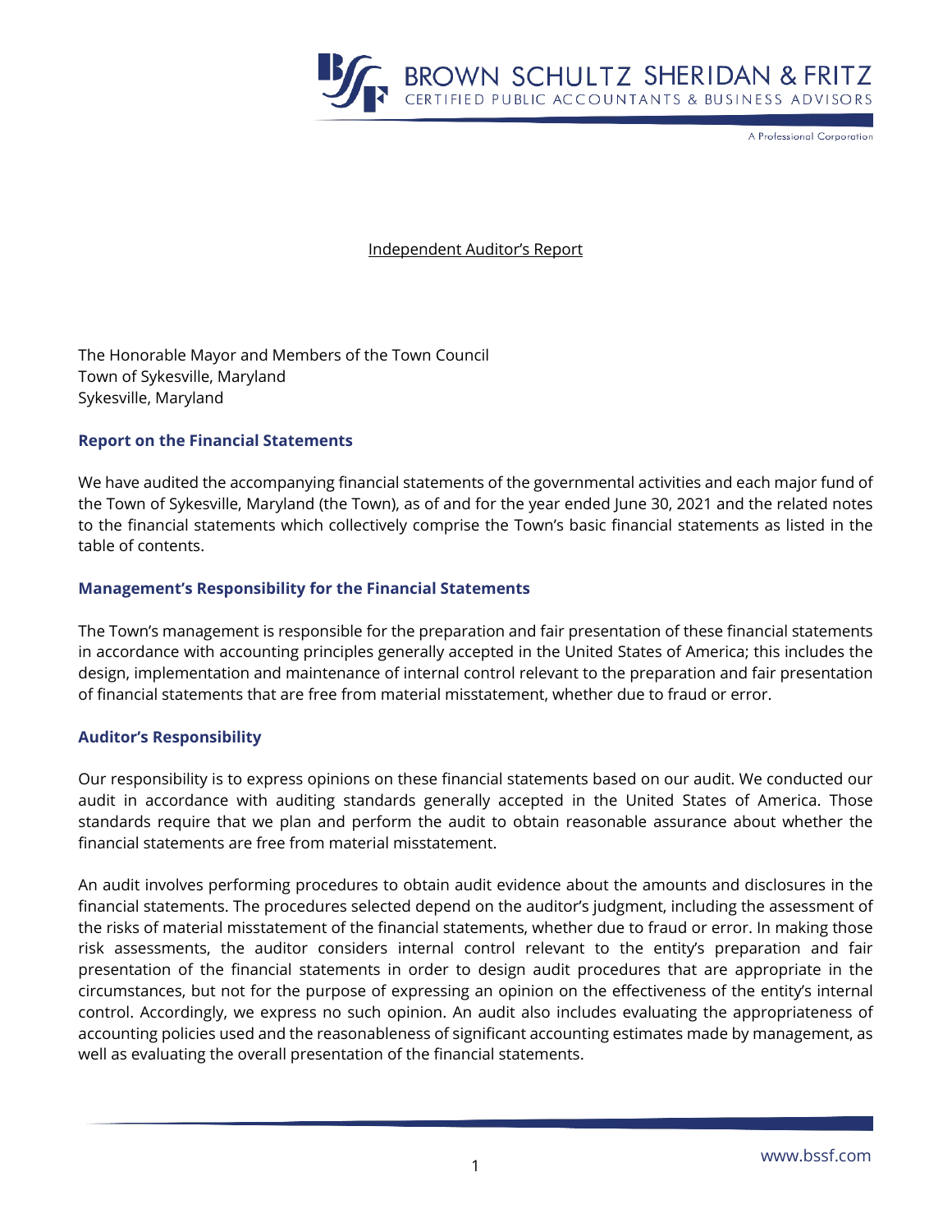Independent Auditor's Report

The Honorable Mayor and Members of the Town Council
Town of Sykesville, Maryland
Sykesville, Maryland

## Report on the Financial Statements

We have audited the accompanying financial statements of the governmental activities and each major fund of the Town of Sykesville, Maryland (the Town), as of and for the year ended June 30, 2021 and the related notes to the financial statements which collectively comprise the Town's basic financial statements as listed in the table of contents.

## Management's Responsibility for the Financial Statements

The Town's management is responsible for the preparation and fair presentation of these financial statements in accordance with accounting principles generally accepted in the United States of America; this includes the design, implementation and maintenance of internal control relevant to the preparation and fair presentation of financial statements that are free from material misstatement, whether due to fraud or error.

## Auditor's Responsibility

Our responsibility is to express opinions on these financial statements based on our audit. We conducted our audit in accordance with auditing standards generally accepted in the United States of America. Those standards require that we plan and perform the audit to obtain reasonable assurance about whether the financial statements are free from material misstatement.

An audit involves performing procedures to obtain audit evidence about the amounts and disclosures in the financial statements. The procedures selected depend on the auditor's judgment, including the assessment of the risks of material misstatement of the financial statements, whether due to fraud or error. In making those risk assessments, the auditor considers internal control relevant to the entity's preparation and fair presentation of the financial statements in order to design audit procedures that are appropriate in the circumstances, but not for the purpose of expressing an opinion on the effectiveness of the entity's internal control. Accordingly, we express no such opinion. An audit also includes evaluating the appropriateness of accounting policies used and the reasonableness of significant accounting estimates made by management, as well as evaluating the overall presentation of the financial statements.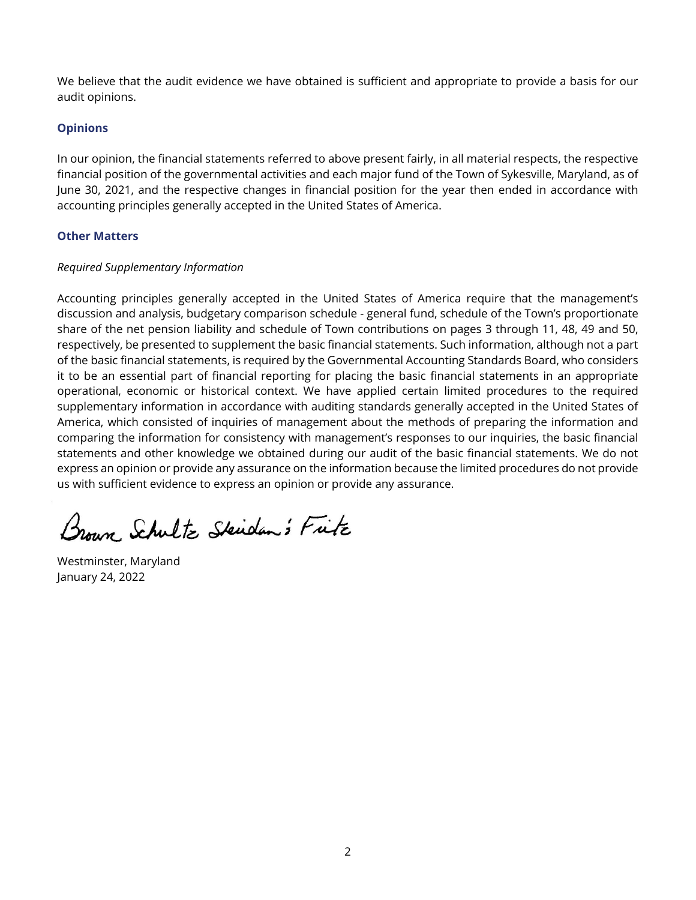We believe that the audit evidence we have obtained is sufficient and appropriate to provide a basis for our audit opinions.

### Opinions

In our opinion, the financial statements referred to above present fairly, in all material respects, the respective financial position of the governmental activities and each major fund of the Town of Sykesville, Maryland, as of June 30, 2021, and the respective changes in financial position for the year then ended in accordance with accounting principles generally accepted in the United States of America.

### Other Matters

*Required Supplementary Information*

Accounting principles generally accepted in the United States of America require that the management's discussion and analysis, budgetary comparison schedule - general fund, schedule of the Town's proportionate share of the net pension liability and schedule of Town contributions on pages 3 through 11, 48, 49 and 50, respectively, be presented to supplement the basic financial statements. Such information, although not a part of the basic financial statements, is required by the Governmental Accounting Standards Board, who considers it to be an essential part of financial reporting for placing the basic financial statements in an appropriate operational, economic or historical context. We have applied certain limited procedures to the required supplementary information in accordance with auditing standards generally accepted in the United States of America, which consisted of inquiries of management about the methods of preparing the information and comparing the information for consistency with management's responses to our inquiries, the basic financial statements and other knowledge we obtained during our audit of the basic financial statements. We do not express an opinion or provide any assurance on the information because the limited procedures do not provide us with sufficient evidence to express an opinion or provide any assurance.

Brown Schultz Sheridan & Fritz

Westminster, Maryland
January 24, 2022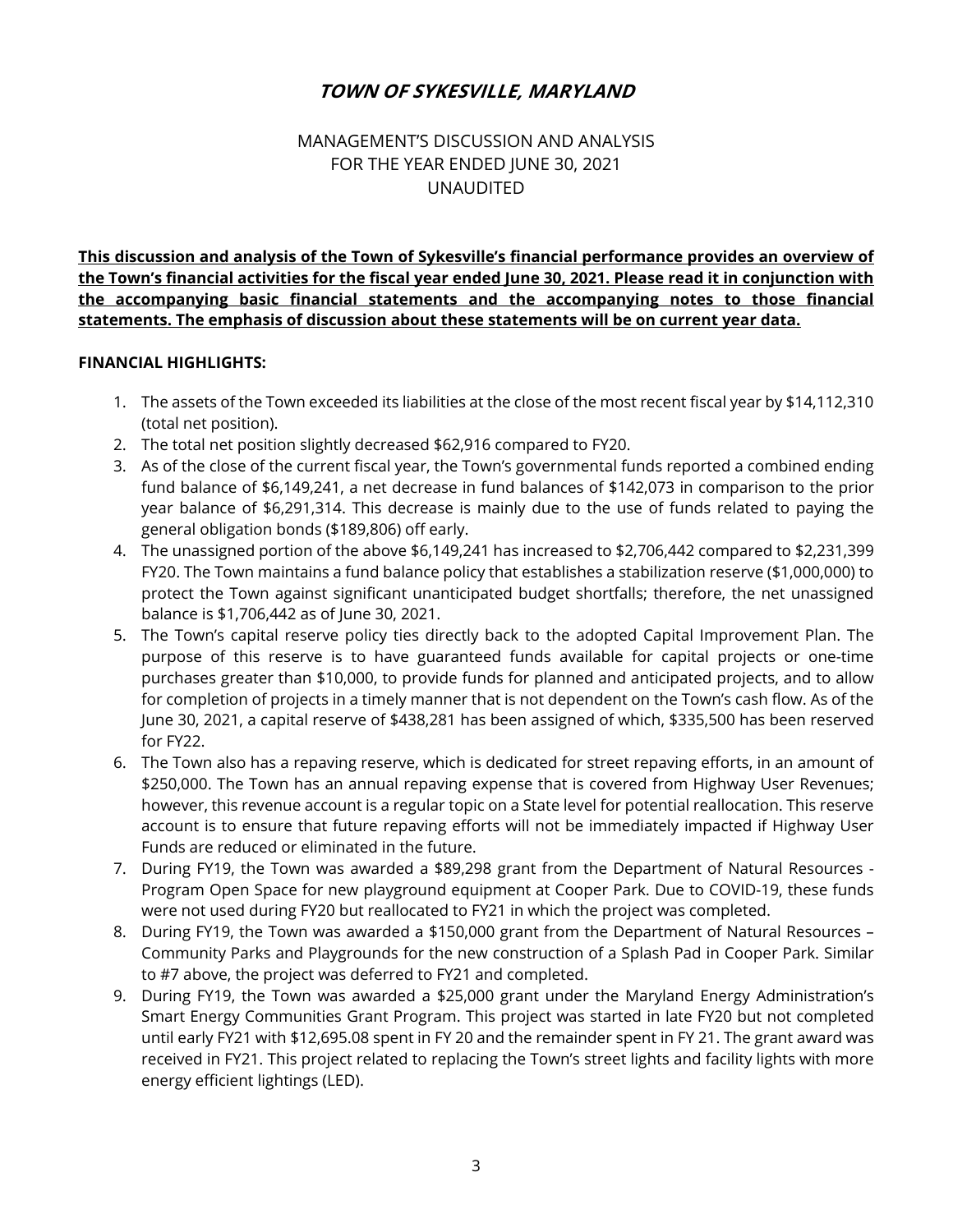# TOWN OF SYKESVILLE, MARYLAND

MANAGEMENT'S DISCUSSION AND ANALYSIS
FOR THE YEAR ENDED JUNE 30, 2021
UNAUDITED

**This discussion and analysis of the Town of Sykesville's financial performance provides an overview of the Town's financial activities for the fiscal year ended June 30, 2021. Please read it in conjunction with the accompanying basic financial statements and the accompanying notes to those financial statements. The emphasis of discussion about these statements will be on current year data.**

**FINANCIAL HIGHLIGHTS:**

1. The assets of the Town exceeded its liabilities at the close of the most recent fiscal year by $14,112,310 (total net position).
2. The total net position slightly decreased $62,916 compared to FY20.
3. As of the close of the current fiscal year, the Town's governmental funds reported a combined ending fund balance of $6,149,241, a net decrease in fund balances of $142,073 in comparison to the prior year balance of $6,291,314. This decrease is mainly due to the use of funds related to paying the general obligation bonds ($189,806) off early.
4. The unassigned portion of the above $6,149,241 has increased to $2,706,442 compared to $2,231,399 FY20. The Town maintains a fund balance policy that establishes a stabilization reserve ($1,000,000) to protect the Town against significant unanticipated budget shortfalls; therefore, the net unassigned balance is $1,706,442 as of June 30, 2021.
5. The Town's capital reserve policy ties directly back to the adopted Capital Improvement Plan. The purpose of this reserve is to have guaranteed funds available for capital projects or one-time purchases greater than $10,000, to provide funds for planned and anticipated projects, and to allow for completion of projects in a timely manner that is not dependent on the Town's cash flow. As of the June 30, 2021, a capital reserve of $438,281 has been assigned of which, $335,500 has been reserved for FY22.
6. The Town also has a repaving reserve, which is dedicated for street repaving efforts, in an amount of $250,000. The Town has an annual repaving expense that is covered from Highway User Revenues; however, this revenue account is a regular topic on a State level for potential reallocation. This reserve account is to ensure that future repaving efforts will not be immediately impacted if Highway User Funds are reduced or eliminated in the future.
7. During FY19, the Town was awarded a $89,298 grant from the Department of Natural Resources - Program Open Space for new playground equipment at Cooper Park. Due to COVID-19, these funds were not used during FY20 but reallocated to FY21 in which the project was completed.
8. During FY19, the Town was awarded a $150,000 grant from the Department of Natural Resources – Community Parks and Playgrounds for the new construction of a Splash Pad in Cooper Park. Similar to #7 above, the project was deferred to FY21 and completed.
9. During FY19, the Town was awarded a $25,000 grant under the Maryland Energy Administration's Smart Energy Communities Grant Program. This project was started in late FY20 but not completed until early FY21 with $12,695.08 spent in FY 20 and the remainder spent in FY 21. The grant award was received in FY21. This project related to replacing the Town's street lights and facility lights with more energy efficient lightings (LED).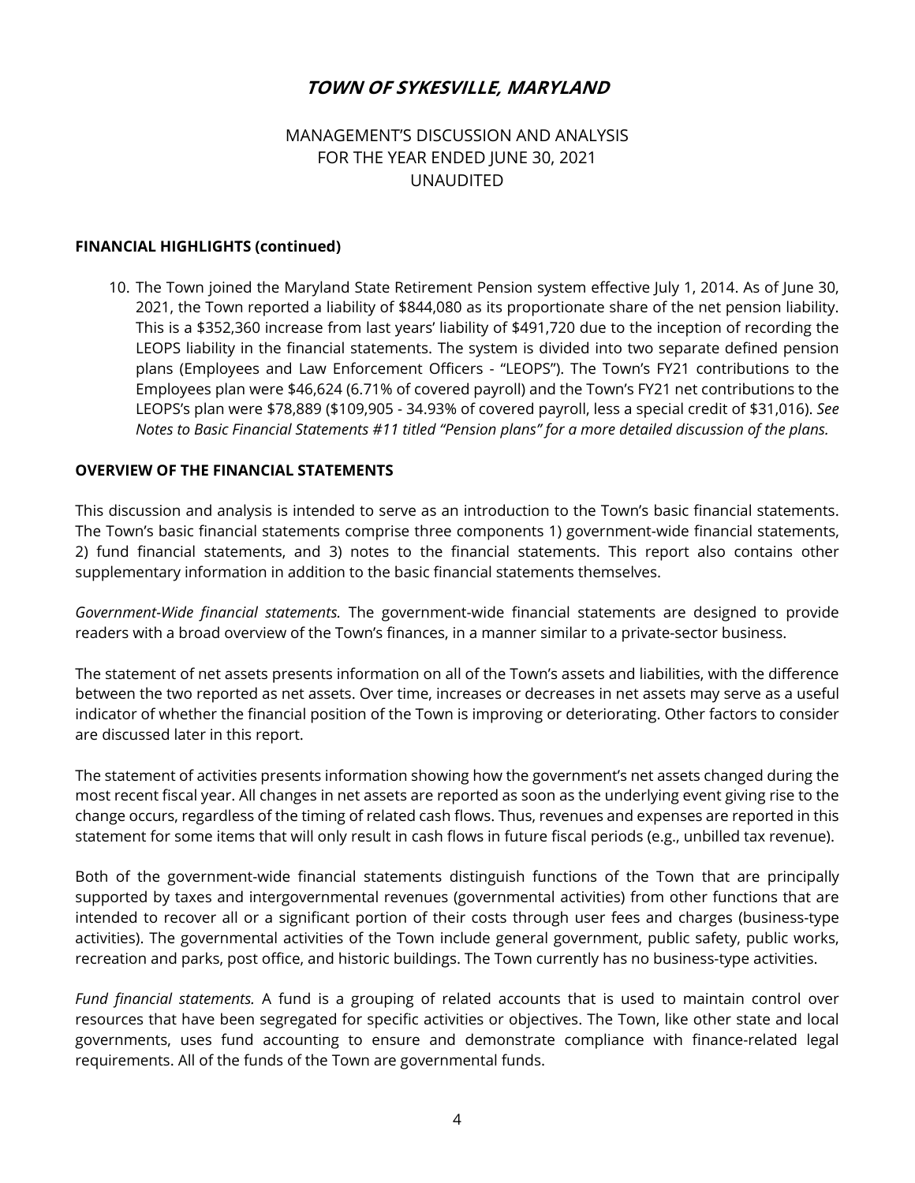# TOWN OF SYKESVILLE, MARYLAND

MANAGEMENT'S DISCUSSION AND ANALYSIS
FOR THE YEAR ENDED JUNE 30, 2021
UNAUDITED

**FINANCIAL HIGHLIGHTS (continued)**

10. The Town joined the Maryland State Retirement Pension system effective July 1, 2014. As of June 30, 2021, the Town reported a liability of $844,080 as its proportionate share of the net pension liability. This is a $352,360 increase from last years' liability of $491,720 due to the inception of recording the LEOPS liability in the financial statements. The system is divided into two separate defined pension plans (Employees and Law Enforcement Officers - "LEOPS"). The Town's FY21 contributions to the Employees plan were $46,624 (6.71% of covered payroll) and the Town's FY21 net contributions to the LEOPS's plan were $78,889 ($109,905 - 34.93% of covered payroll, less a special credit of $31,016). *See Notes to Basic Financial Statements #11 titled "Pension plans" for a more detailed discussion of the plans.*

**OVERVIEW OF THE FINANCIAL STATEMENTS**

This discussion and analysis is intended to serve as an introduction to the Town's basic financial statements. The Town's basic financial statements comprise three components 1) government-wide financial statements, 2) fund financial statements, and 3) notes to the financial statements. This report also contains other supplementary information in addition to the basic financial statements themselves.

*Government-Wide financial statements.* The government-wide financial statements are designed to provide readers with a broad overview of the Town's finances, in a manner similar to a private-sector business.

The statement of net assets presents information on all of the Town's assets and liabilities, with the difference between the two reported as net assets. Over time, increases or decreases in net assets may serve as a useful indicator of whether the financial position of the Town is improving or deteriorating. Other factors to consider are discussed later in this report.

The statement of activities presents information showing how the government's net assets changed during the most recent fiscal year. All changes in net assets are reported as soon as the underlying event giving rise to the change occurs, regardless of the timing of related cash flows. Thus, revenues and expenses are reported in this statement for some items that will only result in cash flows in future fiscal periods (e.g., unbilled tax revenue).

Both of the government-wide financial statements distinguish functions of the Town that are principally supported by taxes and intergovernmental revenues (governmental activities) from other functions that are intended to recover all or a significant portion of their costs through user fees and charges (business-type activities). The governmental activities of the Town include general government, public safety, public works, recreation and parks, post office, and historic buildings. The Town currently has no business-type activities.

*Fund financial statements.* A fund is a grouping of related accounts that is used to maintain control over resources that have been segregated for specific activities or objectives. The Town, like other state and local governments, uses fund accounting to ensure and demonstrate compliance with finance-related legal requirements. All of the funds of the Town are governmental funds.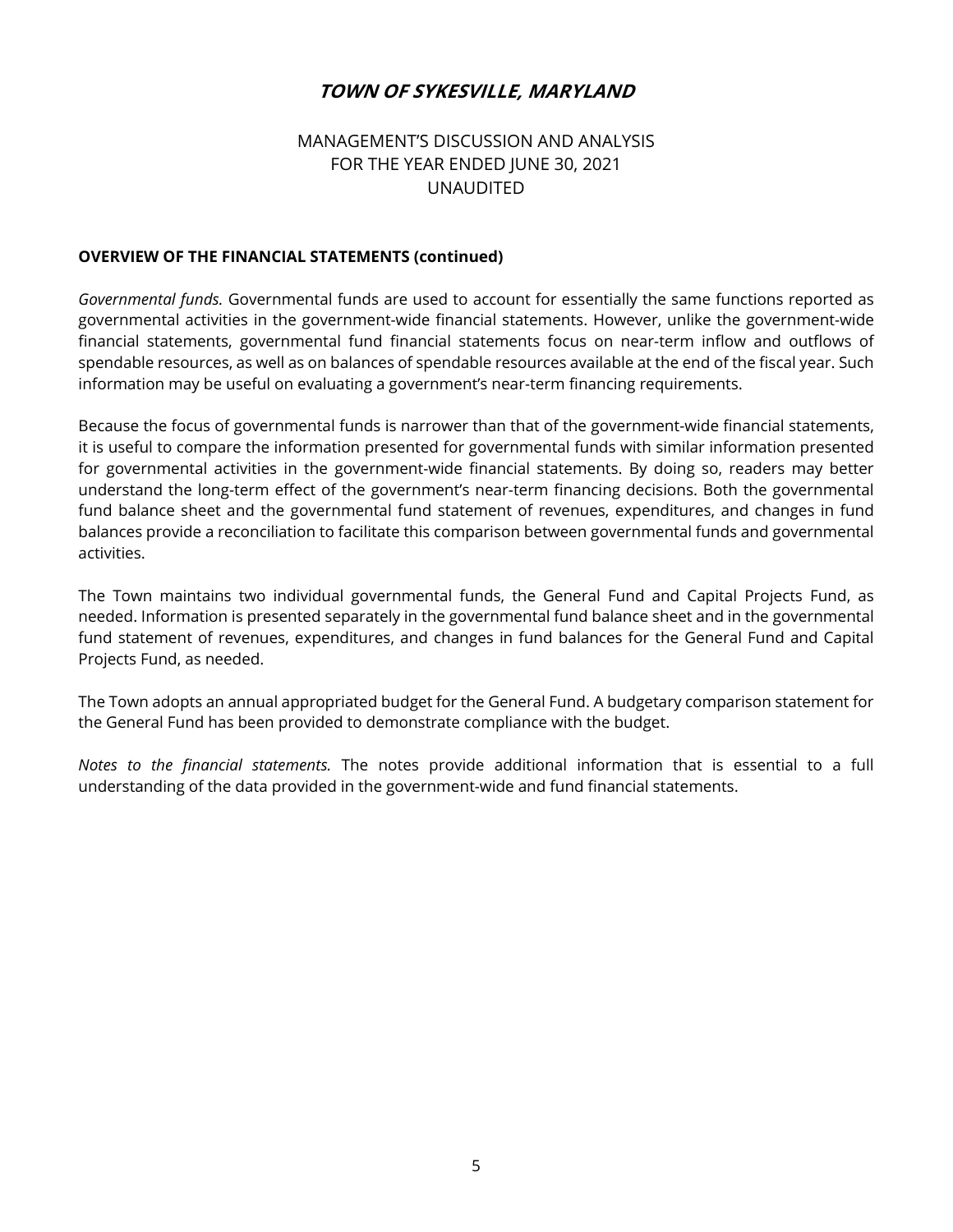# TOWN OF SYKESVILLE, MARYLAND

MANAGEMENT'S DISCUSSION AND ANALYSIS
FOR THE YEAR ENDED JUNE 30, 2021
UNAUDITED

**OVERVIEW OF THE FINANCIAL STATEMENTS (continued)**

*Governmental funds.* Governmental funds are used to account for essentially the same functions reported as governmental activities in the government-wide financial statements. However, unlike the government-wide financial statements, governmental fund financial statements focus on near-term inflow and outflows of spendable resources, as well as on balances of spendable resources available at the end of the fiscal year. Such information may be useful on evaluating a government's near-term financing requirements.

Because the focus of governmental funds is narrower than that of the government-wide financial statements, it is useful to compare the information presented for governmental funds with similar information presented for governmental activities in the government-wide financial statements. By doing so, readers may better understand the long-term effect of the government's near-term financing decisions. Both the governmental fund balance sheet and the governmental fund statement of revenues, expenditures, and changes in fund balances provide a reconciliation to facilitate this comparison between governmental funds and governmental activities.

The Town maintains two individual governmental funds, the General Fund and Capital Projects Fund, as needed. Information is presented separately in the governmental fund balance sheet and in the governmental fund statement of revenues, expenditures, and changes in fund balances for the General Fund and Capital Projects Fund, as needed.

The Town adopts an annual appropriated budget for the General Fund. A budgetary comparison statement for the General Fund has been provided to demonstrate compliance with the budget.

*Notes to the financial statements.* The notes provide additional information that is essential to a full understanding of the data provided in the government-wide and fund financial statements.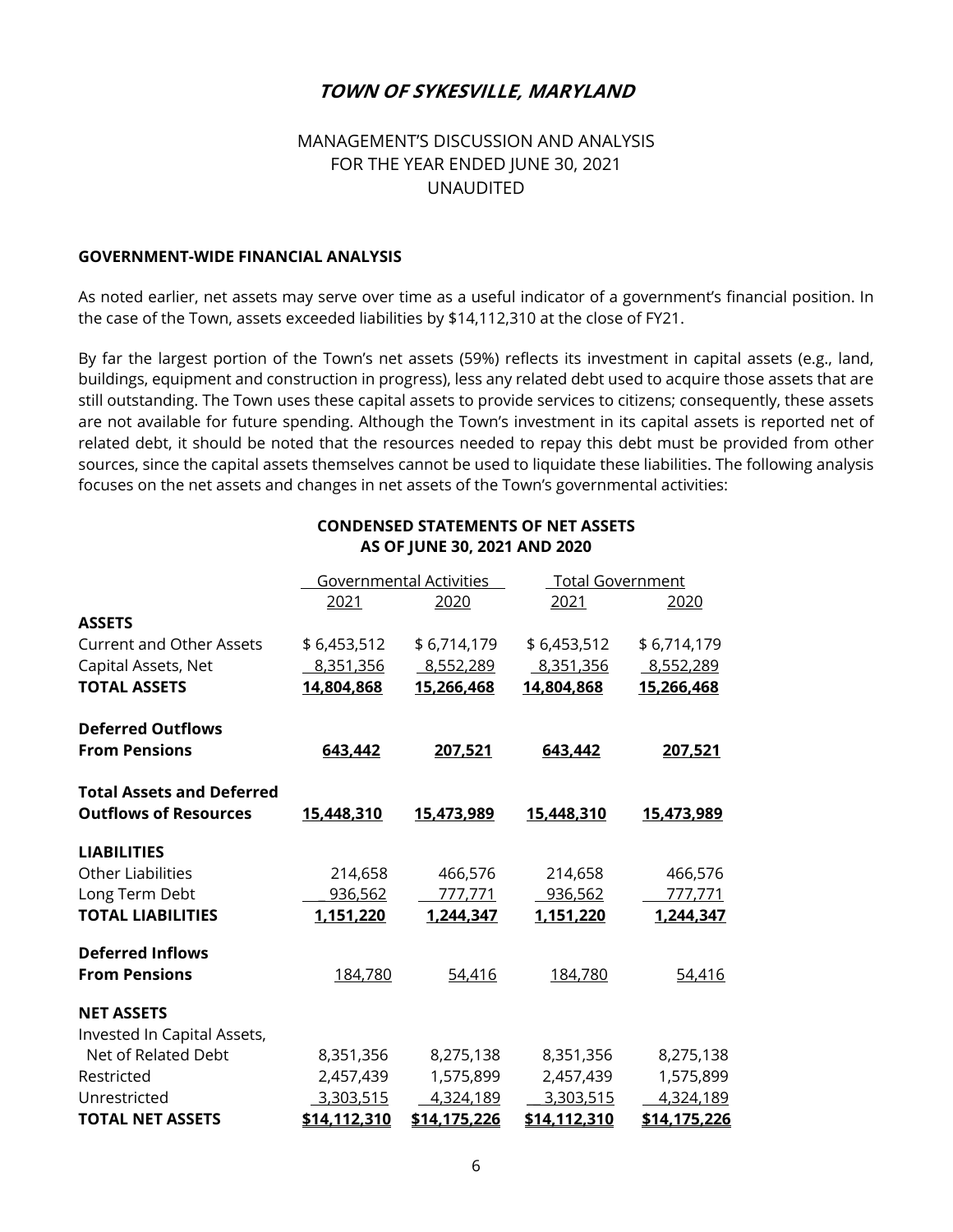# TOWN OF SYKESVILLE, MARYLAND

MANAGEMENT'S DISCUSSION AND ANALYSIS
FOR THE YEAR ENDED JUNE 30, 2021
UNAUDITED

## GOVERNMENT-WIDE FINANCIAL ANALYSIS

As noted earlier, net assets may serve over time as a useful indicator of a government's financial position. In the case of the Town, assets exceeded liabilities by $14,112,310 at the close of FY21.

By far the largest portion of the Town's net assets (59%) reflects its investment in capital assets (e.g., land, buildings, equipment and construction in progress), less any related debt used to acquire those assets that are still outstanding. The Town uses these capital assets to provide services to citizens; consequently, these assets are not available for future spending. Although the Town's investment in its capital assets is reported net of related debt, it should be noted that the resources needed to repay this debt must be provided from other sources, since the capital assets themselves cannot be used to liquidate these liabilities. The following analysis focuses on the net assets and changes in net assets of the Town's governmental activities:

**CONDENSED STATEMENTS OF NET ASSETS**
**AS OF JUNE 30, 2021 AND 2020**

| | Governmental Activities | | Total Government | |
|---|---|---|---|---|
| | 2021 | 2020 | 2021 | 2020 |
| **ASSETS** | | | | |
| Current and Other Assets | $ 6,453,512 | $ 6,714,179 | $ 6,453,512 | $ 6,714,179 |
| Capital Assets, Net | 8,351,356 | 8,552,289 | 8,351,356 | 8,552,289 |
| **TOTAL ASSETS** | **14,804,868** | **15,266,468** | **14,804,868** | **15,266,468** |
| **Deferred Outflows From Pensions** | **643,442** | **207,521** | **643,442** | **207,521** |
| **Total Assets and Deferred Outflows of Resources** | **15,448,310** | **15,473,989** | **15,448,310** | **15,473,989** |
| **LIABILITIES** | | | | |
| Other Liabilities | 214,658 | 466,576 | 214,658 | 466,576 |
| Long Term Debt | 936,562 | 777,771 | 936,562 | 777,771 |
| **TOTAL LIABILITIES** | **1,151,220** | **1,244,347** | **1,151,220** | **1,244,347** |
| **Deferred Inflows From Pensions** | 184,780 | 54,416 | 184,780 | 54,416 |
| **NET ASSETS** | | | | |
| Invested In Capital Assets, Net of Related Debt | 8,351,356 | 8,275,138 | 8,351,356 | 8,275,138 |
| Restricted | 2,457,439 | 1,575,899 | 2,457,439 | 1,575,899 |
| Unrestricted | 3,303,515 | 4,324,189 | 3,303,515 | 4,324,189 |
| **TOTAL NET ASSETS** | **$14,112,310** | **$14,175,226** | **$14,112,310** | **$14,175,226** |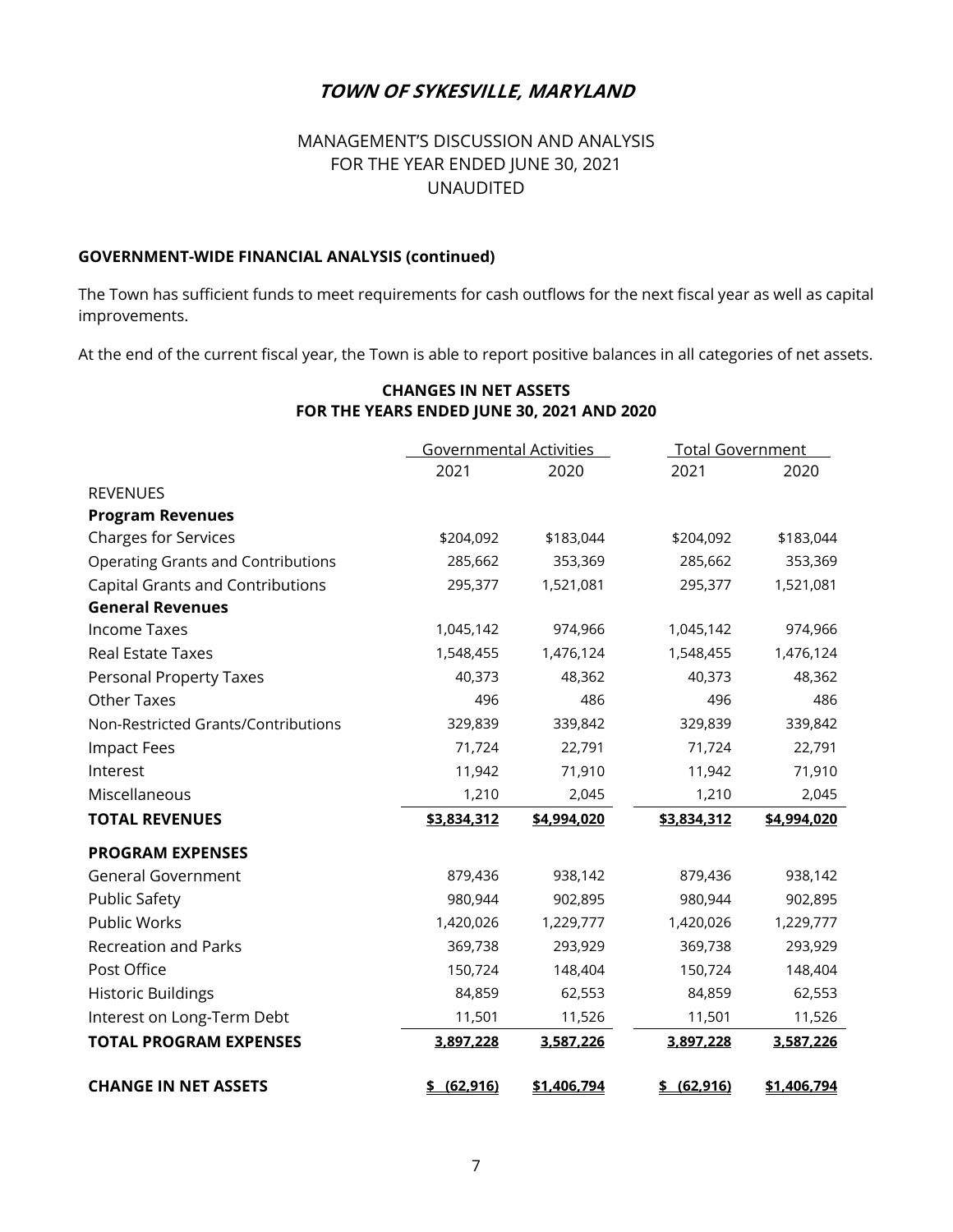# TOWN OF SYKESVILLE, MARYLAND

MANAGEMENT'S DISCUSSION AND ANALYSIS
FOR THE YEAR ENDED JUNE 30, 2021
UNAUDITED

**GOVERNMENT-WIDE FINANCIAL ANALYSIS (continued)**

The Town has sufficient funds to meet requirements for cash outflows for the next fiscal year as well as capital improvements.

At the end of the current fiscal year, the Town is able to report positive balances in all categories of net assets.

**CHANGES IN NET ASSETS**
**FOR THE YEARS ENDED JUNE 30, 2021 AND 2020**

| | Governmental Activities | | Total Government | |
|---|---|---|---|---|
| | 2021 | 2020 | 2021 | 2020 |
| REVENUES | | | | |
| **Program Revenues** | | | | |
| Charges for Services | $204,092 | $183,044 | $204,092 | $183,044 |
| Operating Grants and Contributions | 285,662 | 353,369 | 285,662 | 353,369 |
| Capital Grants and Contributions | 295,377 | 1,521,081 | 295,377 | 1,521,081 |
| **General Revenues** | | | | |
| Income Taxes | 1,045,142 | 974,966 | 1,045,142 | 974,966 |
| Real Estate Taxes | 1,548,455 | 1,476,124 | 1,548,455 | 1,476,124 |
| Personal Property Taxes | 40,373 | 48,362 | 40,373 | 48,362 |
| Other Taxes | 496 | 486 | 496 | 486 |
| Non-Restricted Grants/Contributions | 329,839 | 339,842 | 329,839 | 339,842 |
| Impact Fees | 71,724 | 22,791 | 71,724 | 22,791 |
| Interest | 11,942 | 71,910 | 11,942 | 71,910 |
| Miscellaneous | 1,210 | 2,045 | 1,210 | 2,045 |
| **TOTAL REVENUES** | **$3,834,312** | **$4,994,020** | **$3,834,312** | **$4,994,020** |
| **PROGRAM EXPENSES** | | | | |
| General Government | 879,436 | 938,142 | 879,436 | 938,142 |
| Public Safety | 980,944 | 902,895 | 980,944 | 902,895 |
| Public Works | 1,420,026 | 1,229,777 | 1,420,026 | 1,229,777 |
| Recreation and Parks | 369,738 | 293,929 | 369,738 | 293,929 |
| Post Office | 150,724 | 148,404 | 150,724 | 148,404 |
| Historic Buildings | 84,859 | 62,553 | 84,859 | 62,553 |
| Interest on Long-Term Debt | 11,501 | 11,526 | 11,501 | 11,526 |
| **TOTAL PROGRAM EXPENSES** | **3,897,228** | **3,587,226** | **3,897,228** | **3,587,226** |
| **CHANGE IN NET ASSETS** | **$ (62,916)** | **$1,406,794** | **$ (62,916)** | **$1,406,794** |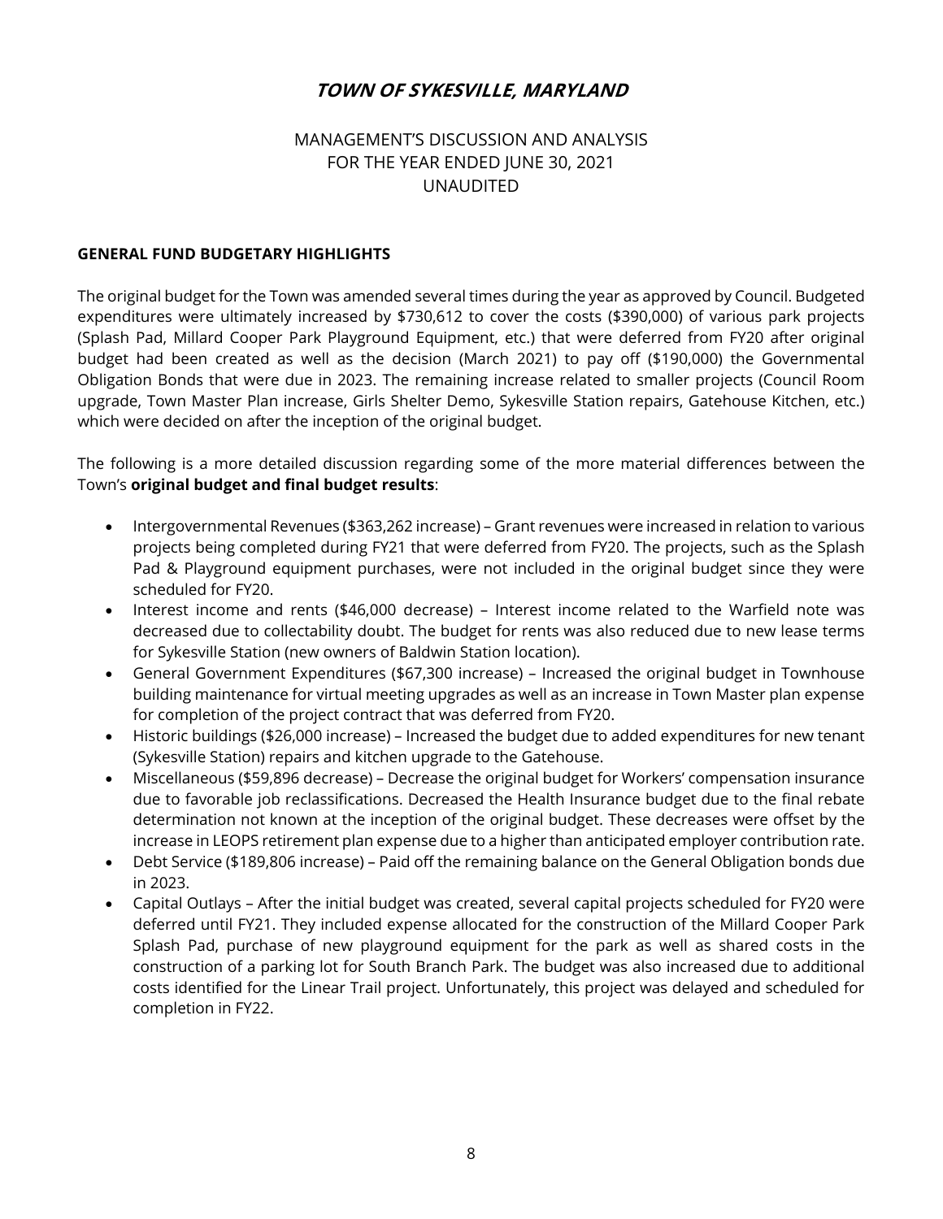# TOWN OF SYKESVILLE, MARYLAND

MANAGEMENT'S DISCUSSION AND ANALYSIS
FOR THE YEAR ENDED JUNE 30, 2021
UNAUDITED

**GENERAL FUND BUDGETARY HIGHLIGHTS**

The original budget for the Town was amended several times during the year as approved by Council. Budgeted expenditures were ultimately increased by $730,612 to cover the costs ($390,000) of various park projects (Splash Pad, Millard Cooper Park Playground Equipment, etc.) that were deferred from FY20 after original budget had been created as well as the decision (March 2021) to pay off ($190,000) the Governmental Obligation Bonds that were due in 2023. The remaining increase related to smaller projects (Council Room upgrade, Town Master Plan increase, Girls Shelter Demo, Sykesville Station repairs, Gatehouse Kitchen, etc.) which were decided on after the inception of the original budget.

The following is a more detailed discussion regarding some of the more material differences between the Town's **original budget and final budget results**:

- Intergovernmental Revenues ($363,262 increase) – Grant revenues were increased in relation to various projects being completed during FY21 that were deferred from FY20. The projects, such as the Splash Pad & Playground equipment purchases, were not included in the original budget since they were scheduled for FY20.
- Interest income and rents ($46,000 decrease) – Interest income related to the Warfield note was decreased due to collectability doubt. The budget for rents was also reduced due to new lease terms for Sykesville Station (new owners of Baldwin Station location).
- General Government Expenditures ($67,300 increase) – Increased the original budget in Townhouse building maintenance for virtual meeting upgrades as well as an increase in Town Master plan expense for completion of the project contract that was deferred from FY20.
- Historic buildings ($26,000 increase) – Increased the budget due to added expenditures for new tenant (Sykesville Station) repairs and kitchen upgrade to the Gatehouse.
- Miscellaneous ($59,896 decrease) – Decrease the original budget for Workers' compensation insurance due to favorable job reclassifications. Decreased the Health Insurance budget due to the final rebate determination not known at the inception of the original budget. These decreases were offset by the increase in LEOPS retirement plan expense due to a higher than anticipated employer contribution rate.
- Debt Service ($189,806 increase) – Paid off the remaining balance on the General Obligation bonds due in 2023.
- Capital Outlays – After the initial budget was created, several capital projects scheduled for FY20 were deferred until FY21. They included expense allocated for the construction of the Millard Cooper Park Splash Pad, purchase of new playground equipment for the park as well as shared costs in the construction of a parking lot for South Branch Park. The budget was also increased due to additional costs identified for the Linear Trail project. Unfortunately, this project was delayed and scheduled for completion in FY22.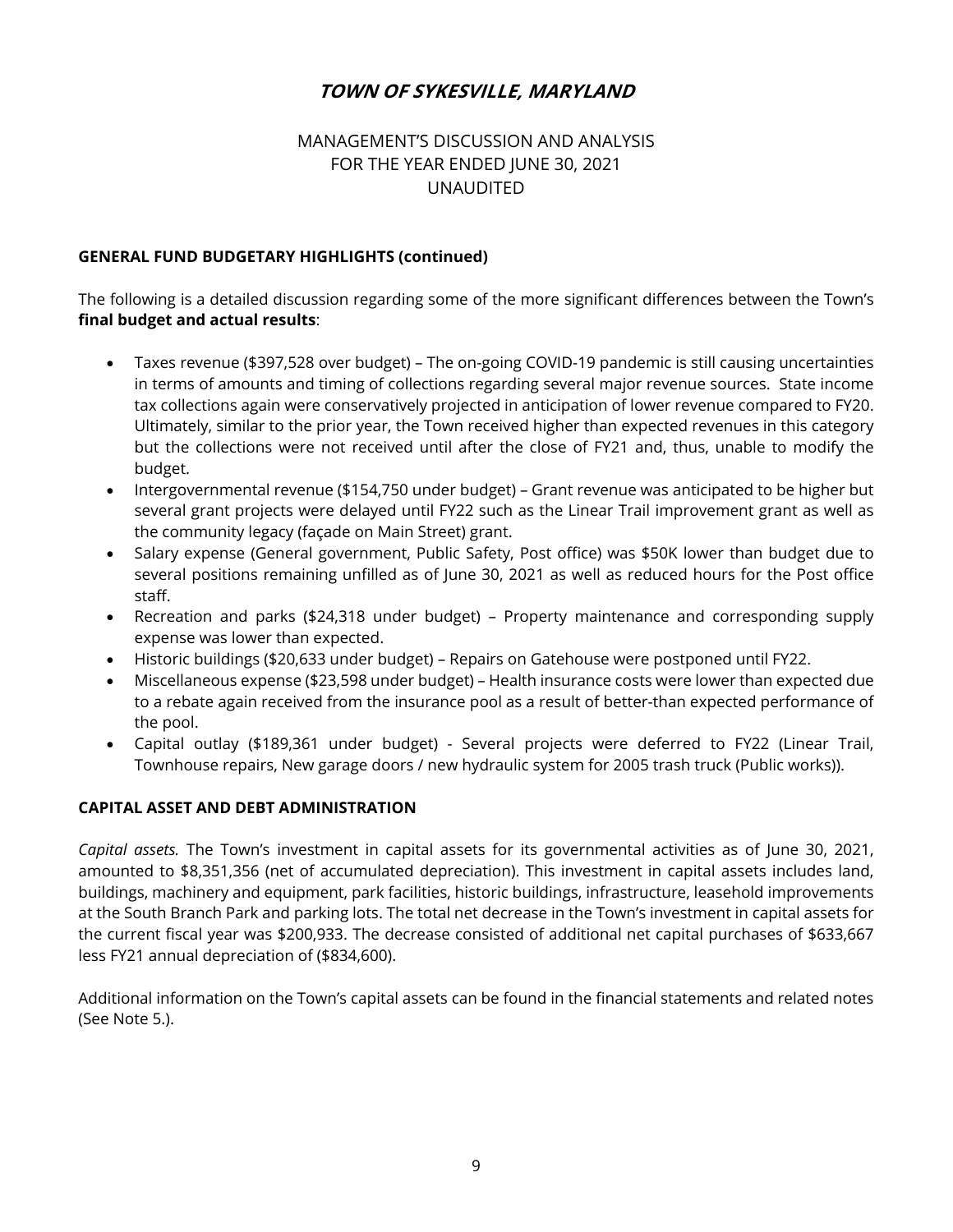# TOWN OF SYKESVILLE, MARYLAND

MANAGEMENT'S DISCUSSION AND ANALYSIS
FOR THE YEAR ENDED JUNE 30, 2021
UNAUDITED

**GENERAL FUND BUDGETARY HIGHLIGHTS (continued)**

The following is a detailed discussion regarding some of the more significant differences between the Town's **final budget and actual results**:

- Taxes revenue ($397,528 over budget) – The on-going COVID-19 pandemic is still causing uncertainties in terms of amounts and timing of collections regarding several major revenue sources. State income tax collections again were conservatively projected in anticipation of lower revenue compared to FY20. Ultimately, similar to the prior year, the Town received higher than expected revenues in this category but the collections were not received until after the close of FY21 and, thus, unable to modify the budget.
- Intergovernmental revenue ($154,750 under budget) – Grant revenue was anticipated to be higher but several grant projects were delayed until FY22 such as the Linear Trail improvement grant as well as the community legacy (façade on Main Street) grant.
- Salary expense (General government, Public Safety, Post office) was $50K lower than budget due to several positions remaining unfilled as of June 30, 2021 as well as reduced hours for the Post office staff.
- Recreation and parks ($24,318 under budget) – Property maintenance and corresponding supply expense was lower than expected.
- Historic buildings ($20,633 under budget) – Repairs on Gatehouse were postponed until FY22.
- Miscellaneous expense ($23,598 under budget) – Health insurance costs were lower than expected due to a rebate again received from the insurance pool as a result of better-than expected performance of the pool.
- Capital outlay ($189,361 under budget) - Several projects were deferred to FY22 (Linear Trail, Townhouse repairs, New garage doors / new hydraulic system for 2005 trash truck (Public works)).

**CAPITAL ASSET AND DEBT ADMINISTRATION**

*Capital assets.* The Town's investment in capital assets for its governmental activities as of June 30, 2021, amounted to $8,351,356 (net of accumulated depreciation). This investment in capital assets includes land, buildings, machinery and equipment, park facilities, historic buildings, infrastructure, leasehold improvements at the South Branch Park and parking lots. The total net decrease in the Town's investment in capital assets for the current fiscal year was $200,933. The decrease consisted of additional net capital purchases of $633,667 less FY21 annual depreciation of ($834,600).

Additional information on the Town's capital assets can be found in the financial statements and related notes (See Note 5.).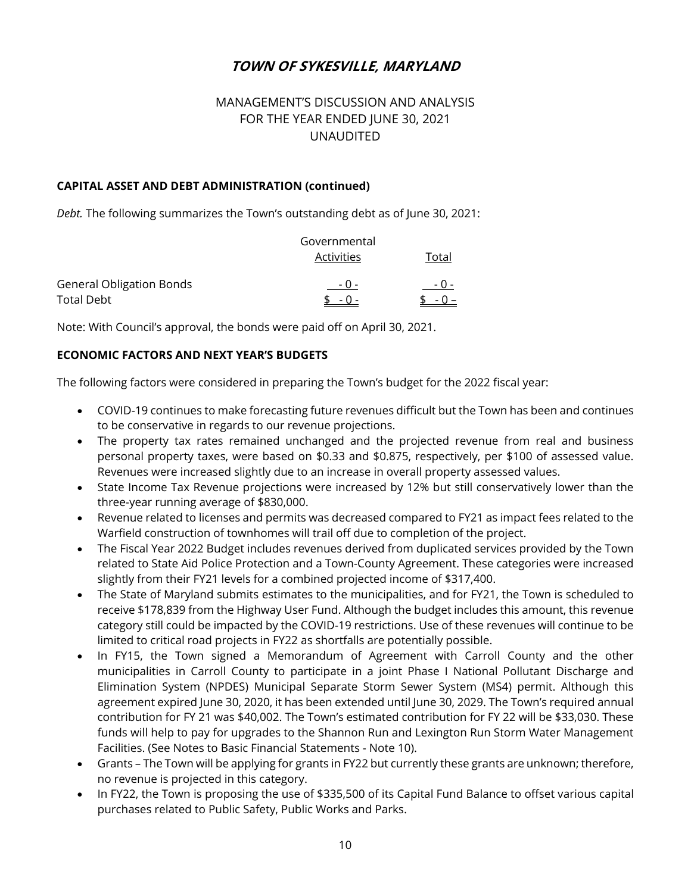# TOWN OF SYKESVILLE, MARYLAND

MANAGEMENT'S DISCUSSION AND ANALYSIS
FOR THE YEAR ENDED JUNE 30, 2021
UNAUDITED

**CAPITAL ASSET AND DEBT ADMINISTRATION (continued)**

*Debt.* The following summarizes the Town's outstanding debt as of June 30, 2021:

| | Governmental Activities | Total |
|---|---|---|
| General Obligation Bonds | - 0 - | - 0 - |
| Total Debt | $ - 0 - | $ - 0 – |

Note: With Council's approval, the bonds were paid off on April 30, 2021.

**ECONOMIC FACTORS AND NEXT YEAR'S BUDGETS**

The following factors were considered in preparing the Town's budget for the 2022 fiscal year:

- COVID-19 continues to make forecasting future revenues difficult but the Town has been and continues to be conservative in regards to our revenue projections.
- The property tax rates remained unchanged and the projected revenue from real and business personal property taxes, were based on $0.33 and $0.875, respectively, per $100 of assessed value. Revenues were increased slightly due to an increase in overall property assessed values.
- State Income Tax Revenue projections were increased by 12% but still conservatively lower than the three-year running average of $830,000.
- Revenue related to licenses and permits was decreased compared to FY21 as impact fees related to the Warfield construction of townhomes will trail off due to completion of the project.
- The Fiscal Year 2022 Budget includes revenues derived from duplicated services provided by the Town related to State Aid Police Protection and a Town-County Agreement. These categories were increased slightly from their FY21 levels for a combined projected income of $317,400.
- The State of Maryland submits estimates to the municipalities, and for FY21, the Town is scheduled to receive $178,839 from the Highway User Fund. Although the budget includes this amount, this revenue category still could be impacted by the COVID-19 restrictions. Use of these revenues will continue to be limited to critical road projects in FY22 as shortfalls are potentially possible.
- In FY15, the Town signed a Memorandum of Agreement with Carroll County and the other municipalities in Carroll County to participate in a joint Phase I National Pollutant Discharge and Elimination System (NPDES) Municipal Separate Storm Sewer System (MS4) permit. Although this agreement expired June 30, 2020, it has been extended until June 30, 2029. The Town's required annual contribution for FY 21 was $40,002. The Town's estimated contribution for FY 22 will be $33,030. These funds will help to pay for upgrades to the Shannon Run and Lexington Run Storm Water Management Facilities. (See Notes to Basic Financial Statements - Note 10).
- Grants – The Town will be applying for grants in FY22 but currently these grants are unknown; therefore, no revenue is projected in this category.
- In FY22, the Town is proposing the use of $335,500 of its Capital Fund Balance to offset various capital purchases related to Public Safety, Public Works and Parks.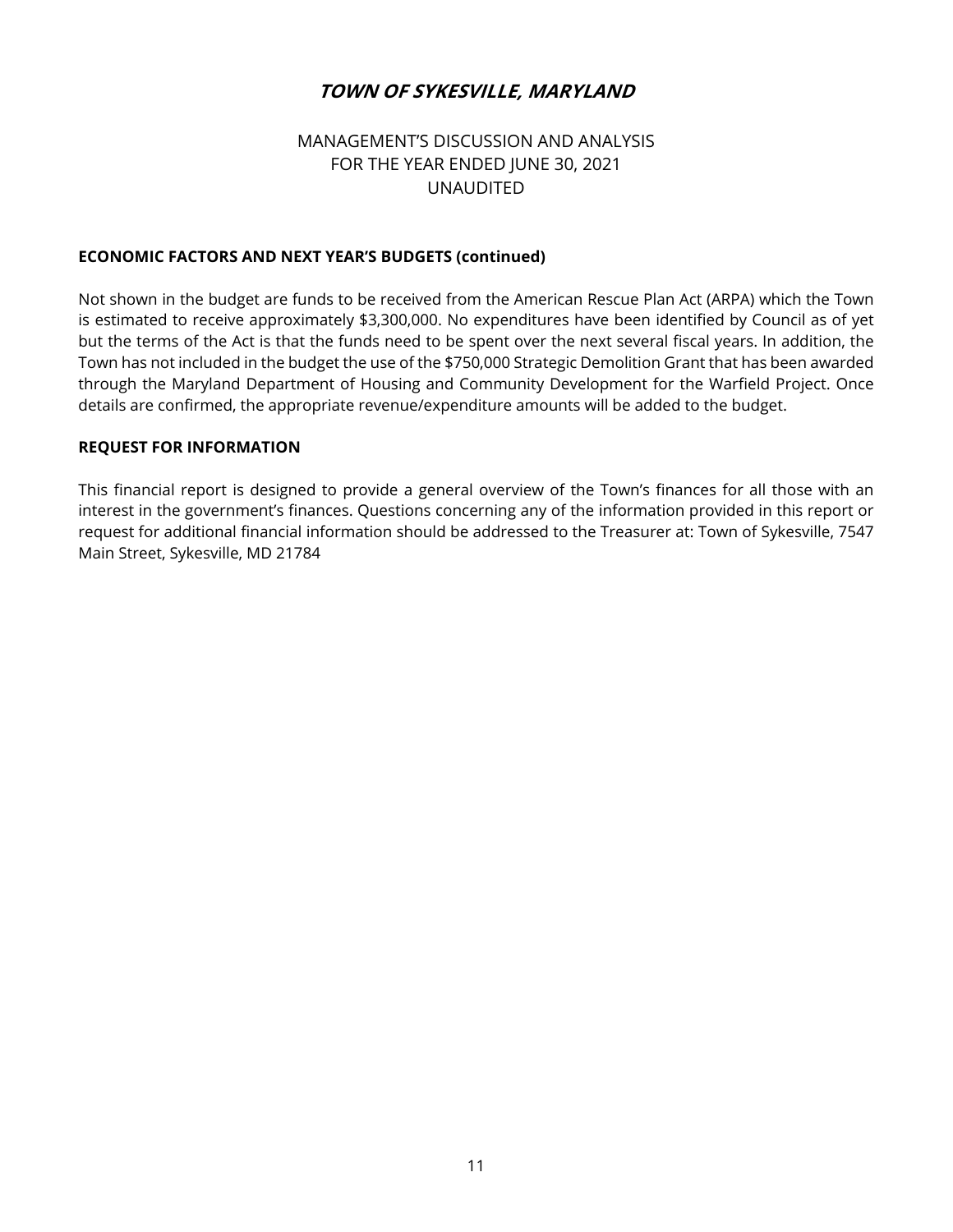**TOWN OF SYKESVILLE, MARYLAND**

MANAGEMENT'S DISCUSSION AND ANALYSIS
FOR THE YEAR ENDED JUNE 30, 2021
UNAUDITED

### ECONOMIC FACTORS AND NEXT YEAR'S BUDGETS (continued)

Not shown in the budget are funds to be received from the American Rescue Plan Act (ARPA) which the Town is estimated to receive approximately $3,300,000. No expenditures have been identified by Council as of yet but the terms of the Act is that the funds need to be spent over the next several fiscal years. In addition, the Town has not included in the budget the use of the $750,000 Strategic Demolition Grant that has been awarded through the Maryland Department of Housing and Community Development for the Warfield Project. Once details are confirmed, the appropriate revenue/expenditure amounts will be added to the budget.

### REQUEST FOR INFORMATION

This financial report is designed to provide a general overview of the Town's finances for all those with an interest in the government's finances. Questions concerning any of the information provided in this report or request for additional financial information should be addressed to the Treasurer at: Town of Sykesville, 7547 Main Street, Sykesville, MD 21784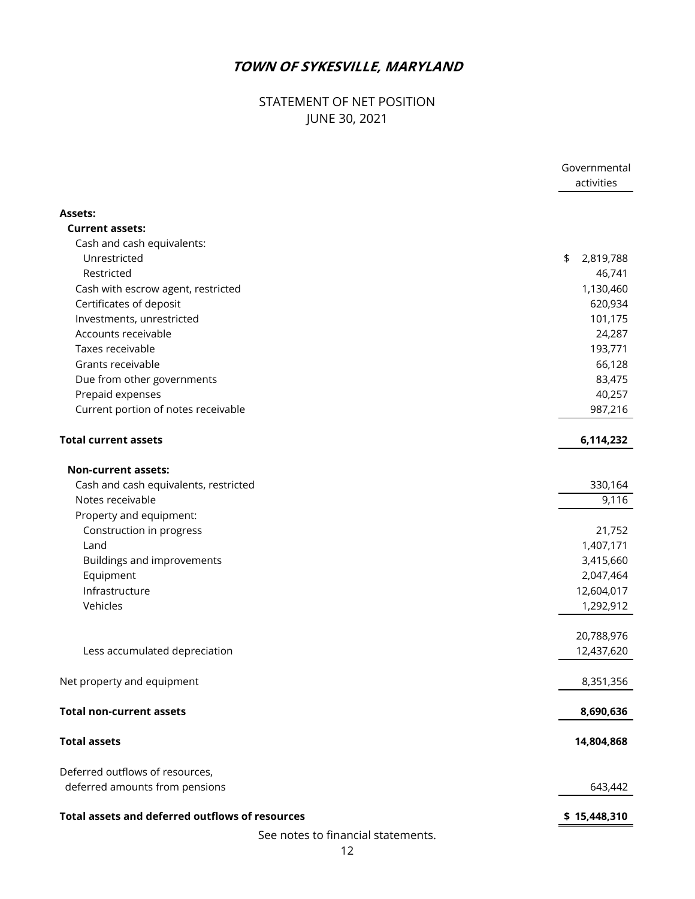# *TOWN OF SYKESVILLE, MARYLAND*

## STATEMENT OF NET POSITION
## JUNE 30, 2021

| | Governmental activities |
|---|---|
| **Assets:** | |
| **Current assets:** | |
| Cash and cash equivalents: | |
| Unrestricted | $ 2,819,788 |
| Restricted | 46,741 |
| Cash with escrow agent, restricted | 1,130,460 |
| Certificates of deposit | 620,934 |
| Investments, unrestricted | 101,175 |
| Accounts receivable | 24,287 |
| Taxes receivable | 193,771 |
| Grants receivable | 66,128 |
| Due from other governments | 83,475 |
| Prepaid expenses | 40,257 |
| Current portion of notes receivable | 987,216 |
| **Total current assets** | **6,114,232** |
| **Non-current assets:** | |
| Cash and cash equivalents, restricted | 330,164 |
| Notes receivable | 9,116 |
| Property and equipment: | |
| Construction in progress | 21,752 |
| Land | 1,407,171 |
| Buildings and improvements | 3,415,660 |
| Equipment | 2,047,464 |
| Infrastructure | 12,604,017 |
| Vehicles | 1,292,912 |
| | 20,788,976 |
| Less accumulated depreciation | 12,437,620 |
| Net property and equipment | 8,351,356 |
| **Total non-current assets** | **8,690,636** |
| **Total assets** | **14,804,868** |
| Deferred outflows of resources, deferred amounts from pensions | 643,442 |
| **Total assets and deferred outflows of resources** | **$ 15,448,310** |

See notes to financial statements.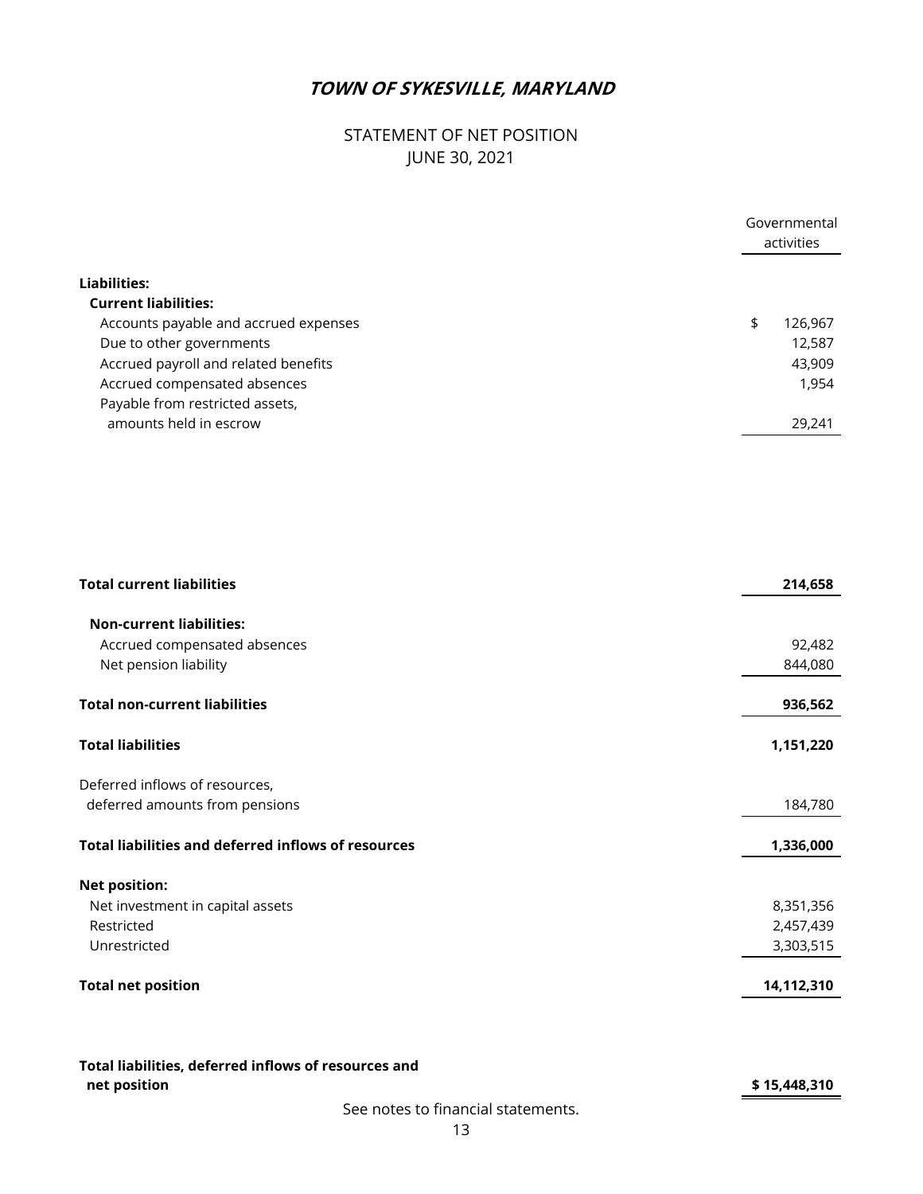# *TOWN OF SYKESVILLE, MARYLAND*

STATEMENT OF NET POSITION
JUNE 30, 2021

| | Governmental activities |
|---|---|
| **Liabilities:** | |
| **Current liabilities:** | |
| Accounts payable and accrued expenses | $ 126,967 |
| Due to other governments | 12,587 |
| Accrued payroll and related benefits | 43,909 |
| Accrued compensated absences | 1,954 |
| Payable from restricted assets, amounts held in escrow | 29,241 |
| **Total current liabilities** | **214,658** |
| **Non-current liabilities:** | |
| Accrued compensated absences | 92,482 |
| Net pension liability | 844,080 |
| **Total non-current liabilities** | **936,562** |
| **Total liabilities** | **1,151,220** |
| Deferred inflows of resources, deferred amounts from pensions | 184,780 |
| **Total liabilities and deferred inflows of resources** | **1,336,000** |
| **Net position:** | |
| Net investment in capital assets | 8,351,356 |
| Restricted | 2,457,439 |
| Unrestricted | 3,303,515 |
| **Total net position** | **14,112,310** |
| **Total liabilities, deferred inflows of resources and net position** | **$ 15,448,310** |

See notes to financial statements.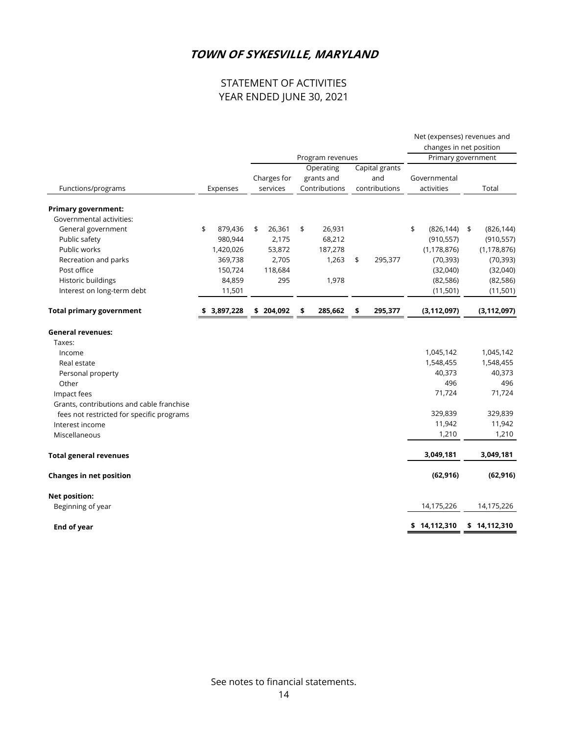# *TOWN OF SYKESVILLE, MARYLAND*

## STATEMENT OF ACTIVITIES
## YEAR ENDED JUNE 30, 2021

| | | Program revenues | | | Net (expenses) revenues and changes in net position — Primary government | |
|---|---|---|---|---|---|---|
| Functions/programs | Expenses | Charges for services | Operating grants and Contributions | Capital grants and contributions | Governmental activities | Total |
| **Primary government:** | | | | | | |
| Governmental activities: | | | | | | |
| General government | $ 879,436 | $ 26,361 | $ 26,931 | | $ (826,144) | $ (826,144) |
| Public safety | 980,944 | 2,175 | 68,212 | | (910,557) | (910,557) |
| Public works | 1,420,026 | 53,872 | 187,278 | | (1,178,876) | (1,178,876) |
| Recreation and parks | 369,738 | 2,705 | 1,263 | $ 295,377 | (70,393) | (70,393) |
| Post office | 150,724 | 118,684 | | | (32,040) | (32,040) |
| Historic buildings | 84,859 | 295 | 1,978 | | (82,586) | (82,586) |
| Interest on long-term debt | 11,501 | | | | (11,501) | (11,501) |
| **Total primary government** | **$ 3,897,228** | **$ 204,092** | **$ 285,662** | **$ 295,377** | **(3,112,097)** | **(3,112,097)** |
| **General revenues:** | | | | | | |
| Taxes: | | | | | | |
| Income | | | | | 1,045,142 | 1,045,142 |
| Real estate | | | | | 1,548,455 | 1,548,455 |
| Personal property | | | | | 40,373 | 40,373 |
| Other | | | | | 496 | 496 |
| Impact fees | | | | | 71,724 | 71,724 |
| Grants, contributions and cable franchise fees not restricted for specific programs | | | | | 329,839 | 329,839 |
| Interest income | | | | | 11,942 | 11,942 |
| Miscellaneous | | | | | 1,210 | 1,210 |
| **Total general revenues** | | | | | **3,049,181** | **3,049,181** |
| **Changes in net position** | | | | | **(62,916)** | **(62,916)** |
| **Net position:** | | | | | | |
| Beginning of year | | | | | 14,175,226 | 14,175,226 |
| **End of year** | | | | | **$ 14,112,310** | **$ 14,112,310** |

See notes to financial statements.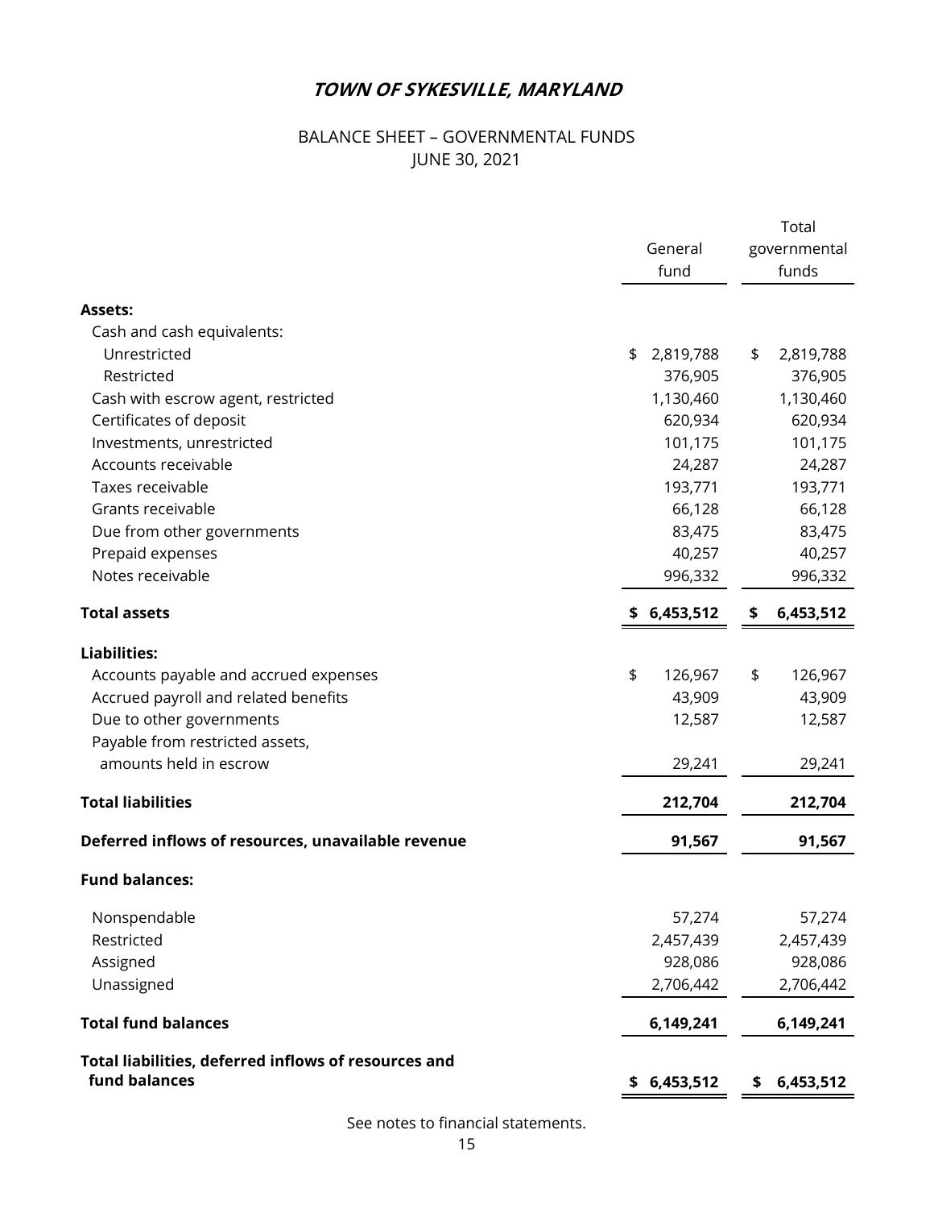# TOWN OF SYKESVILLE, MARYLAND

## BALANCE SHEET – GOVERNMENTAL FUNDS
## JUNE 30, 2021

| | General fund | Total governmental funds |
|---|---|---|
| **Assets:** | | |
| Cash and cash equivalents: | | |
| Unrestricted | $ 2,819,788 | $ 2,819,788 |
| Restricted | 376,905 | 376,905 |
| Cash with escrow agent, restricted | 1,130,460 | 1,130,460 |
| Certificates of deposit | 620,934 | 620,934 |
| Investments, unrestricted | 101,175 | 101,175 |
| Accounts receivable | 24,287 | 24,287 |
| Taxes receivable | 193,771 | 193,771 |
| Grants receivable | 66,128 | 66,128 |
| Due from other governments | 83,475 | 83,475 |
| Prepaid expenses | 40,257 | 40,257 |
| Notes receivable | 996,332 | 996,332 |
| **Total assets** | **$ 6,453,512** | **$ 6,453,512** |
| **Liabilities:** | | |
| Accounts payable and accrued expenses | $ 126,967 | $ 126,967 |
| Accrued payroll and related benefits | 43,909 | 43,909 |
| Due to other governments | 12,587 | 12,587 |
| Payable from restricted assets, amounts held in escrow | 29,241 | 29,241 |
| **Total liabilities** | **212,704** | **212,704** |
| **Deferred inflows of resources, unavailable revenue** | **91,567** | **91,567** |
| **Fund balances:** | | |
| Nonspendable | 57,274 | 57,274 |
| Restricted | 2,457,439 | 2,457,439 |
| Assigned | 928,086 | 928,086 |
| Unassigned | 2,706,442 | 2,706,442 |
| **Total fund balances** | **6,149,241** | **6,149,241** |
| **Total liabilities, deferred inflows of resources and fund balances** | **$ 6,453,512** | **$ 6,453,512** |

See notes to financial statements.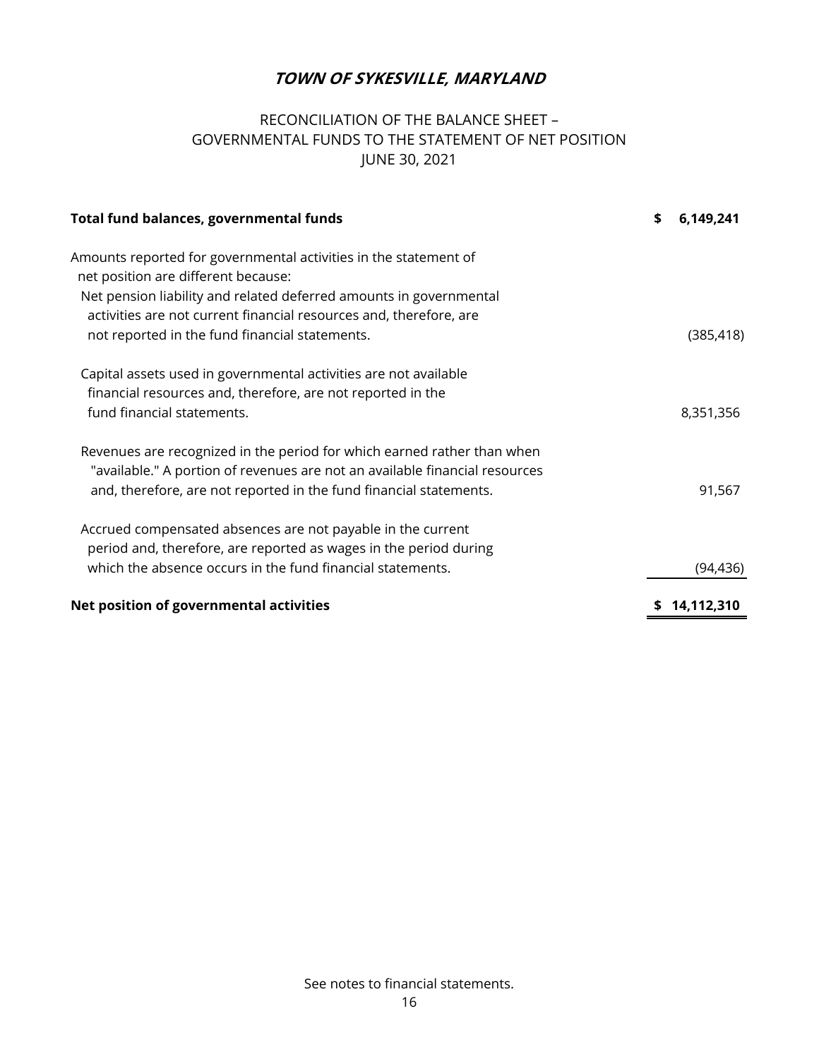# *TOWN OF SYKESVILLE, MARYLAND*

## RECONCILIATION OF THE BALANCE SHEET – GOVERNMENTAL FUNDS TO THE STATEMENT OF NET POSITION JUNE 30, 2021

| | |
|---|---|
| **Total fund balances, governmental funds** | **$ 6,149,241** |
| Amounts reported for governmental activities in the statement of net position are different because: | |
| Net pension liability and related deferred amounts in governmental activities are not current financial resources and, therefore, are not reported in the fund financial statements. | (385,418) |
| Capital assets used in governmental activities are not available financial resources and, therefore, are not reported in the fund financial statements. | 8,351,356 |
| Revenues are recognized in the period for which earned rather than when "available." A portion of revenues are not an available financial resources and, therefore, are not reported in the fund financial statements. | 91,567 |
| Accrued compensated absences are not payable in the current period and, therefore, are reported as wages in the period during which the absence occurs in the fund financial statements. | (94,436) |
| **Net position of governmental activities** | **$ 14,112,310** |

See notes to financial statements.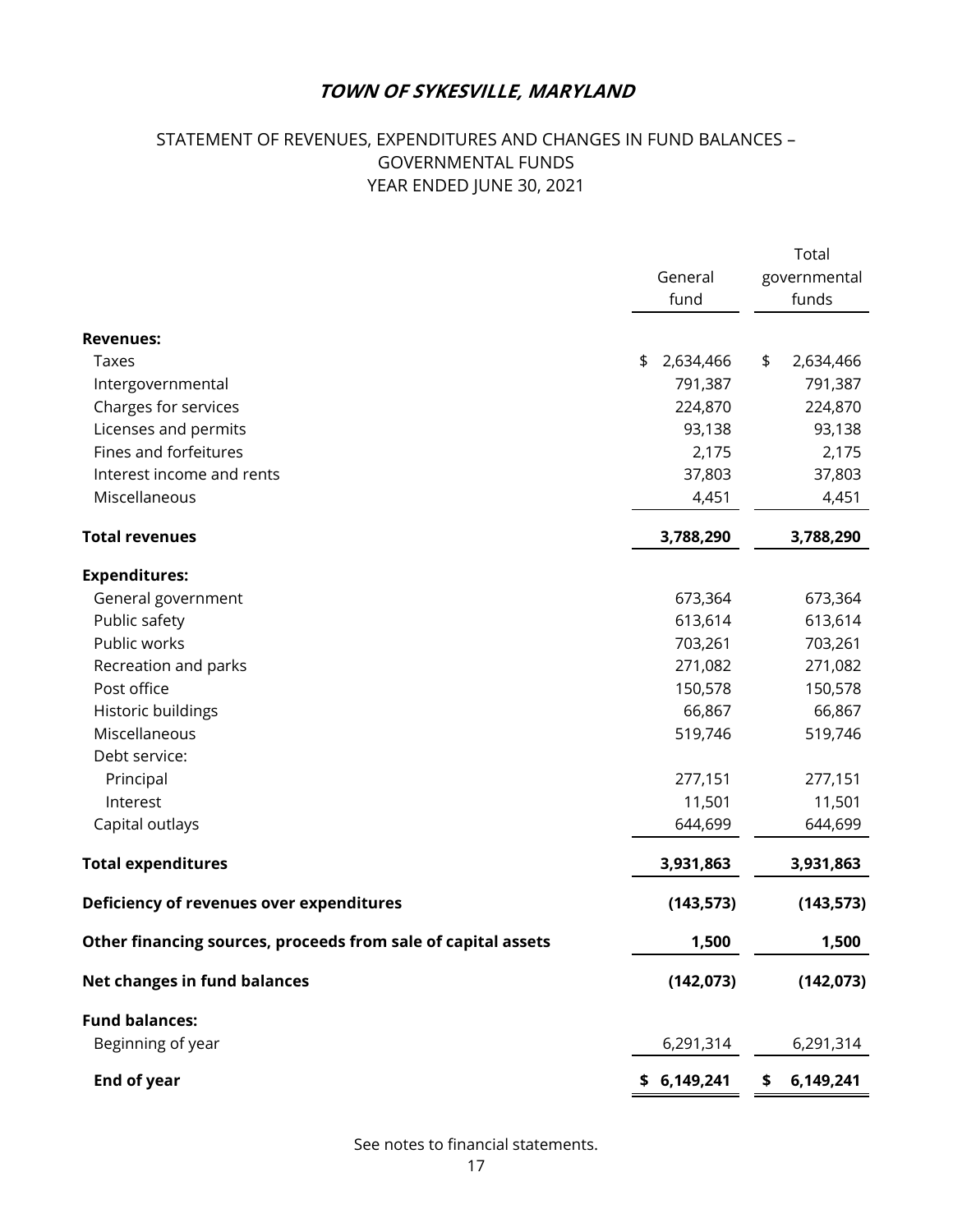# TOWN OF SYKESVILLE, MARYLAND

## STATEMENT OF REVENUES, EXPENDITURES AND CHANGES IN FUND BALANCES – GOVERNMENTAL FUNDS
## YEAR ENDED JUNE 30, 2021

| | General fund | Total governmental funds |
|---|---|---|
| **Revenues:** | | |
| Taxes | $ 2,634,466 | $ 2,634,466 |
| Intergovernmental | 791,387 | 791,387 |
| Charges for services | 224,870 | 224,870 |
| Licenses and permits | 93,138 | 93,138 |
| Fines and forfeitures | 2,175 | 2,175 |
| Interest income and rents | 37,803 | 37,803 |
| Miscellaneous | 4,451 | 4,451 |
| **Total revenues** | **3,788,290** | **3,788,290** |
| **Expenditures:** | | |
| General government | 673,364 | 673,364 |
| Public safety | 613,614 | 613,614 |
| Public works | 703,261 | 703,261 |
| Recreation and parks | 271,082 | 271,082 |
| Post office | 150,578 | 150,578 |
| Historic buildings | 66,867 | 66,867 |
| Miscellaneous | 519,746 | 519,746 |
| Debt service: | | |
| Principal | 277,151 | 277,151 |
| Interest | 11,501 | 11,501 |
| Capital outlays | 644,699 | 644,699 |
| **Total expenditures** | **3,931,863** | **3,931,863** |
| **Deficiency of revenues over expenditures** | **(143,573)** | **(143,573)** |
| **Other financing sources, proceeds from sale of capital assets** | **1,500** | **1,500** |
| **Net changes in fund balances** | **(142,073)** | **(142,073)** |
| **Fund balances:** | | |
| Beginning of year | 6,291,314 | 6,291,314 |
| **End of year** | **$ 6,149,241** | **$ 6,149,241** |

See notes to financial statements.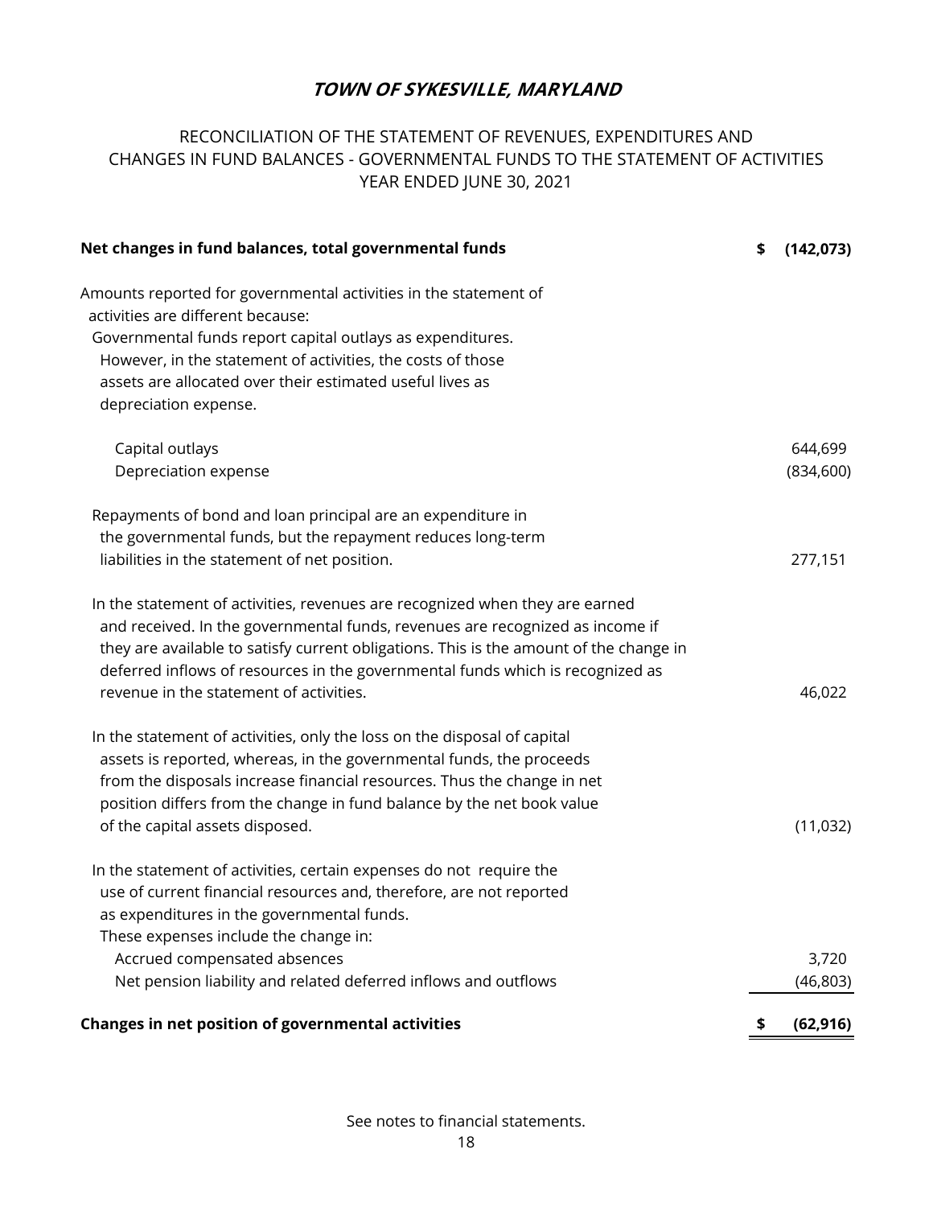# *TOWN OF SYKESVILLE, MARYLAND*

RECONCILIATION OF THE STATEMENT OF REVENUES, EXPENDITURES AND CHANGES IN FUND BALANCES - GOVERNMENTAL FUNDS TO THE STATEMENT OF ACTIVITIES
YEAR ENDED JUNE 30, 2021

| | |
|---|---|
| **Net changes in fund balances, total governmental funds** | **$ (142,073)** |
| Amounts reported for governmental activities in the statement of activities are different because: | |
| Governmental funds report capital outlays as expenditures. However, in the statement of activities, the costs of those assets are allocated over their estimated useful lives as depreciation expense. | |
| Capital outlays | 644,699 |
| Depreciation expense | (834,600) |
| Repayments of bond and loan principal are an expenditure in the governmental funds, but the repayment reduces long-term liabilities in the statement of net position. | 277,151 |
| In the statement of activities, revenues are recognized when they are earned and received. In the governmental funds, revenues are recognized as income if they are available to satisfy current obligations. This is the amount of the change in deferred inflows of resources in the governmental funds which is recognized as revenue in the statement of activities. | 46,022 |
| In the statement of activities, only the loss on the disposal of capital assets is reported, whereas, in the governmental funds, the proceeds from the disposals increase financial resources. Thus the change in net position differs from the change in fund balance by the net book value of the capital assets disposed. | (11,032) |
| In the statement of activities, certain expenses do not require the use of current financial resources and, therefore, are not reported as expenditures in the governmental funds. These expenses include the change in: | |
| Accrued compensated absences | 3,720 |
| Net pension liability and related deferred inflows and outflows | (46,803) |
| **Changes in net position of governmental activities** | **$ (62,916)** |

See notes to financial statements.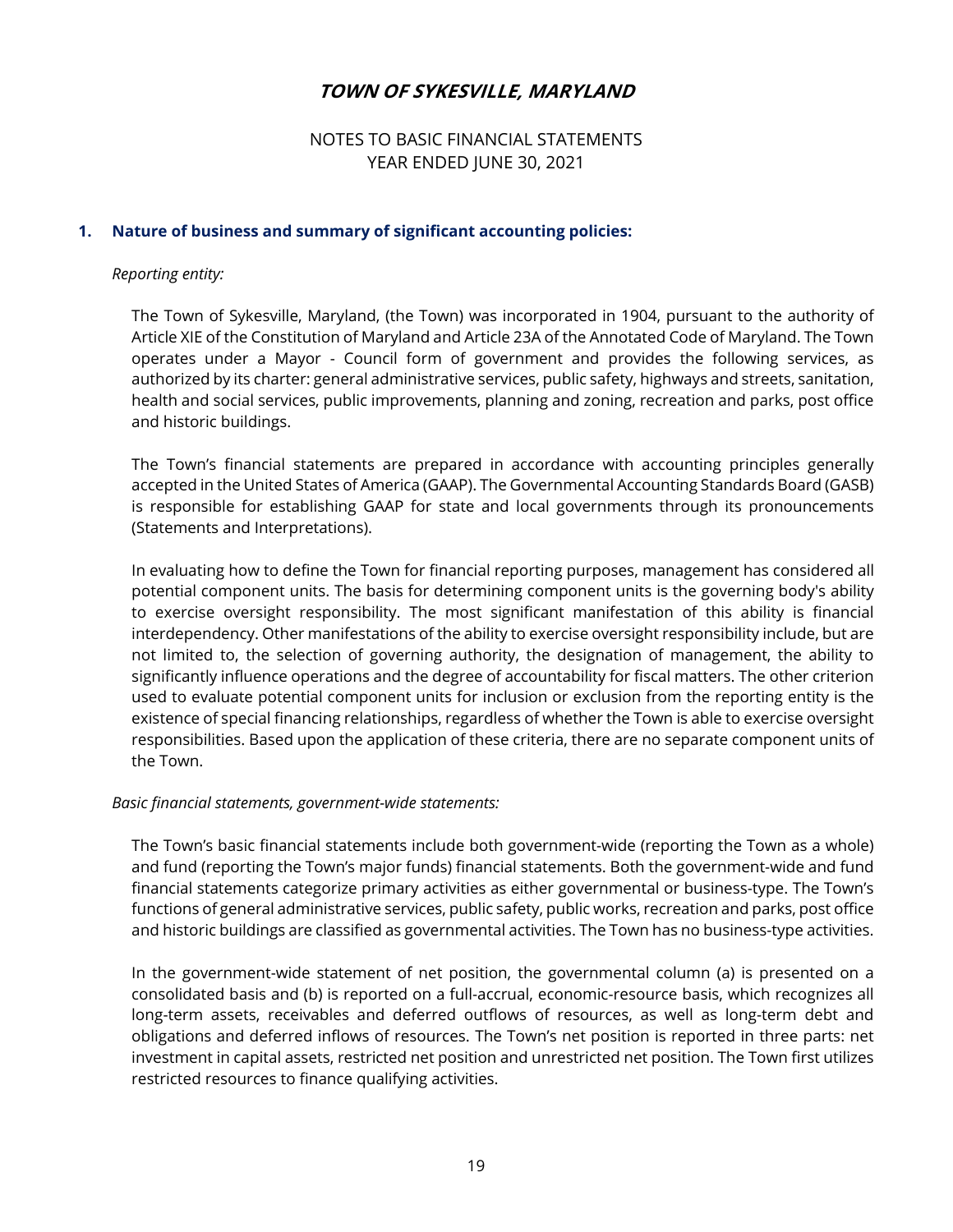# TOWN OF SYKESVILLE, MARYLAND

NOTES TO BASIC FINANCIAL STATEMENTS
YEAR ENDED JUNE 30, 2021

## 1. Nature of business and summary of significant accounting policies:

*Reporting entity:*

The Town of Sykesville, Maryland, (the Town) was incorporated in 1904, pursuant to the authority of Article XIE of the Constitution of Maryland and Article 23A of the Annotated Code of Maryland. The Town operates under a Mayor - Council form of government and provides the following services, as authorized by its charter: general administrative services, public safety, highways and streets, sanitation, health and social services, public improvements, planning and zoning, recreation and parks, post office and historic buildings.

The Town's financial statements are prepared in accordance with accounting principles generally accepted in the United States of America (GAAP). The Governmental Accounting Standards Board (GASB) is responsible for establishing GAAP for state and local governments through its pronouncements (Statements and Interpretations).

In evaluating how to define the Town for financial reporting purposes, management has considered all potential component units. The basis for determining component units is the governing body's ability to exercise oversight responsibility. The most significant manifestation of this ability is financial interdependency. Other manifestations of the ability to exercise oversight responsibility include, but are not limited to, the selection of governing authority, the designation of management, the ability to significantly influence operations and the degree of accountability for fiscal matters. The other criterion used to evaluate potential component units for inclusion or exclusion from the reporting entity is the existence of special financing relationships, regardless of whether the Town is able to exercise oversight responsibilities. Based upon the application of these criteria, there are no separate component units of the Town.

*Basic financial statements, government-wide statements:*

The Town's basic financial statements include both government-wide (reporting the Town as a whole) and fund (reporting the Town's major funds) financial statements. Both the government-wide and fund financial statements categorize primary activities as either governmental or business-type. The Town's functions of general administrative services, public safety, public works, recreation and parks, post office and historic buildings are classified as governmental activities. The Town has no business-type activities.

In the government-wide statement of net position, the governmental column (a) is presented on a consolidated basis and (b) is reported on a full-accrual, economic-resource basis, which recognizes all long-term assets, receivables and deferred outflows of resources, as well as long-term debt and obligations and deferred inflows of resources. The Town's net position is reported in three parts: net investment in capital assets, restricted net position and unrestricted net position. The Town first utilizes restricted resources to finance qualifying activities.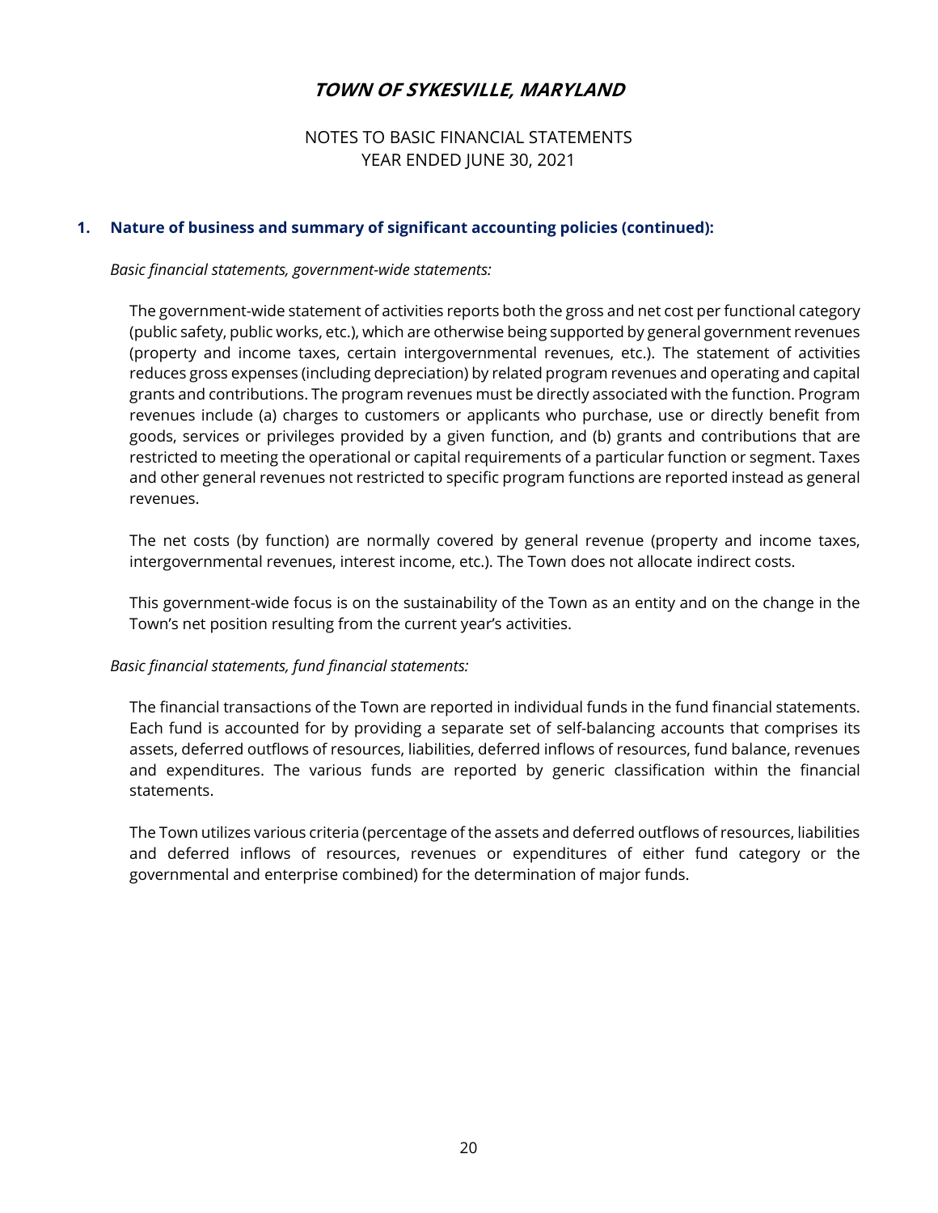## 1. Nature of business and summary of significant accounting policies (continued):

*Basic financial statements, government-wide statements:*

The government-wide statement of activities reports both the gross and net cost per functional category (public safety, public works, etc.), which are otherwise being supported by general government revenues (property and income taxes, certain intergovernmental revenues, etc.). The statement of activities reduces gross expenses (including depreciation) by related program revenues and operating and capital grants and contributions. The program revenues must be directly associated with the function. Program revenues include (a) charges to customers or applicants who purchase, use or directly benefit from goods, services or privileges provided by a given function, and (b) grants and contributions that are restricted to meeting the operational or capital requirements of a particular function or segment. Taxes and other general revenues not restricted to specific program functions are reported instead as general revenues.

The net costs (by function) are normally covered by general revenue (property and income taxes, intergovernmental revenues, interest income, etc.). The Town does not allocate indirect costs.

This government-wide focus is on the sustainability of the Town as an entity and on the change in the Town's net position resulting from the current year's activities.

*Basic financial statements, fund financial statements:*

The financial transactions of the Town are reported in individual funds in the fund financial statements. Each fund is accounted for by providing a separate set of self-balancing accounts that comprises its assets, deferred outflows of resources, liabilities, deferred inflows of resources, fund balance, revenues and expenditures. The various funds are reported by generic classification within the financial statements.

The Town utilizes various criteria (percentage of the assets and deferred outflows of resources, liabilities and deferred inflows of resources, revenues or expenditures of either fund category or the governmental and enterprise combined) for the determination of major funds.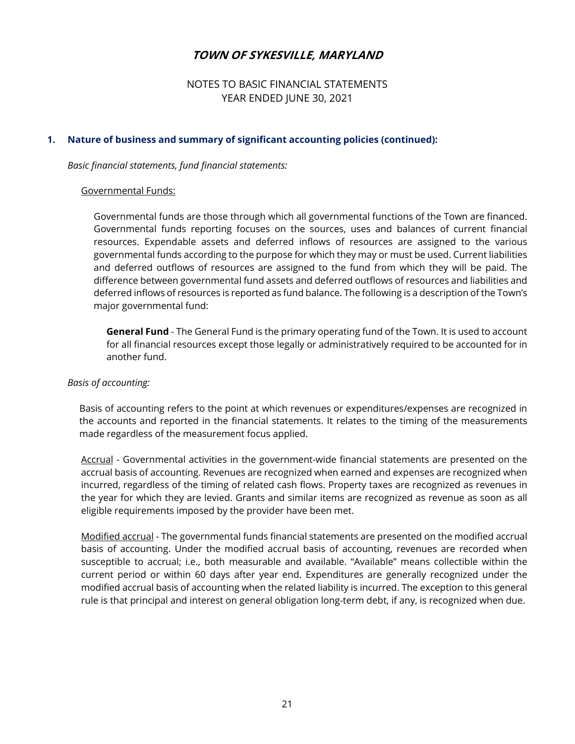# TOWN OF SYKESVILLE, MARYLAND

NOTES TO BASIC FINANCIAL STATEMENTS
YEAR ENDED JUNE 30, 2021

## 1. Nature of business and summary of significant accounting policies (continued):

*Basic financial statements, fund financial statements:*

Governmental Funds:

Governmental funds are those through which all governmental functions of the Town are financed. Governmental funds reporting focuses on the sources, uses and balances of current financial resources. Expendable assets and deferred inflows of resources are assigned to the various governmental funds according to the purpose for which they may or must be used. Current liabilities and deferred outflows of resources are assigned to the fund from which they will be paid. The difference between governmental fund assets and deferred outflows of resources and liabilities and deferred inflows of resources is reported as fund balance. The following is a description of the Town's major governmental fund:

**General Fund** - The General Fund is the primary operating fund of the Town. It is used to account for all financial resources except those legally or administratively required to be accounted for in another fund.

*Basis of accounting:*

Basis of accounting refers to the point at which revenues or expenditures/expenses are recognized in the accounts and reported in the financial statements. It relates to the timing of the measurements made regardless of the measurement focus applied.

Accrual - Governmental activities in the government-wide financial statements are presented on the accrual basis of accounting. Revenues are recognized when earned and expenses are recognized when incurred, regardless of the timing of related cash flows. Property taxes are recognized as revenues in the year for which they are levied. Grants and similar items are recognized as revenue as soon as all eligible requirements imposed by the provider have been met.

Modified accrual - The governmental funds financial statements are presented on the modified accrual basis of accounting. Under the modified accrual basis of accounting, revenues are recorded when susceptible to accrual; i.e., both measurable and available. "Available" means collectible within the current period or within 60 days after year end. Expenditures are generally recognized under the modified accrual basis of accounting when the related liability is incurred. The exception to this general rule is that principal and interest on general obligation long-term debt, if any, is recognized when due.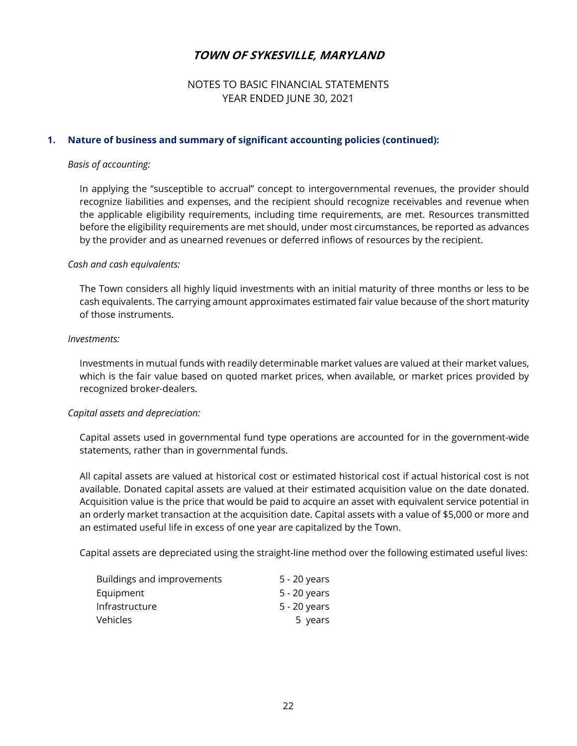# TOWN OF SYKESVILLE, MARYLAND

NOTES TO BASIC FINANCIAL STATEMENTS
YEAR ENDED JUNE 30, 2021

## 1. Nature of business and summary of significant accounting policies (continued):

*Basis of accounting:*

In applying the "susceptible to accrual" concept to intergovernmental revenues, the provider should recognize liabilities and expenses, and the recipient should recognize receivables and revenue when the applicable eligibility requirements, including time requirements, are met. Resources transmitted before the eligibility requirements are met should, under most circumstances, be reported as advances by the provider and as unearned revenues or deferred inflows of resources by the recipient.

*Cash and cash equivalents:*

The Town considers all highly liquid investments with an initial maturity of three months or less to be cash equivalents. The carrying amount approximates estimated fair value because of the short maturity of those instruments.

*Investments:*

Investments in mutual funds with readily determinable market values are valued at their market values, which is the fair value based on quoted market prices, when available, or market prices provided by recognized broker-dealers.

*Capital assets and depreciation:*

Capital assets used in governmental fund type operations are accounted for in the government-wide statements, rather than in governmental funds.

All capital assets are valued at historical cost or estimated historical cost if actual historical cost is not available. Donated capital assets are valued at their estimated acquisition value on the date donated. Acquisition value is the price that would be paid to acquire an asset with equivalent service potential in an orderly market transaction at the acquisition date. Capital assets with a value of $5,000 or more and an estimated useful life in excess of one year are capitalized by the Town.

Capital assets are depreciated using the straight-line method over the following estimated useful lives:

| | |
|---|---|
| Buildings and improvements | 5 - 20 years |
| Equipment | 5 - 20 years |
| Infrastructure | 5 - 20 years |
| Vehicles | 5 years |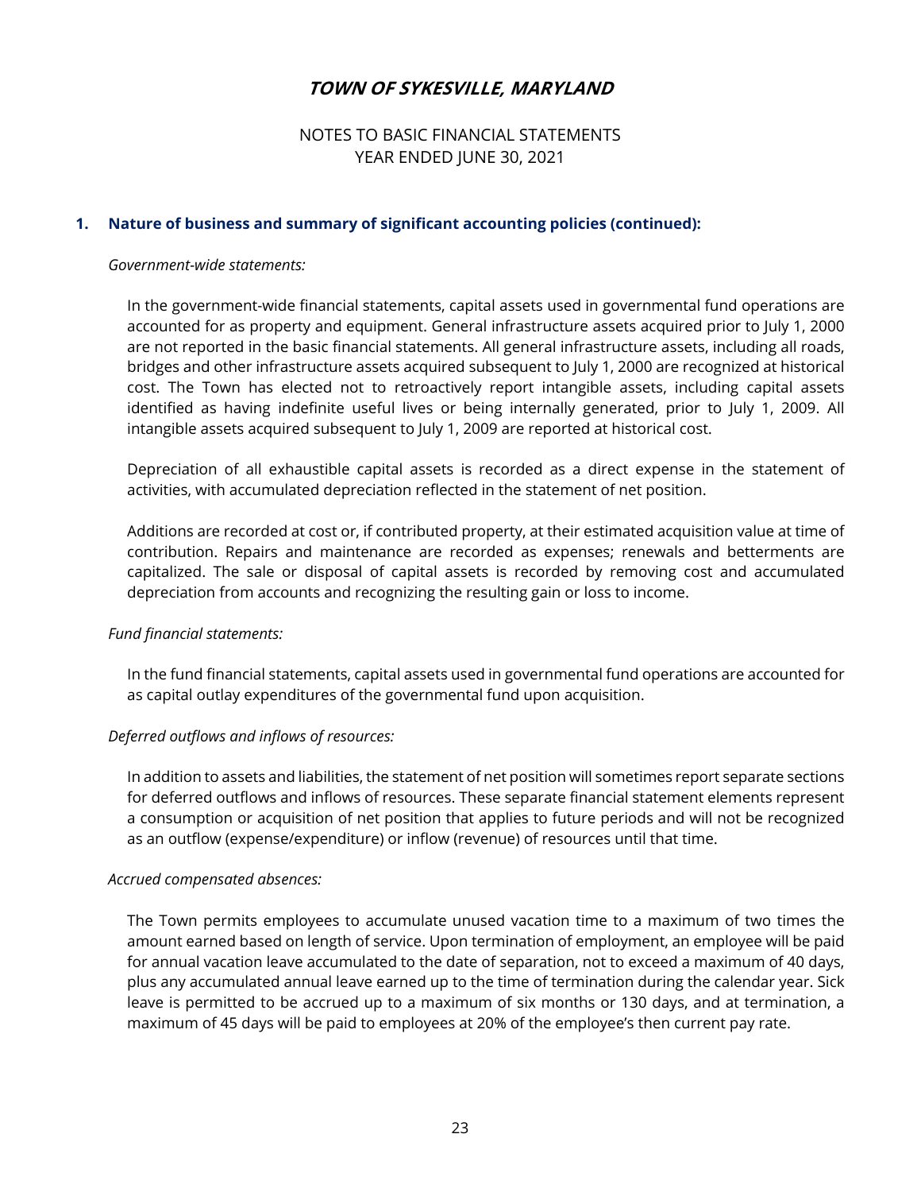## 1. Nature of business and summary of significant accounting policies (continued):

*Government-wide statements:*

In the government-wide financial statements, capital assets used in governmental fund operations are accounted for as property and equipment. General infrastructure assets acquired prior to July 1, 2000 are not reported in the basic financial statements. All general infrastructure assets, including all roads, bridges and other infrastructure assets acquired subsequent to July 1, 2000 are recognized at historical cost. The Town has elected not to retroactively report intangible assets, including capital assets identified as having indefinite useful lives or being internally generated, prior to July 1, 2009. All intangible assets acquired subsequent to July 1, 2009 are reported at historical cost.

Depreciation of all exhaustible capital assets is recorded as a direct expense in the statement of activities, with accumulated depreciation reflected in the statement of net position.

Additions are recorded at cost or, if contributed property, at their estimated acquisition value at time of contribution. Repairs and maintenance are recorded as expenses; renewals and betterments are capitalized. The sale or disposal of capital assets is recorded by removing cost and accumulated depreciation from accounts and recognizing the resulting gain or loss to income.

*Fund financial statements:*

In the fund financial statements, capital assets used in governmental fund operations are accounted for as capital outlay expenditures of the governmental fund upon acquisition.

*Deferred outflows and inflows of resources:*

In addition to assets and liabilities, the statement of net position will sometimes report separate sections for deferred outflows and inflows of resources. These separate financial statement elements represent a consumption or acquisition of net position that applies to future periods and will not be recognized as an outflow (expense/expenditure) or inflow (revenue) of resources until that time.

*Accrued compensated absences:*

The Town permits employees to accumulate unused vacation time to a maximum of two times the amount earned based on length of service. Upon termination of employment, an employee will be paid for annual vacation leave accumulated to the date of separation, not to exceed a maximum of 40 days, plus any accumulated annual leave earned up to the time of termination during the calendar year. Sick leave is permitted to be accrued up to a maximum of six months or 130 days, and at termination, a maximum of 45 days will be paid to employees at 20% of the employee's then current pay rate.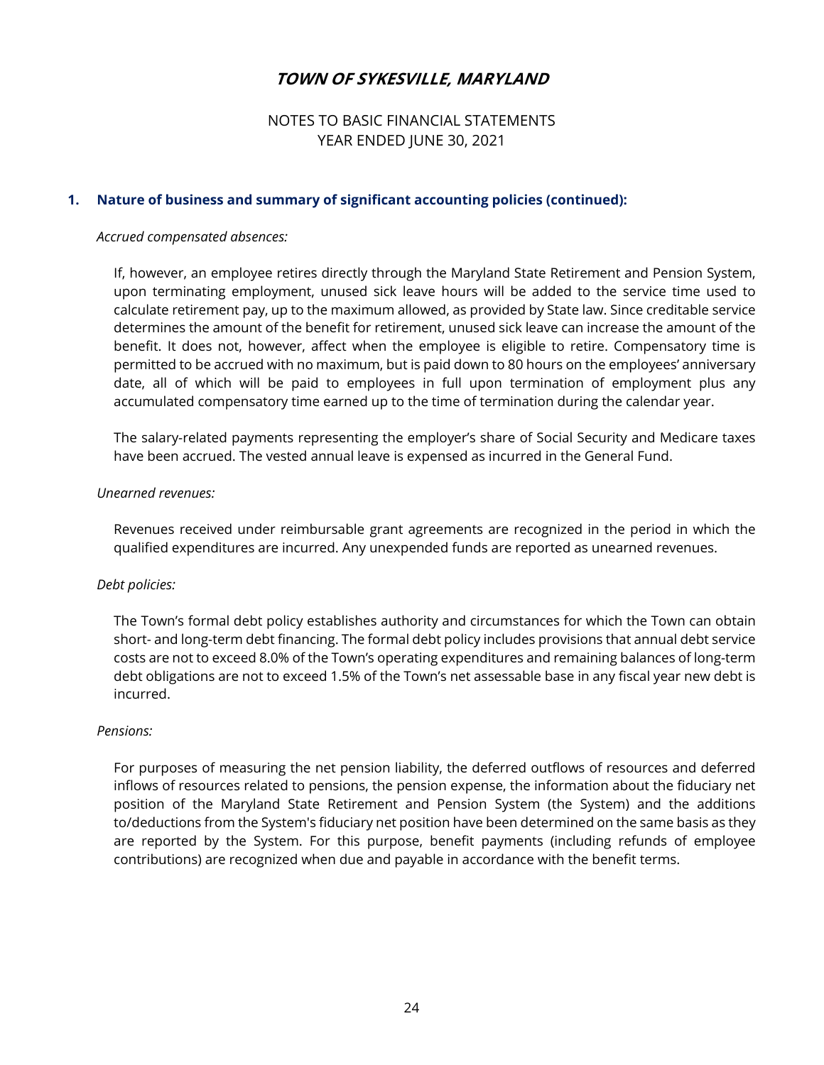# TOWN OF SYKESVILLE, MARYLAND

NOTES TO BASIC FINANCIAL STATEMENTS
YEAR ENDED JUNE 30, 2021

## 1. Nature of business and summary of significant accounting policies (continued):

*Accrued compensated absences:*

If, however, an employee retires directly through the Maryland State Retirement and Pension System, upon terminating employment, unused sick leave hours will be added to the service time used to calculate retirement pay, up to the maximum allowed, as provided by State law. Since creditable service determines the amount of the benefit for retirement, unused sick leave can increase the amount of the benefit. It does not, however, affect when the employee is eligible to retire. Compensatory time is permitted to be accrued with no maximum, but is paid down to 80 hours on the employees' anniversary date, all of which will be paid to employees in full upon termination of employment plus any accumulated compensatory time earned up to the time of termination during the calendar year.

The salary-related payments representing the employer's share of Social Security and Medicare taxes have been accrued. The vested annual leave is expensed as incurred in the General Fund.

*Unearned revenues:*

Revenues received under reimbursable grant agreements are recognized in the period in which the qualified expenditures are incurred. Any unexpended funds are reported as unearned revenues.

*Debt policies:*

The Town's formal debt policy establishes authority and circumstances for which the Town can obtain short- and long-term debt financing. The formal debt policy includes provisions that annual debt service costs are not to exceed 8.0% of the Town's operating expenditures and remaining balances of long-term debt obligations are not to exceed 1.5% of the Town's net assessable base in any fiscal year new debt is incurred.

*Pensions:*

For purposes of measuring the net pension liability, the deferred outflows of resources and deferred inflows of resources related to pensions, the pension expense, the information about the fiduciary net position of the Maryland State Retirement and Pension System (the System) and the additions to/deductions from the System's fiduciary net position have been determined on the same basis as they are reported by the System. For this purpose, benefit payments (including refunds of employee contributions) are recognized when due and payable in accordance with the benefit terms.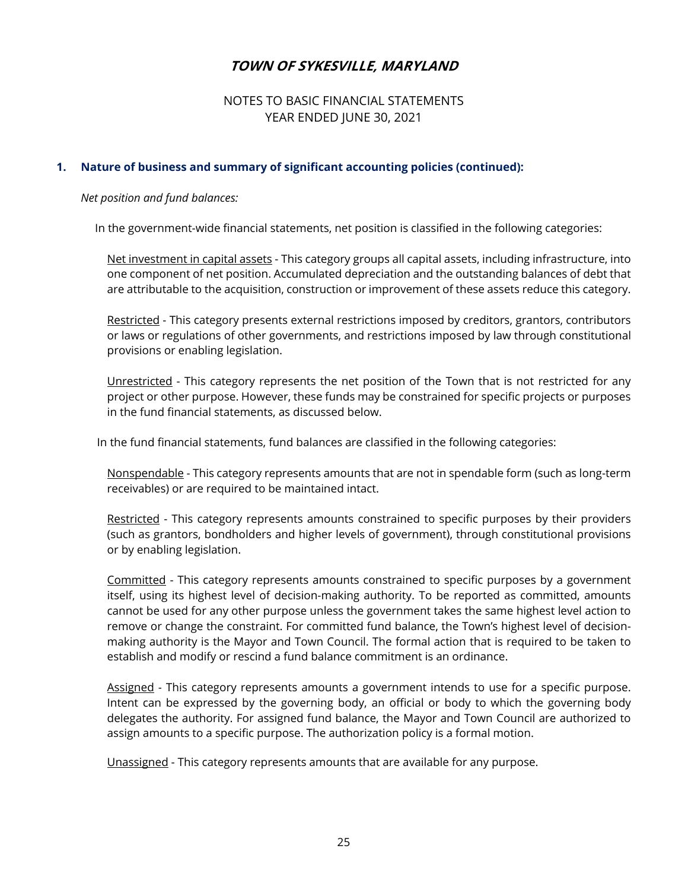## 1. Nature of business and summary of significant accounting policies (continued):

*Net position and fund balances:*

In the government-wide financial statements, net position is classified in the following categories:

Net investment in capital assets - This category groups all capital assets, including infrastructure, into one component of net position. Accumulated depreciation and the outstanding balances of debt that are attributable to the acquisition, construction or improvement of these assets reduce this category.

Restricted - This category presents external restrictions imposed by creditors, grantors, contributors or laws or regulations of other governments, and restrictions imposed by law through constitutional provisions or enabling legislation.

Unrestricted - This category represents the net position of the Town that is not restricted for any project or other purpose. However, these funds may be constrained for specific projects or purposes in the fund financial statements, as discussed below.

In the fund financial statements, fund balances are classified in the following categories:

Nonspendable - This category represents amounts that are not in spendable form (such as long-term receivables) or are required to be maintained intact.

Restricted - This category represents amounts constrained to specific purposes by their providers (such as grantors, bondholders and higher levels of government), through constitutional provisions or by enabling legislation.

Committed - This category represents amounts constrained to specific purposes by a government itself, using its highest level of decision-making authority. To be reported as committed, amounts cannot be used for any other purpose unless the government takes the same highest level action to remove or change the constraint. For committed fund balance, the Town's highest level of decision-making authority is the Mayor and Town Council. The formal action that is required to be taken to establish and modify or rescind a fund balance commitment is an ordinance.

Assigned - This category represents amounts a government intends to use for a specific purpose. Intent can be expressed by the governing body, an official or body to which the governing body delegates the authority. For assigned fund balance, the Mayor and Town Council are authorized to assign amounts to a specific purpose. The authorization policy is a formal motion.

Unassigned - This category represents amounts that are available for any purpose.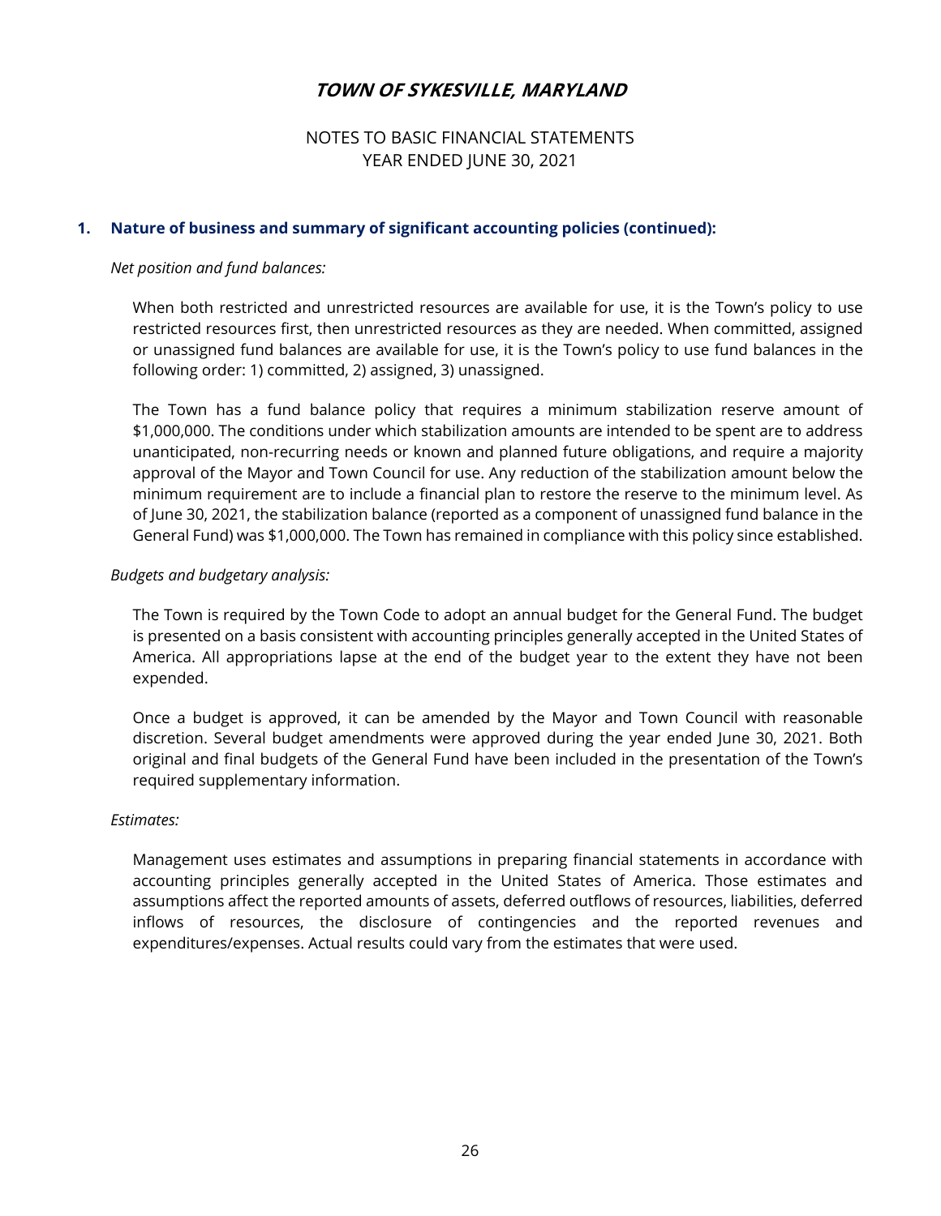# TOWN OF SYKESVILLE, MARYLAND

NOTES TO BASIC FINANCIAL STATEMENTS
YEAR ENDED JUNE 30, 2021

## 1. Nature of business and summary of significant accounting policies (continued):

*Net position and fund balances:*

When both restricted and unrestricted resources are available for use, it is the Town's policy to use restricted resources first, then unrestricted resources as they are needed. When committed, assigned or unassigned fund balances are available for use, it is the Town's policy to use fund balances in the following order: 1) committed, 2) assigned, 3) unassigned.

The Town has a fund balance policy that requires a minimum stabilization reserve amount of $1,000,000. The conditions under which stabilization amounts are intended to be spent are to address unanticipated, non-recurring needs or known and planned future obligations, and require a majority approval of the Mayor and Town Council for use. Any reduction of the stabilization amount below the minimum requirement are to include a financial plan to restore the reserve to the minimum level. As of June 30, 2021, the stabilization balance (reported as a component of unassigned fund balance in the General Fund) was $1,000,000. The Town has remained in compliance with this policy since established.

*Budgets and budgetary analysis:*

The Town is required by the Town Code to adopt an annual budget for the General Fund. The budget is presented on a basis consistent with accounting principles generally accepted in the United States of America. All appropriations lapse at the end of the budget year to the extent they have not been expended.

Once a budget is approved, it can be amended by the Mayor and Town Council with reasonable discretion. Several budget amendments were approved during the year ended June 30, 2021. Both original and final budgets of the General Fund have been included in the presentation of the Town's required supplementary information.

*Estimates:*

Management uses estimates and assumptions in preparing financial statements in accordance with accounting principles generally accepted in the United States of America. Those estimates and assumptions affect the reported amounts of assets, deferred outflows of resources, liabilities, deferred inflows of resources, the disclosure of contingencies and the reported revenues and expenditures/expenses. Actual results could vary from the estimates that were used.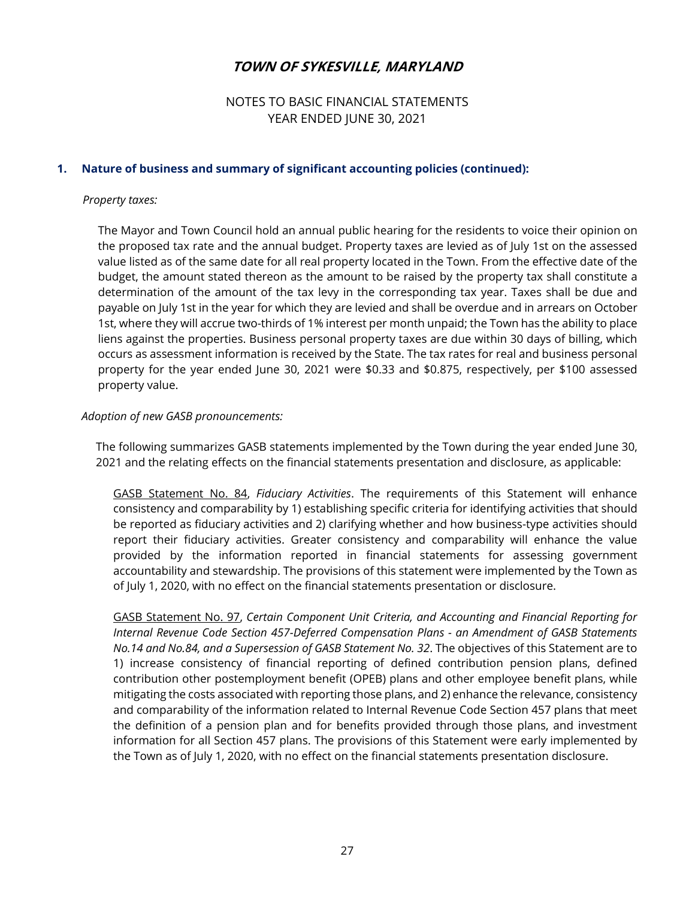# TOWN OF SYKESVILLE, MARYLAND

NOTES TO BASIC FINANCIAL STATEMENTS
YEAR ENDED JUNE 30, 2021

## 1. Nature of business and summary of significant accounting policies (continued):

*Property taxes:*

The Mayor and Town Council hold an annual public hearing for the residents to voice their opinion on the proposed tax rate and the annual budget. Property taxes are levied as of July 1st on the assessed value listed as of the same date for all real property located in the Town. From the effective date of the budget, the amount stated thereon as the amount to be raised by the property tax shall constitute a determination of the amount of the tax levy in the corresponding tax year. Taxes shall be due and payable on July 1st in the year for which they are levied and shall be overdue and in arrears on October 1st, where they will accrue two-thirds of 1% interest per month unpaid; the Town has the ability to place liens against the properties. Business personal property taxes are due within 30 days of billing, which occurs as assessment information is received by the State. The tax rates for real and business personal property for the year ended June 30, 2021 were $0.33 and $0.875, respectively, per $100 assessed property value.

*Adoption of new GASB pronouncements:*

The following summarizes GASB statements implemented by the Town during the year ended June 30, 2021 and the relating effects on the financial statements presentation and disclosure, as applicable:

<u>GASB Statement No. 84</u>, *Fiduciary Activities*. The requirements of this Statement will enhance consistency and comparability by 1) establishing specific criteria for identifying activities that should be reported as fiduciary activities and 2) clarifying whether and how business-type activities should report their fiduciary activities. Greater consistency and comparability will enhance the value provided by the information reported in financial statements for assessing government accountability and stewardship. The provisions of this statement were implemented by the Town as of July 1, 2020, with no effect on the financial statements presentation or disclosure.

<u>GASB Statement No. 97</u>, *Certain Component Unit Criteria, and Accounting and Financial Reporting for Internal Revenue Code Section 457-Deferred Compensation Plans - an Amendment of GASB Statements No.14 and No.84, and a Supersession of GASB Statement No. 32*. The objectives of this Statement are to 1) increase consistency of financial reporting of defined contribution pension plans, defined contribution other postemployment benefit (OPEB) plans and other employee benefit plans, while mitigating the costs associated with reporting those plans, and 2) enhance the relevance, consistency and comparability of the information related to Internal Revenue Code Section 457 plans that meet the definition of a pension plan and for benefits provided through those plans, and investment information for all Section 457 plans. The provisions of this Statement were early implemented by the Town as of July 1, 2020, with no effect on the financial statements presentation disclosure.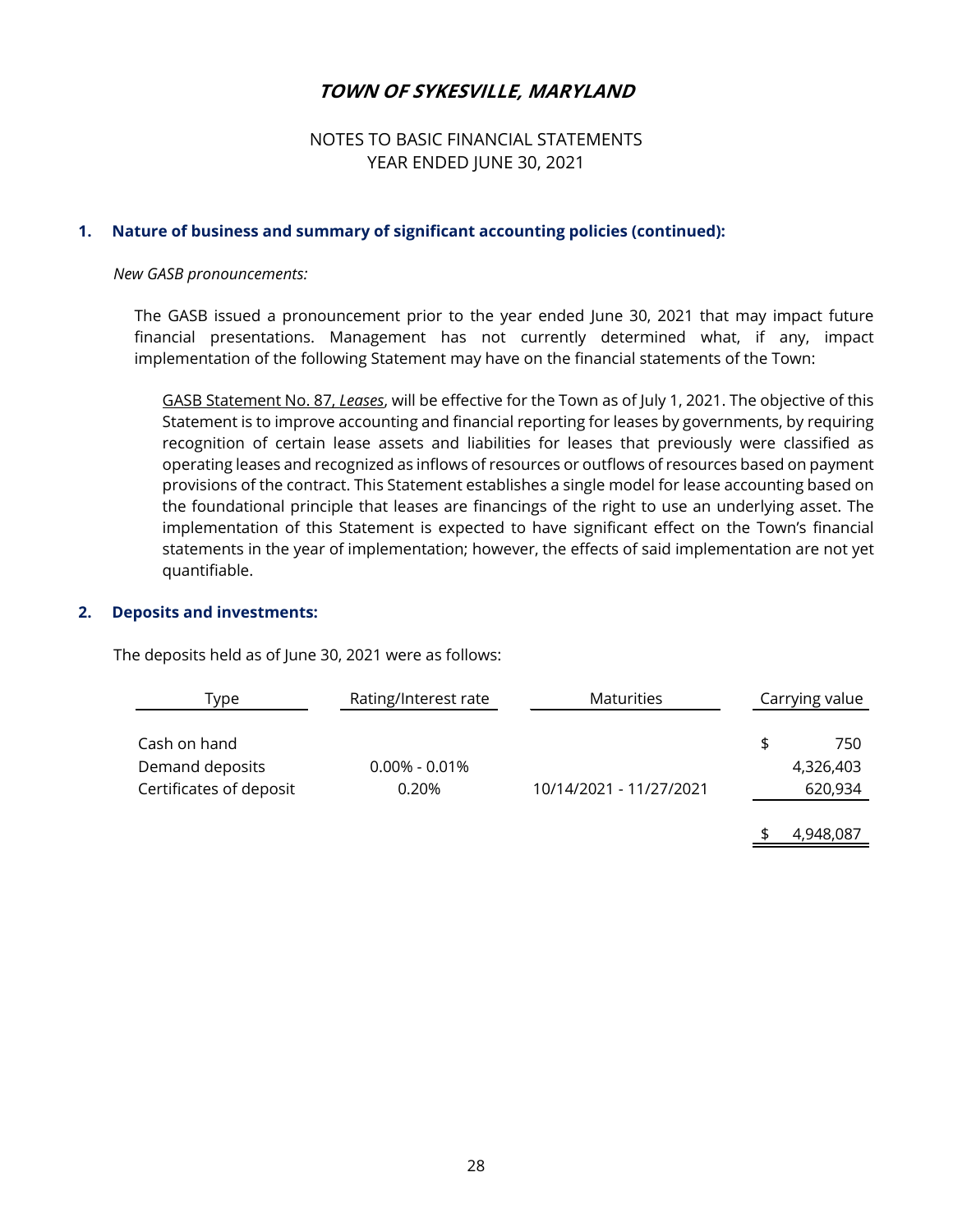## 1. Nature of business and summary of significant accounting policies (continued):

*New GASB pronouncements:*

The GASB issued a pronouncement prior to the year ended June 30, 2021 that may impact future financial presentations. Management has not currently determined what, if any, impact implementation of the following Statement may have on the financial statements of the Town:

GASB Statement No. 87, *Leases*, will be effective for the Town as of July 1, 2021. The objective of this Statement is to improve accounting and financial reporting for leases by governments, by requiring recognition of certain lease assets and liabilities for leases that previously were classified as operating leases and recognized as inflows of resources or outflows of resources based on payment provisions of the contract. This Statement establishes a single model for lease accounting based on the foundational principle that leases are financings of the right to use an underlying asset. The implementation of this Statement is expected to have significant effect on the Town's financial statements in the year of implementation; however, the effects of said implementation are not yet quantifiable.

## 2. Deposits and investments:

The deposits held as of June 30, 2021 were as follows:

| Type | Rating/Interest rate | Maturities | Carrying value |
|---|---|---|---|
| Cash on hand | | | $ 750 |
| Demand deposits | 0.00% - 0.01% | | 4,326,403 |
| Certificates of deposit | 0.20% | 10/14/2021 - 11/27/2021 | 620,934 |
| | | | $ 4,948,087 |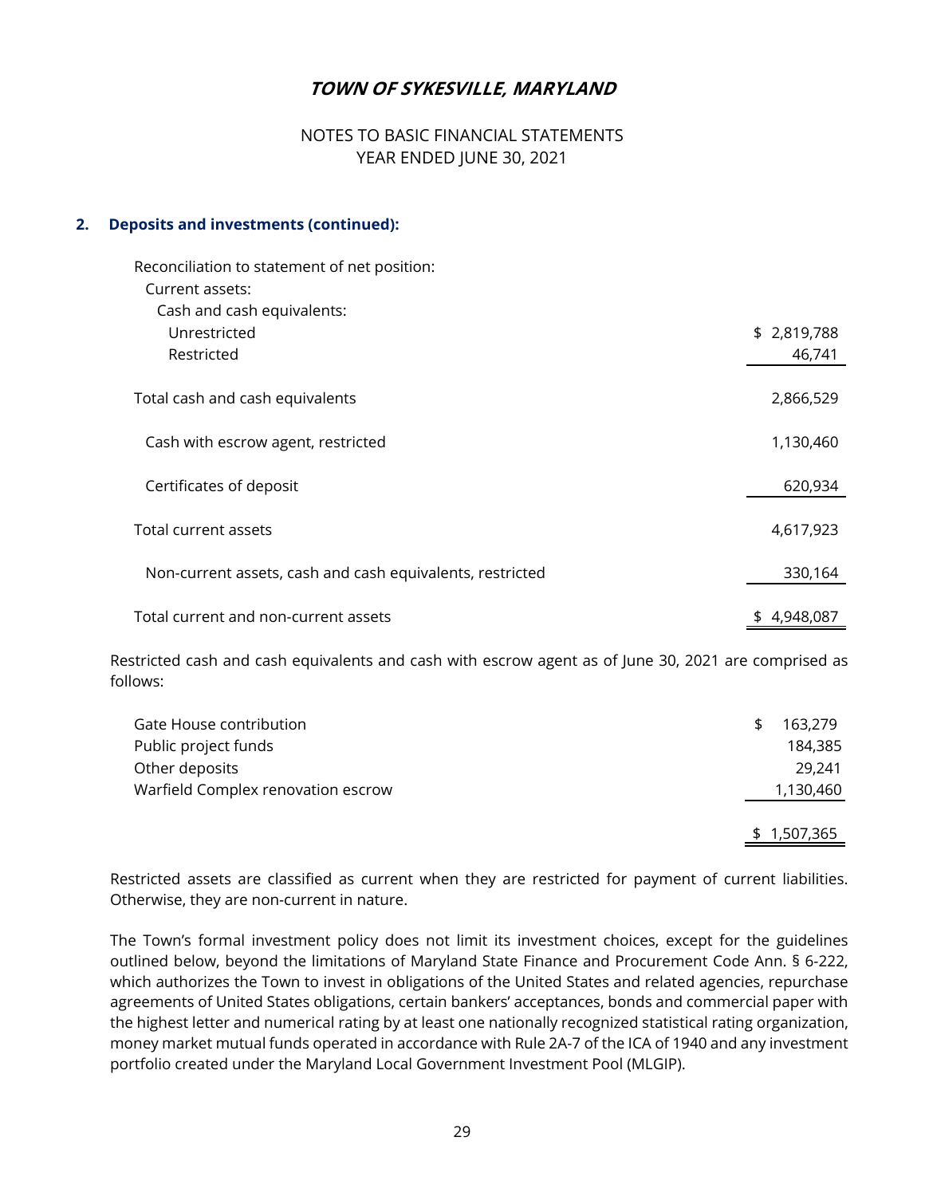**2. Deposits and investments (continued):**

Reconciliation to statement of net position:

| | |
|---|---|
| Current assets: | |
| Cash and cash equivalents: | |
| Unrestricted | $ 2,819,788 |
| Restricted | 46,741 |
| Total cash and cash equivalents | 2,866,529 |
| Cash with escrow agent, restricted | 1,130,460 |
| Certificates of deposit | 620,934 |
| Total current assets | 4,617,923 |
| Non-current assets, cash and cash equivalents, restricted | 330,164 |
| Total current and non-current assets | $ 4,948,087 |

Restricted cash and cash equivalents and cash with escrow agent as of June 30, 2021 are comprised as follows:

| | |
|---|---|
| Gate House contribution | $ 163,279 |
| Public project funds | 184,385 |
| Other deposits | 29,241 |
| Warfield Complex renovation escrow | 1,130,460 |
| | $ 1,507,365 |

Restricted assets are classified as current when they are restricted for payment of current liabilities. Otherwise, they are non-current in nature.

The Town's formal investment policy does not limit its investment choices, except for the guidelines outlined below, beyond the limitations of Maryland State Finance and Procurement Code Ann. § 6-222, which authorizes the Town to invest in obligations of the United States and related agencies, repurchase agreements of United States obligations, certain bankers' acceptances, bonds and commercial paper with the highest letter and numerical rating by at least one nationally recognized statistical rating organization, money market mutual funds operated in accordance with Rule 2A-7 of the ICA of 1940 and any investment portfolio created under the Maryland Local Government Investment Pool (MLGIP).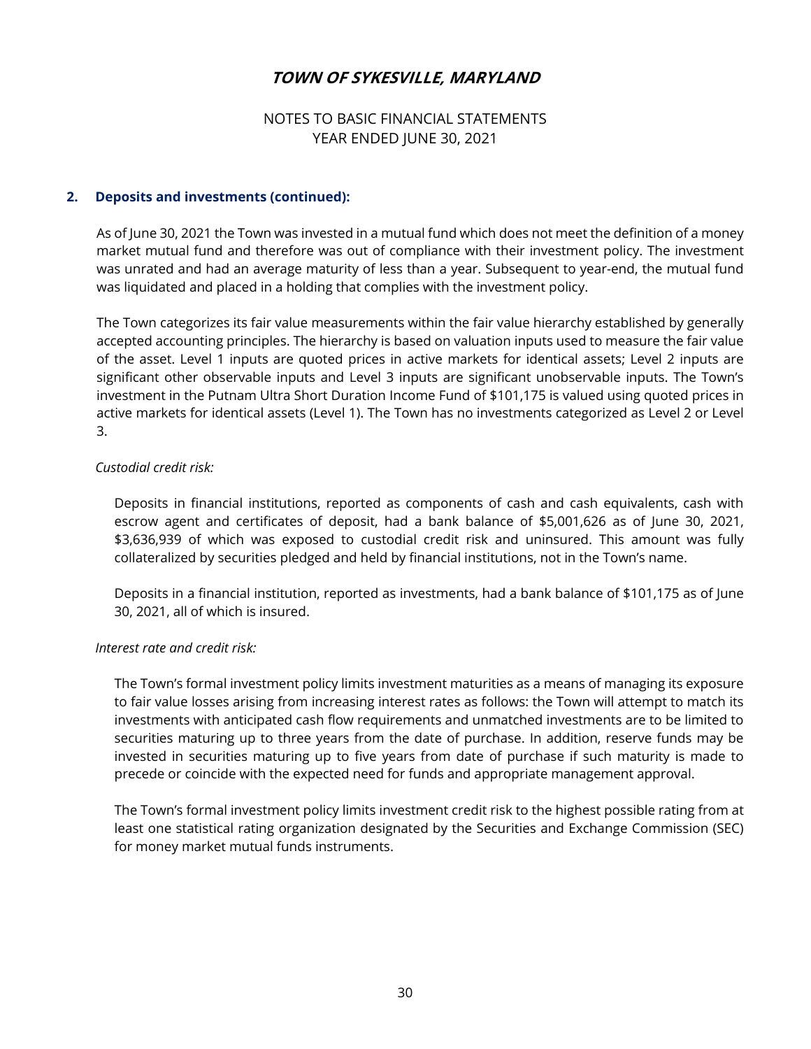# TOWN OF SYKESVILLE, MARYLAND

NOTES TO BASIC FINANCIAL STATEMENTS
YEAR ENDED JUNE 30, 2021

## 2. Deposits and investments (continued):

As of June 30, 2021 the Town was invested in a mutual fund which does not meet the definition of a money market mutual fund and therefore was out of compliance with their investment policy. The investment was unrated and had an average maturity of less than a year. Subsequent to year-end, the mutual fund was liquidated and placed in a holding that complies with the investment policy.

The Town categorizes its fair value measurements within the fair value hierarchy established by generally accepted accounting principles. The hierarchy is based on valuation inputs used to measure the fair value of the asset. Level 1 inputs are quoted prices in active markets for identical assets; Level 2 inputs are significant other observable inputs and Level 3 inputs are significant unobservable inputs. The Town's investment in the Putnam Ultra Short Duration Income Fund of $101,175 is valued using quoted prices in active markets for identical assets (Level 1). The Town has no investments categorized as Level 2 or Level 3.

*Custodial credit risk:*

Deposits in financial institutions, reported as components of cash and cash equivalents, cash with escrow agent and certificates of deposit, had a bank balance of $5,001,626 as of June 30, 2021, $3,636,939 of which was exposed to custodial credit risk and uninsured. This amount was fully collateralized by securities pledged and held by financial institutions, not in the Town's name.

Deposits in a financial institution, reported as investments, had a bank balance of $101,175 as of June 30, 2021, all of which is insured.

*Interest rate and credit risk:*

The Town's formal investment policy limits investment maturities as a means of managing its exposure to fair value losses arising from increasing interest rates as follows: the Town will attempt to match its investments with anticipated cash flow requirements and unmatched investments are to be limited to securities maturing up to three years from the date of purchase. In addition, reserve funds may be invested in securities maturing up to five years from date of purchase if such maturity is made to precede or coincide with the expected need for funds and appropriate management approval.

The Town's formal investment policy limits investment credit risk to the highest possible rating from at least one statistical rating organization designated by the Securities and Exchange Commission (SEC) for money market mutual funds instruments.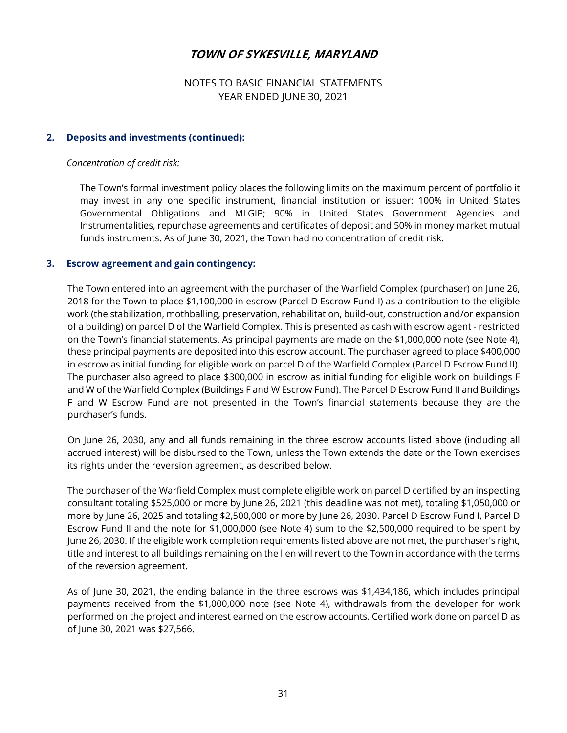# TOWN OF SYKESVILLE, MARYLAND

NOTES TO BASIC FINANCIAL STATEMENTS
YEAR ENDED JUNE 30, 2021

## 2. Deposits and investments (continued):

*Concentration of credit risk:*

The Town's formal investment policy places the following limits on the maximum percent of portfolio it may invest in any one specific instrument, financial institution or issuer: 100% in United States Governmental Obligations and MLGIP; 90% in United States Government Agencies and Instrumentalities, repurchase agreements and certificates of deposit and 50% in money market mutual funds instruments. As of June 30, 2021, the Town had no concentration of credit risk.

## 3. Escrow agreement and gain contingency:

The Town entered into an agreement with the purchaser of the Warfield Complex (purchaser) on June 26, 2018 for the Town to place $1,100,000 in escrow (Parcel D Escrow Fund I) as a contribution to the eligible work (the stabilization, mothballing, preservation, rehabilitation, build-out, construction and/or expansion of a building) on parcel D of the Warfield Complex. This is presented as cash with escrow agent - restricted on the Town's financial statements. As principal payments are made on the $1,000,000 note (see Note 4), these principal payments are deposited into this escrow account. The purchaser agreed to place $400,000 in escrow as initial funding for eligible work on parcel D of the Warfield Complex (Parcel D Escrow Fund II). The purchaser also agreed to place $300,000 in escrow as initial funding for eligible work on buildings F and W of the Warfield Complex (Buildings F and W Escrow Fund). The Parcel D Escrow Fund II and Buildings F and W Escrow Fund are not presented in the Town's financial statements because they are the purchaser's funds.

On June 26, 2030, any and all funds remaining in the three escrow accounts listed above (including all accrued interest) will be disbursed to the Town, unless the Town extends the date or the Town exercises its rights under the reversion agreement, as described below.

The purchaser of the Warfield Complex must complete eligible work on parcel D certified by an inspecting consultant totaling $525,000 or more by June 26, 2021 (this deadline was not met), totaling $1,050,000 or more by June 26, 2025 and totaling $2,500,000 or more by June 26, 2030. Parcel D Escrow Fund I, Parcel D Escrow Fund II and the note for $1,000,000 (see Note 4) sum to the $2,500,000 required to be spent by June 26, 2030. If the eligible work completion requirements listed above are not met, the purchaser's right, title and interest to all buildings remaining on the lien will revert to the Town in accordance with the terms of the reversion agreement.

As of June 30, 2021, the ending balance in the three escrows was $1,434,186, which includes principal payments received from the $1,000,000 note (see Note 4), withdrawals from the developer for work performed on the project and interest earned on the escrow accounts. Certified work done on parcel D as of June 30, 2021 was $27,566.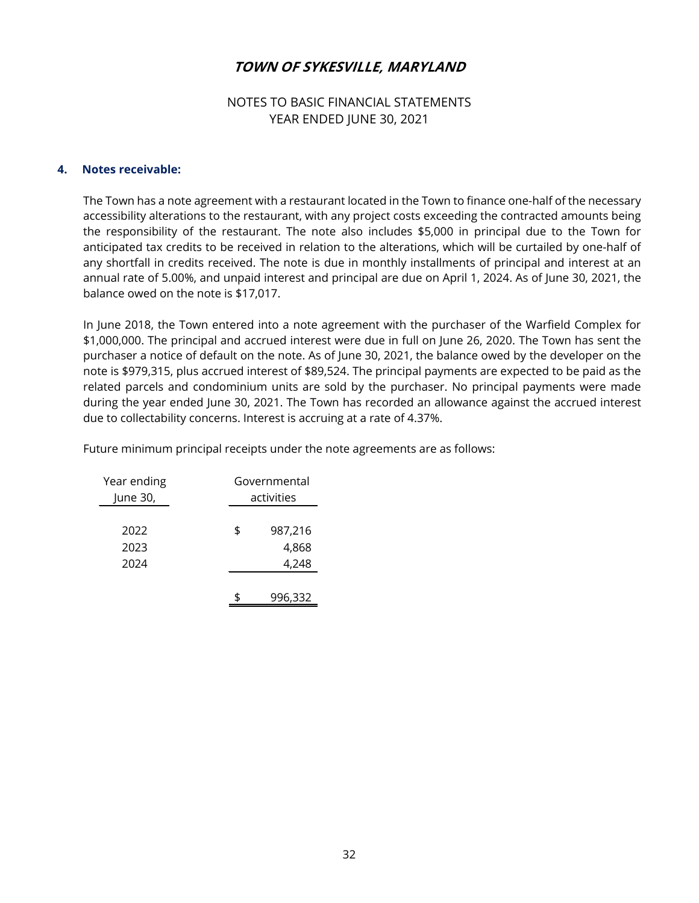# TOWN OF SYKESVILLE, MARYLAND

NOTES TO BASIC FINANCIAL STATEMENTS
YEAR ENDED JUNE 30, 2021

## 4. Notes receivable:

The Town has a note agreement with a restaurant located in the Town to finance one-half of the necessary accessibility alterations to the restaurant, with any project costs exceeding the contracted amounts being the responsibility of the restaurant. The note also includes $5,000 in principal due to the Town for anticipated tax credits to be received in relation to the alterations, which will be curtailed by one-half of any shortfall in credits received. The note is due in monthly installments of principal and interest at an annual rate of 5.00%, and unpaid interest and principal are due on April 1, 2024. As of June 30, 2021, the balance owed on the note is $17,017.

In June 2018, the Town entered into a note agreement with the purchaser of the Warfield Complex for $1,000,000. The principal and accrued interest were due in full on June 26, 2020. The Town has sent the purchaser a notice of default on the note. As of June 30, 2021, the balance owed by the developer on the note is $979,315, plus accrued interest of $89,524. The principal payments are expected to be paid as the related parcels and condominium units are sold by the purchaser. No principal payments were made during the year ended June 30, 2021. The Town has recorded an allowance against the accrued interest due to collectability concerns. Interest is accruing at a rate of 4.37%.

Future minimum principal receipts under the note agreements are as follows:

| Year ending June 30, | Governmental activities |
|---|---|
| 2022 | $ 987,216 |
| 2023 | 4,868 |
| 2024 | 4,248 |
| | $ 996,332 |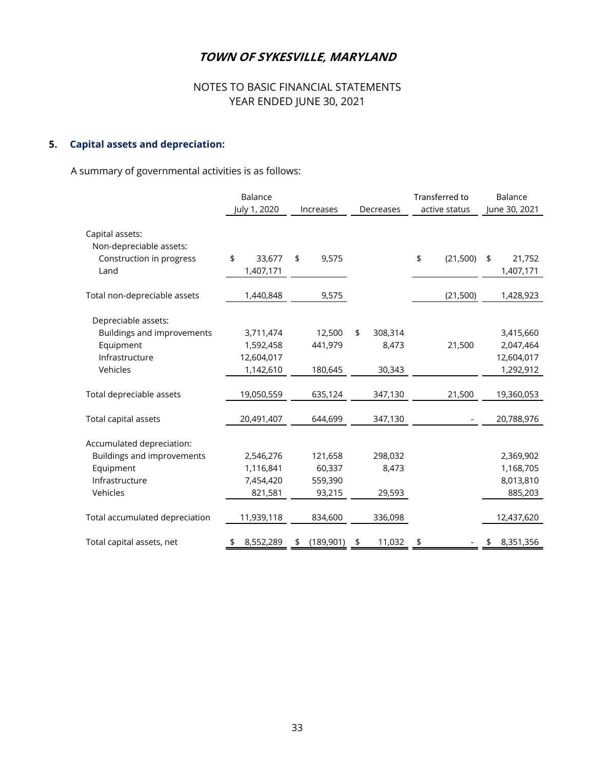# TOWN OF SYKESVILLE, MARYLAND

NOTES TO BASIC FINANCIAL STATEMENTS
YEAR ENDED JUNE 30, 2021

## 5. Capital assets and depreciation:

A summary of governmental activities is as follows:

| | Balance July 1, 2020 | Increases | Decreases | Transferred to active status | Balance June 30, 2021 |
|---|---|---|---|---|---|
| Capital assets: | | | | | |
| Non-depreciable assets: | | | | | |
| Construction in progress | $ 33,677 | $ 9,575 | | $ (21,500) | $ 21,752 |
| Land | 1,407,171 | | | | 1,407,171 |
| Total non-depreciable assets | 1,440,848 | 9,575 | | (21,500) | 1,428,923 |
| Depreciable assets: | | | | | |
| Buildings and improvements | 3,711,474 | 12,500 | $ 308,314 | | 3,415,660 |
| Equipment | 1,592,458 | 441,979 | 8,473 | 21,500 | 2,047,464 |
| Infrastructure | 12,604,017 | | | | 12,604,017 |
| Vehicles | 1,142,610 | 180,645 | 30,343 | | 1,292,912 |
| Total depreciable assets | 19,050,559 | 635,124 | 347,130 | 21,500 | 19,360,053 |
| Total capital assets | 20,491,407 | 644,699 | 347,130 | - | 20,788,976 |
| Accumulated depreciation: | | | | | |
| Buildings and improvements | 2,546,276 | 121,658 | 298,032 | | 2,369,902 |
| Equipment | 1,116,841 | 60,337 | 8,473 | | 1,168,705 |
| Infrastructure | 7,454,420 | 559,390 | | | 8,013,810 |
| Vehicles | 821,581 | 93,215 | 29,593 | | 885,203 |
| Total accumulated depreciation | 11,939,118 | 834,600 | 336,098 | | 12,437,620 |
| Total capital assets, net | $ 8,552,289 | $ (189,901) | $ 11,032 | $ - | $ 8,351,356 |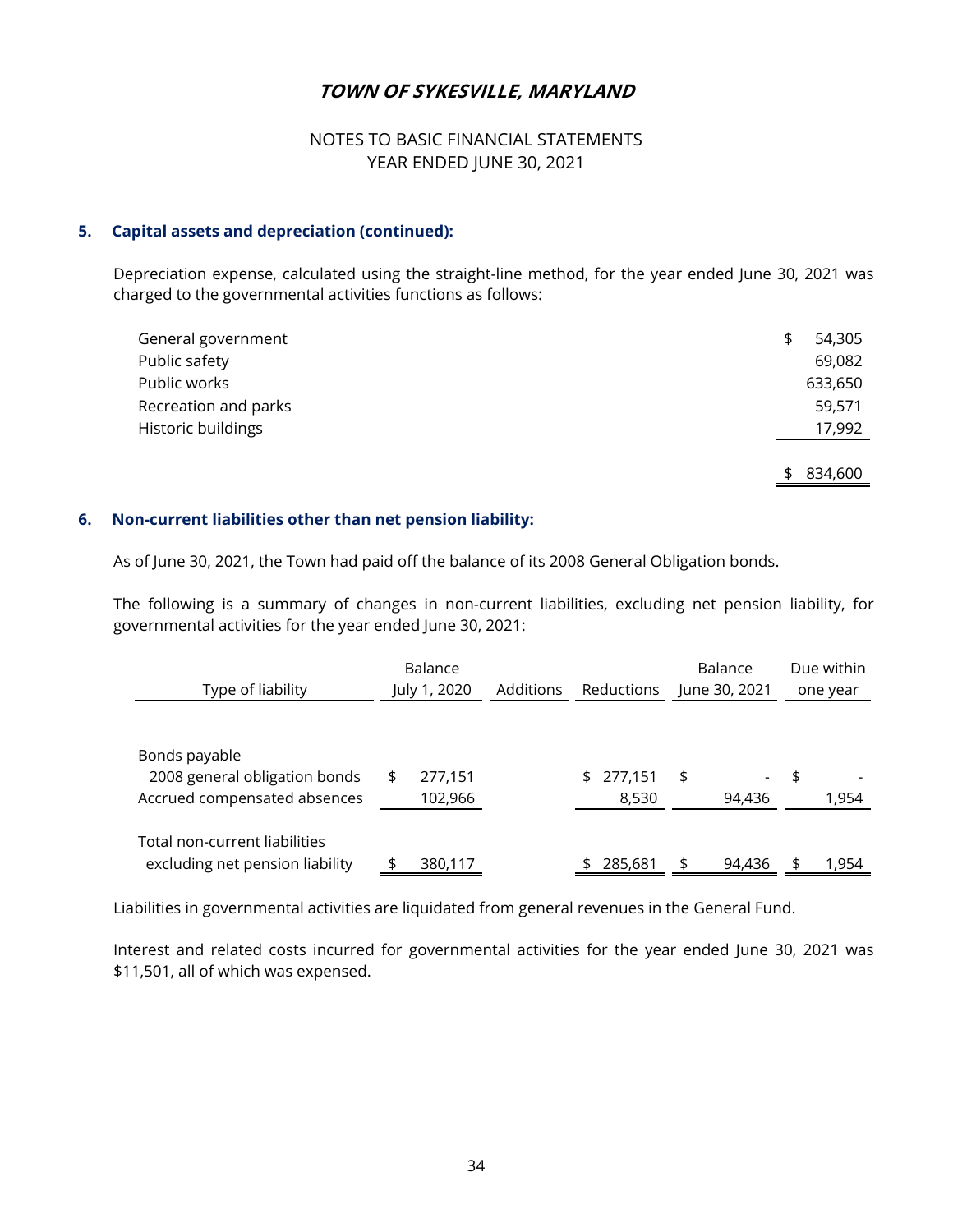# TOWN OF SYKESVILLE, MARYLAND

NOTES TO BASIC FINANCIAL STATEMENTS
YEAR ENDED JUNE 30, 2021

## 5. Capital assets and depreciation (continued):

Depreciation expense, calculated using the straight-line method, for the year ended June 30, 2021 was charged to the governmental activities functions as follows:

| | |
|---|---|
| General government | $ 54,305 |
| Public safety | 69,082 |
| Public works | 633,650 |
| Recreation and parks | 59,571 |
| Historic buildings | 17,992 |
| | $ 834,600 |

## 6. Non-current liabilities other than net pension liability:

As of June 30, 2021, the Town had paid off the balance of its 2008 General Obligation bonds.

The following is a summary of changes in non-current liabilities, excluding net pension liability, for governmental activities for the year ended June 30, 2021:

| Type of liability | Balance July 1, 2020 | Additions | Reductions | Balance June 30, 2021 | Due within one year |
|---|---|---|---|---|---|
| Bonds payable | | | | | |
| 2008 general obligation bonds | $ 277,151 | | $ 277,151 | $ - | $ - |
| Accrued compensated absences | 102,966 | | 8,530 | 94,436 | 1,954 |
| Total non-current liabilities excluding net pension liability | $ 380,117 | | $ 285,681 | $ 94,436 | $ 1,954 |

Liabilities in governmental activities are liquidated from general revenues in the General Fund.

Interest and related costs incurred for governmental activities for the year ended June 30, 2021 was $11,501, all of which was expensed.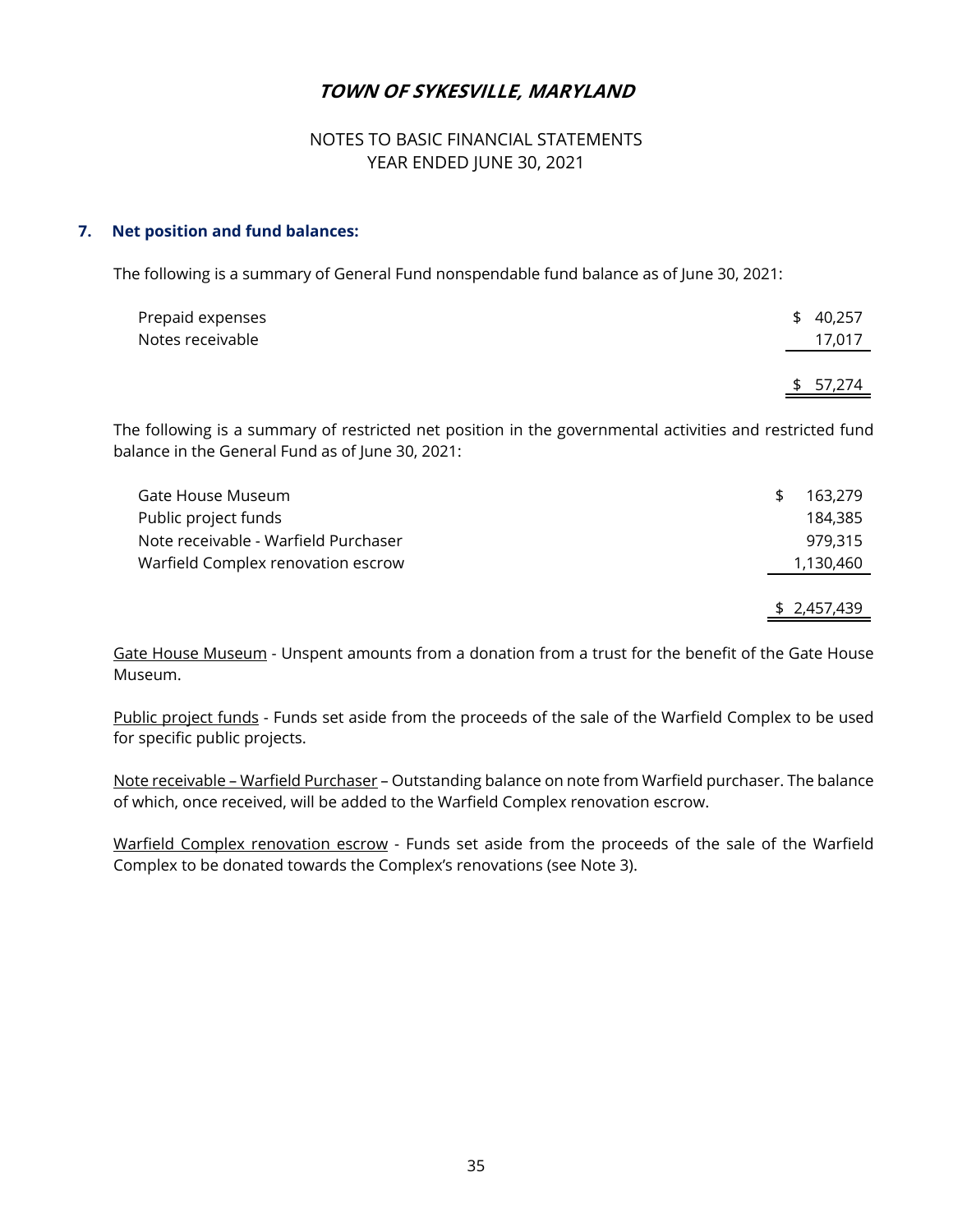# TOWN OF SYKESVILLE, MARYLAND

NOTES TO BASIC FINANCIAL STATEMENTS
YEAR ENDED JUNE 30, 2021

## 7. Net position and fund balances:

The following is a summary of General Fund nonspendable fund balance as of June 30, 2021:

| | |
|---|---|
| Prepaid expenses | $ 40,257 |
| Notes receivable | 17,017 |
| | $ 57,274 |

The following is a summary of restricted net position in the governmental activities and restricted fund balance in the General Fund as of June 30, 2021:

| | |
|---|---|
| Gate House Museum | $ 163,279 |
| Public project funds | 184,385 |
| Note receivable - Warfield Purchaser | 979,315 |
| Warfield Complex renovation escrow | 1,130,460 |
| | $ 2,457,439 |

Gate House Museum - Unspent amounts from a donation from a trust for the benefit of the Gate House Museum.

Public project funds - Funds set aside from the proceeds of the sale of the Warfield Complex to be used for specific public projects.

Note receivable – Warfield Purchaser – Outstanding balance on note from Warfield purchaser. The balance of which, once received, will be added to the Warfield Complex renovation escrow.

Warfield Complex renovation escrow - Funds set aside from the proceeds of the sale of the Warfield Complex to be donated towards the Complex's renovations (see Note 3).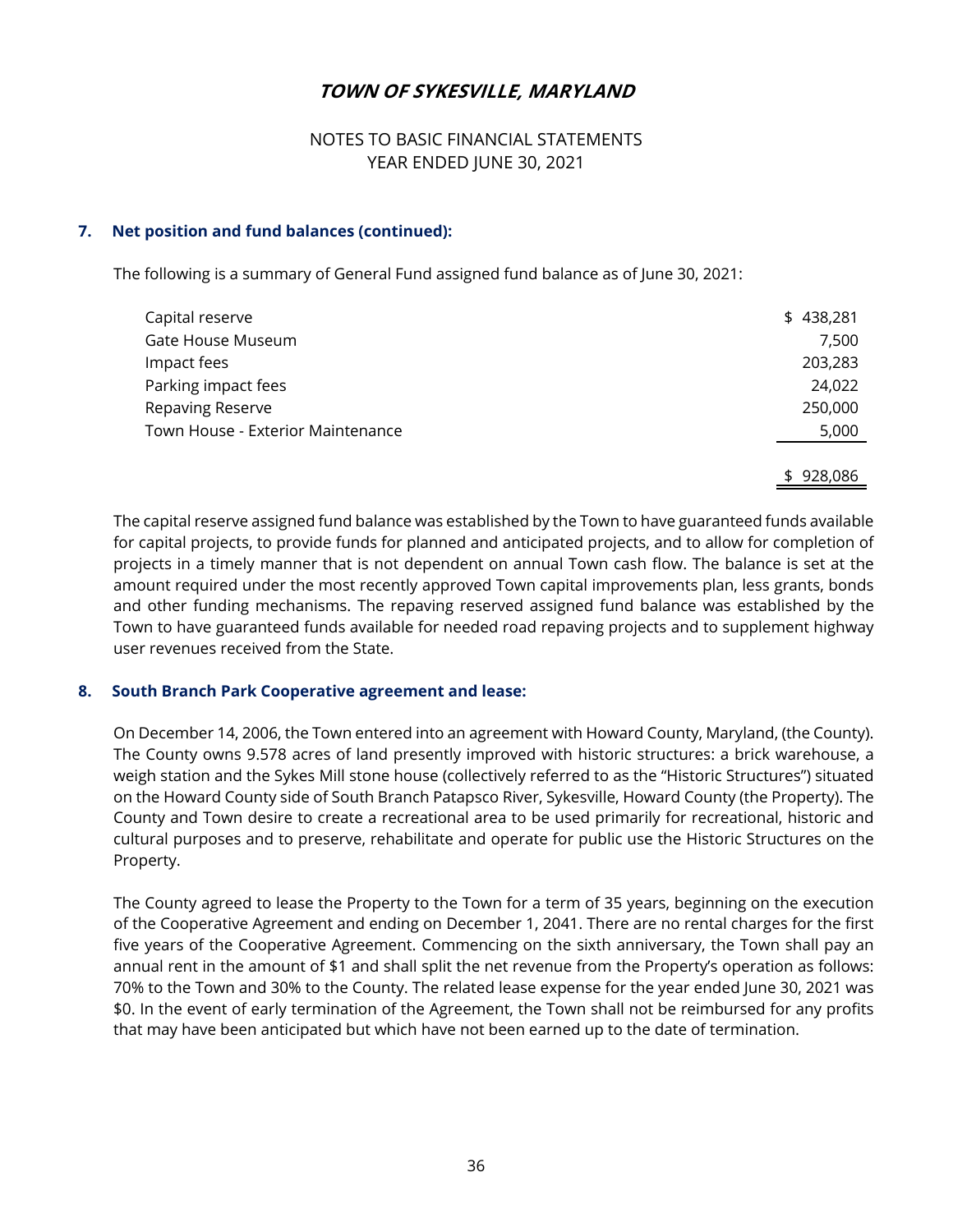# TOWN OF SYKESVILLE, MARYLAND

NOTES TO BASIC FINANCIAL STATEMENTS
YEAR ENDED JUNE 30, 2021

## 7. Net position and fund balances (continued):

The following is a summary of General Fund assigned fund balance as of June 30, 2021:

| | |
|---|---|
| Capital reserve | $ 438,281 |
| Gate House Museum | 7,500 |
| Impact fees | 203,283 |
| Parking impact fees | 24,022 |
| Repaving Reserve | 250,000 |
| Town House - Exterior Maintenance | 5,000 |
| | $ 928,086 |

The capital reserve assigned fund balance was established by the Town to have guaranteed funds available for capital projects, to provide funds for planned and anticipated projects, and to allow for completion of projects in a timely manner that is not dependent on annual Town cash flow. The balance is set at the amount required under the most recently approved Town capital improvements plan, less grants, bonds and other funding mechanisms. The repaving reserved assigned fund balance was established by the Town to have guaranteed funds available for needed road repaving projects and to supplement highway user revenues received from the State.

## 8. South Branch Park Cooperative agreement and lease:

On December 14, 2006, the Town entered into an agreement with Howard County, Maryland, (the County). The County owns 9.578 acres of land presently improved with historic structures: a brick warehouse, a weigh station and the Sykes Mill stone house (collectively referred to as the "Historic Structures") situated on the Howard County side of South Branch Patapsco River, Sykesville, Howard County (the Property). The County and Town desire to create a recreational area to be used primarily for recreational, historic and cultural purposes and to preserve, rehabilitate and operate for public use the Historic Structures on the Property.

The County agreed to lease the Property to the Town for a term of 35 years, beginning on the execution of the Cooperative Agreement and ending on December 1, 2041. There are no rental charges for the first five years of the Cooperative Agreement. Commencing on the sixth anniversary, the Town shall pay an annual rent in the amount of $1 and shall split the net revenue from the Property's operation as follows: 70% to the Town and 30% to the County. The related lease expense for the year ended June 30, 2021 was $0. In the event of early termination of the Agreement, the Town shall not be reimbursed for any profits that may have been anticipated but which have not been earned up to the date of termination.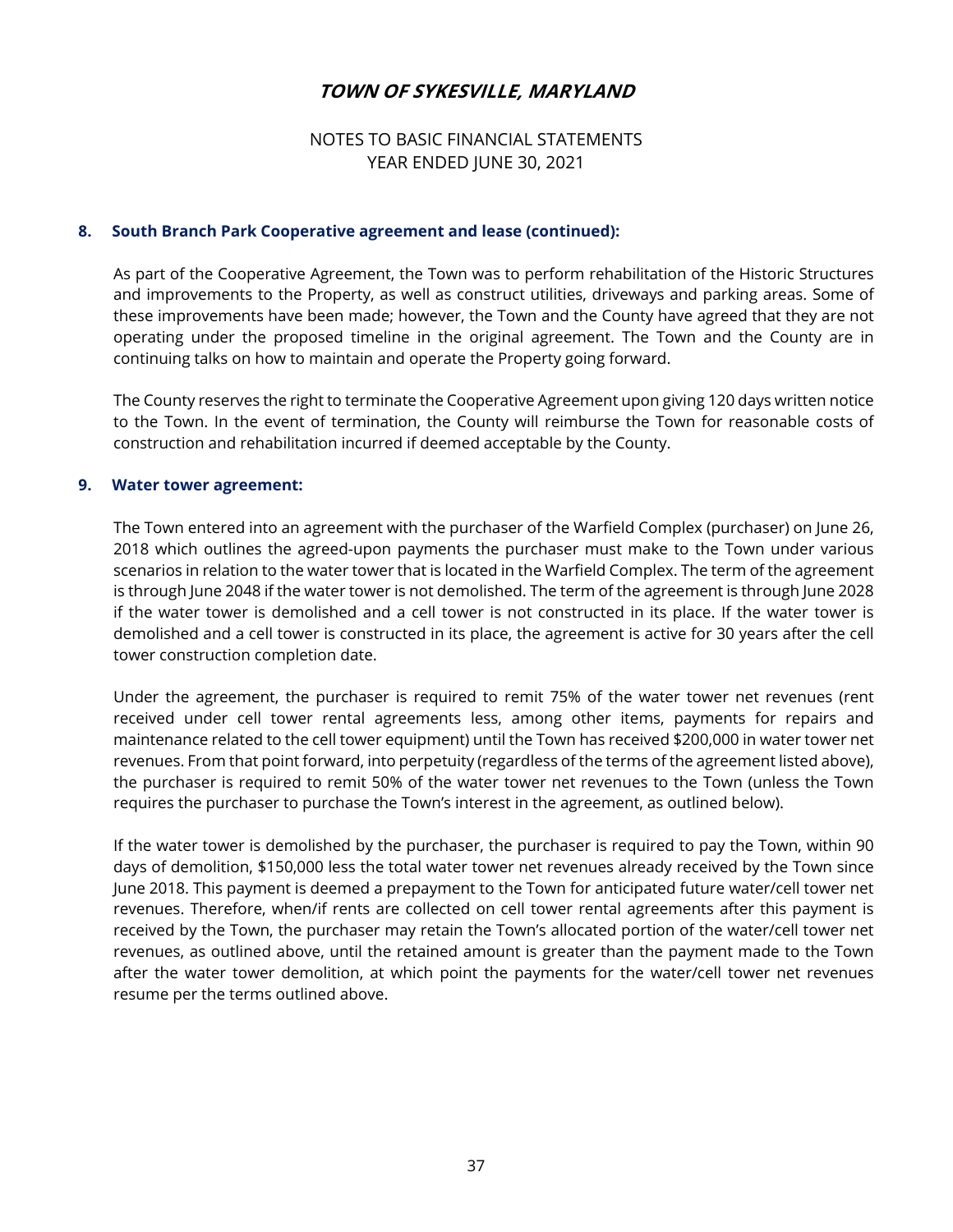# TOWN OF SYKESVILLE, MARYLAND

NOTES TO BASIC FINANCIAL STATEMENTS
YEAR ENDED JUNE 30, 2021

## 8. South Branch Park Cooperative agreement and lease (continued):

As part of the Cooperative Agreement, the Town was to perform rehabilitation of the Historic Structures and improvements to the Property, as well as construct utilities, driveways and parking areas. Some of these improvements have been made; however, the Town and the County have agreed that they are not operating under the proposed timeline in the original agreement. The Town and the County are in continuing talks on how to maintain and operate the Property going forward.

The County reserves the right to terminate the Cooperative Agreement upon giving 120 days written notice to the Town. In the event of termination, the County will reimburse the Town for reasonable costs of construction and rehabilitation incurred if deemed acceptable by the County.

## 9. Water tower agreement:

The Town entered into an agreement with the purchaser of the Warfield Complex (purchaser) on June 26, 2018 which outlines the agreed-upon payments the purchaser must make to the Town under various scenarios in relation to the water tower that is located in the Warfield Complex. The term of the agreement is through June 2048 if the water tower is not demolished. The term of the agreement is through June 2028 if the water tower is demolished and a cell tower is not constructed in its place. If the water tower is demolished and a cell tower is constructed in its place, the agreement is active for 30 years after the cell tower construction completion date.

Under the agreement, the purchaser is required to remit 75% of the water tower net revenues (rent received under cell tower rental agreements less, among other items, payments for repairs and maintenance related to the cell tower equipment) until the Town has received $200,000 in water tower net revenues. From that point forward, into perpetuity (regardless of the terms of the agreement listed above), the purchaser is required to remit 50% of the water tower net revenues to the Town (unless the Town requires the purchaser to purchase the Town's interest in the agreement, as outlined below).

If the water tower is demolished by the purchaser, the purchaser is required to pay the Town, within 90 days of demolition, $150,000 less the total water tower net revenues already received by the Town since June 2018. This payment is deemed a prepayment to the Town for anticipated future water/cell tower net revenues. Therefore, when/if rents are collected on cell tower rental agreements after this payment is received by the Town, the purchaser may retain the Town's allocated portion of the water/cell tower net revenues, as outlined above, until the retained amount is greater than the payment made to the Town after the water tower demolition, at which point the payments for the water/cell tower net revenues resume per the terms outlined above.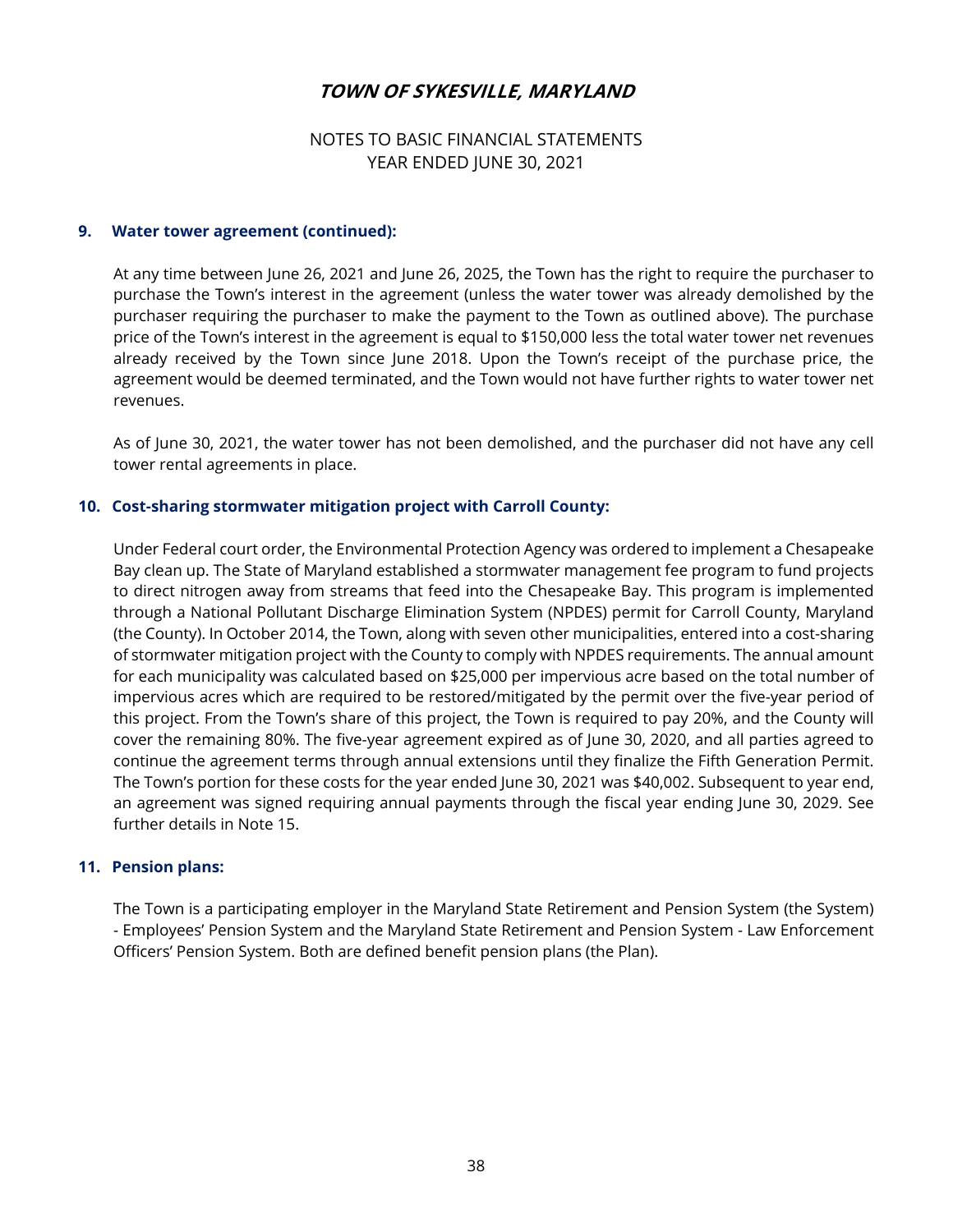# TOWN OF SYKESVILLE, MARYLAND

NOTES TO BASIC FINANCIAL STATEMENTS
YEAR ENDED JUNE 30, 2021

## 9. Water tower agreement (continued):

At any time between June 26, 2021 and June 26, 2025, the Town has the right to require the purchaser to purchase the Town's interest in the agreement (unless the water tower was already demolished by the purchaser requiring the purchaser to make the payment to the Town as outlined above). The purchase price of the Town's interest in the agreement is equal to $150,000 less the total water tower net revenues already received by the Town since June 2018. Upon the Town's receipt of the purchase price, the agreement would be deemed terminated, and the Town would not have further rights to water tower net revenues.

As of June 30, 2021, the water tower has not been demolished, and the purchaser did not have any cell tower rental agreements in place.

## 10. Cost-sharing stormwater mitigation project with Carroll County:

Under Federal court order, the Environmental Protection Agency was ordered to implement a Chesapeake Bay clean up. The State of Maryland established a stormwater management fee program to fund projects to direct nitrogen away from streams that feed into the Chesapeake Bay. This program is implemented through a National Pollutant Discharge Elimination System (NPDES) permit for Carroll County, Maryland (the County). In October 2014, the Town, along with seven other municipalities, entered into a cost-sharing of stormwater mitigation project with the County to comply with NPDES requirements. The annual amount for each municipality was calculated based on $25,000 per impervious acre based on the total number of impervious acres which are required to be restored/mitigated by the permit over the five-year period of this project. From the Town's share of this project, the Town is required to pay 20%, and the County will cover the remaining 80%. The five-year agreement expired as of June 30, 2020, and all parties agreed to continue the agreement terms through annual extensions until they finalize the Fifth Generation Permit. The Town's portion for these costs for the year ended June 30, 2021 was $40,002. Subsequent to year end, an agreement was signed requiring annual payments through the fiscal year ending June 30, 2029. See further details in Note 15.

## 11. Pension plans:

The Town is a participating employer in the Maryland State Retirement and Pension System (the System) - Employees' Pension System and the Maryland State Retirement and Pension System - Law Enforcement Officers' Pension System. Both are defined benefit pension plans (the Plan).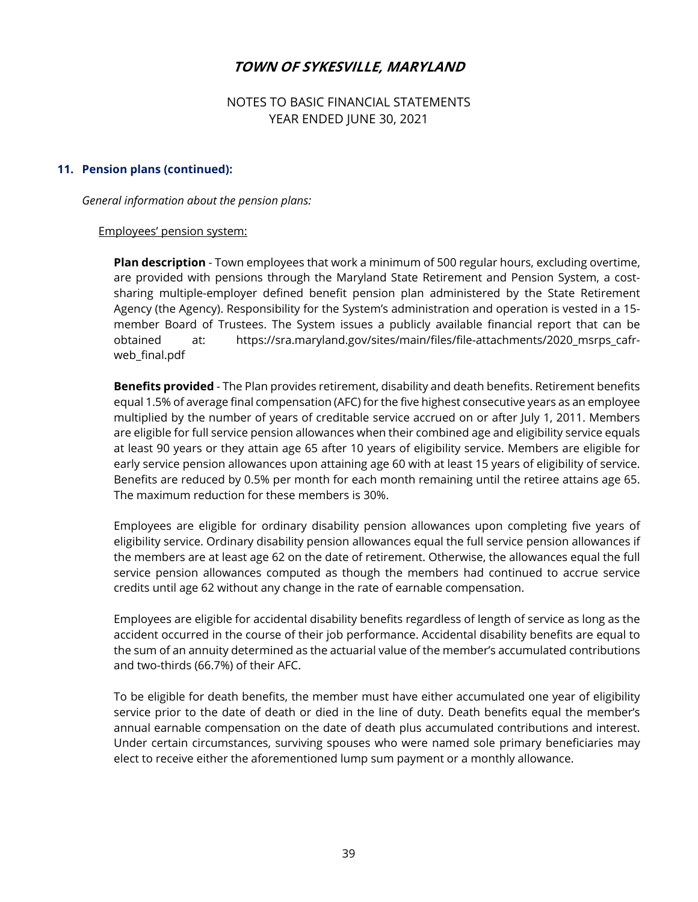# TOWN OF SYKESVILLE, MARYLAND

NOTES TO BASIC FINANCIAL STATEMENTS
YEAR ENDED JUNE 30, 2021

## 11. Pension plans (continued):

*General information about the pension plans:*

Employees' pension system:

**Plan description** - Town employees that work a minimum of 500 regular hours, excluding overtime, are provided with pensions through the Maryland State Retirement and Pension System, a cost-sharing multiple-employer defined benefit pension plan administered by the State Retirement Agency (the Agency). Responsibility for the System's administration and operation is vested in a 15-member Board of Trustees. The System issues a publicly available financial report that can be obtained at: https://sra.maryland.gov/sites/main/files/file-attachments/2020_msrps_cafr-web_final.pdf

**Benefits provided** - The Plan provides retirement, disability and death benefits. Retirement benefits equal 1.5% of average final compensation (AFC) for the five highest consecutive years as an employee multiplied by the number of years of creditable service accrued on or after July 1, 2011. Members are eligible for full service pension allowances when their combined age and eligibility service equals at least 90 years or they attain age 65 after 10 years of eligibility service. Members are eligible for early service pension allowances upon attaining age 60 with at least 15 years of eligibility of service. Benefits are reduced by 0.5% per month for each month remaining until the retiree attains age 65. The maximum reduction for these members is 30%.

Employees are eligible for ordinary disability pension allowances upon completing five years of eligibility service. Ordinary disability pension allowances equal the full service pension allowances if the members are at least age 62 on the date of retirement. Otherwise, the allowances equal the full service pension allowances computed as though the members had continued to accrue service credits until age 62 without any change in the rate of earnable compensation.

Employees are eligible for accidental disability benefits regardless of length of service as long as the accident occurred in the course of their job performance. Accidental disability benefits are equal to the sum of an annuity determined as the actuarial value of the member's accumulated contributions and two-thirds (66.7%) of their AFC.

To be eligible for death benefits, the member must have either accumulated one year of eligibility service prior to the date of death or died in the line of duty. Death benefits equal the member's annual earnable compensation on the date of death plus accumulated contributions and interest. Under certain circumstances, surviving spouses who were named sole primary beneficiaries may elect to receive either the aforementioned lump sum payment or a monthly allowance.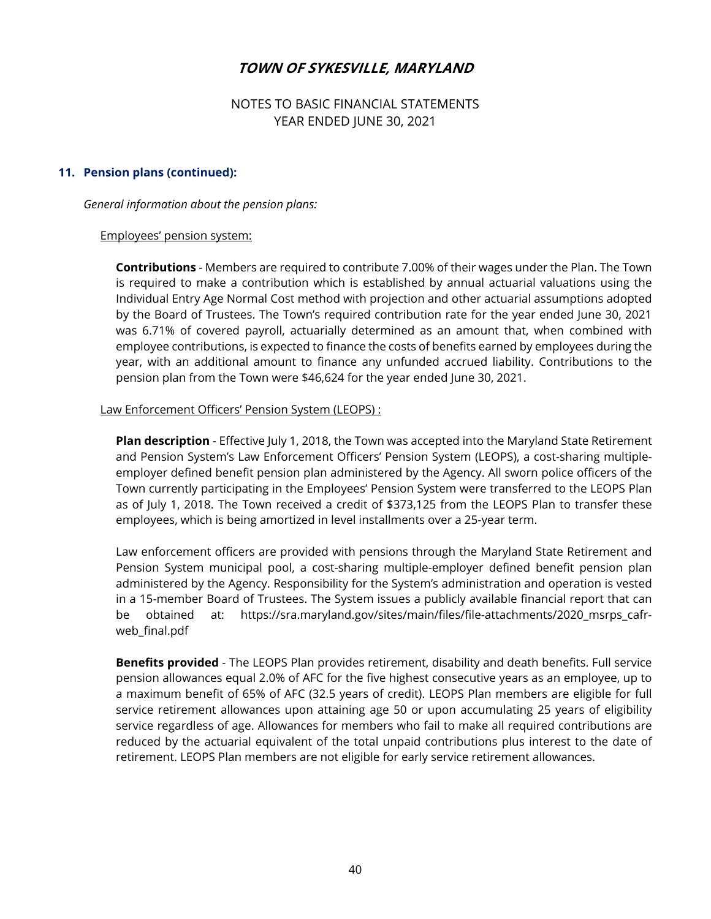## 11. Pension plans (continued):

*General information about the pension plans:*

Employees' pension system:

**Contributions** - Members are required to contribute 7.00% of their wages under the Plan. The Town is required to make a contribution which is established by annual actuarial valuations using the Individual Entry Age Normal Cost method with projection and other actuarial assumptions adopted by the Board of Trustees. The Town's required contribution rate for the year ended June 30, 2021 was 6.71% of covered payroll, actuarially determined as an amount that, when combined with employee contributions, is expected to finance the costs of benefits earned by employees during the year, with an additional amount to finance any unfunded accrued liability. Contributions to the pension plan from the Town were $46,624 for the year ended June 30, 2021.

Law Enforcement Officers' Pension System (LEOPS) :

**Plan description** - Effective July 1, 2018, the Town was accepted into the Maryland State Retirement and Pension System's Law Enforcement Officers' Pension System (LEOPS), a cost-sharing multiple-employer defined benefit pension plan administered by the Agency. All sworn police officers of the Town currently participating in the Employees' Pension System were transferred to the LEOPS Plan as of July 1, 2018. The Town received a credit of $373,125 from the LEOPS Plan to transfer these employees, which is being amortized in level installments over a 25-year term.

Law enforcement officers are provided with pensions through the Maryland State Retirement and Pension System municipal pool, a cost-sharing multiple-employer defined benefit pension plan administered by the Agency. Responsibility for the System's administration and operation is vested in a 15-member Board of Trustees. The System issues a publicly available financial report that can be obtained at: https://sra.maryland.gov/sites/main/files/file-attachments/2020_msrps_cafr-web_final.pdf

**Benefits provided** - The LEOPS Plan provides retirement, disability and death benefits. Full service pension allowances equal 2.0% of AFC for the five highest consecutive years as an employee, up to a maximum benefit of 65% of AFC (32.5 years of credit). LEOPS Plan members are eligible for full service retirement allowances upon attaining age 50 or upon accumulating 25 years of eligibility service regardless of age. Allowances for members who fail to make all required contributions are reduced by the actuarial equivalent of the total unpaid contributions plus interest to the date of retirement. LEOPS Plan members are not eligible for early service retirement allowances.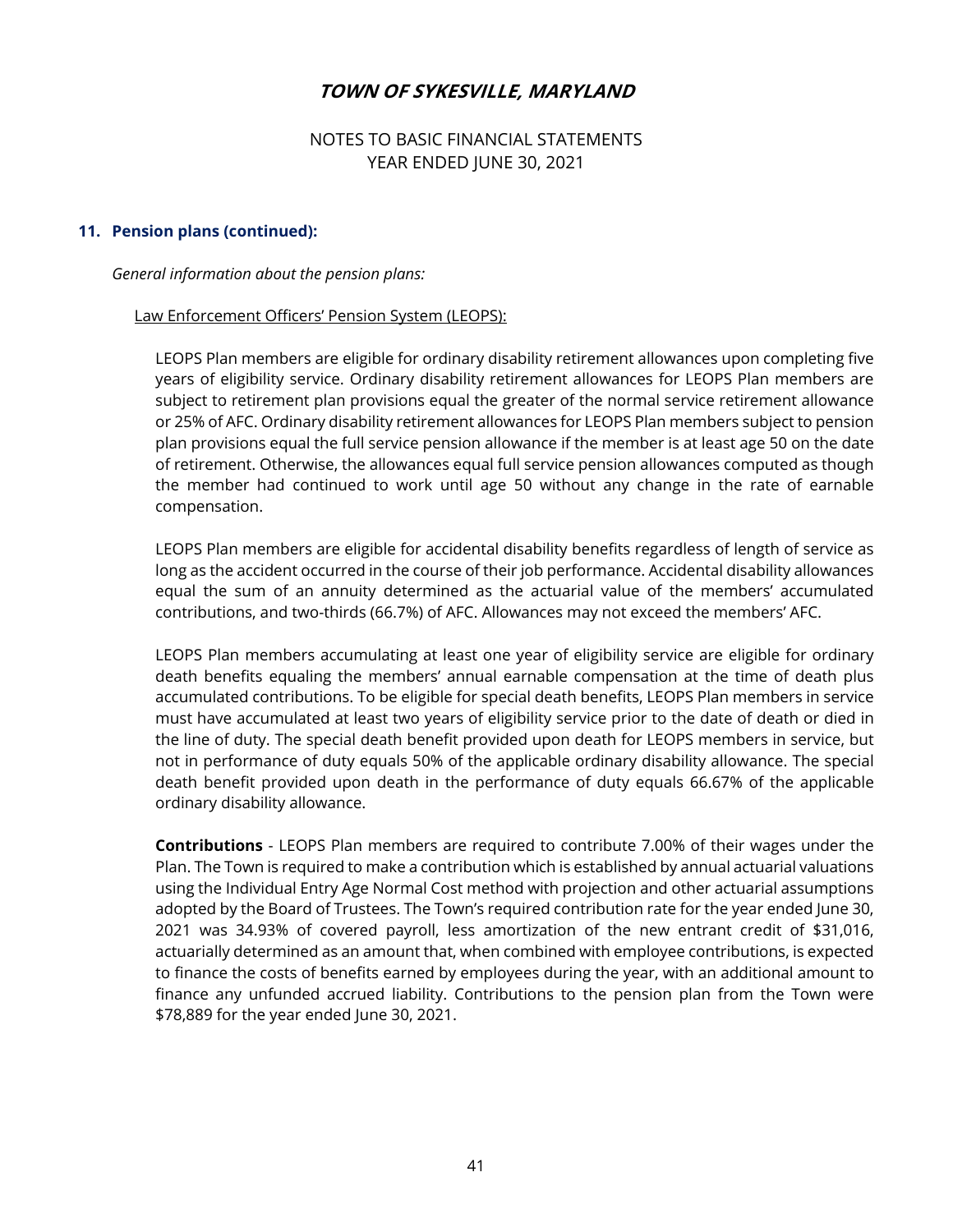## 11. Pension plans (continued):

*General information about the pension plans:*

Law Enforcement Officers' Pension System (LEOPS):

LEOPS Plan members are eligible for ordinary disability retirement allowances upon completing five years of eligibility service. Ordinary disability retirement allowances for LEOPS Plan members are subject to retirement plan provisions equal the greater of the normal service retirement allowance or 25% of AFC. Ordinary disability retirement allowances for LEOPS Plan members subject to pension plan provisions equal the full service pension allowance if the member is at least age 50 on the date of retirement. Otherwise, the allowances equal full service pension allowances computed as though the member had continued to work until age 50 without any change in the rate of earnable compensation.

LEOPS Plan members are eligible for accidental disability benefits regardless of length of service as long as the accident occurred in the course of their job performance. Accidental disability allowances equal the sum of an annuity determined as the actuarial value of the members' accumulated contributions, and two-thirds (66.7%) of AFC. Allowances may not exceed the members' AFC.

LEOPS Plan members accumulating at least one year of eligibility service are eligible for ordinary death benefits equaling the members' annual earnable compensation at the time of death plus accumulated contributions. To be eligible for special death benefits, LEOPS Plan members in service must have accumulated at least two years of eligibility service prior to the date of death or died in the line of duty. The special death benefit provided upon death for LEOPS members in service, but not in performance of duty equals 50% of the applicable ordinary disability allowance. The special death benefit provided upon death in the performance of duty equals 66.67% of the applicable ordinary disability allowance.

**Contributions** - LEOPS Plan members are required to contribute 7.00% of their wages under the Plan. The Town is required to make a contribution which is established by annual actuarial valuations using the Individual Entry Age Normal Cost method with projection and other actuarial assumptions adopted by the Board of Trustees. The Town's required contribution rate for the year ended June 30, 2021 was 34.93% of covered payroll, less amortization of the new entrant credit of $31,016, actuarially determined as an amount that, when combined with employee contributions, is expected to finance the costs of benefits earned by employees during the year, with an additional amount to finance any unfunded accrued liability. Contributions to the pension plan from the Town were $78,889 for the year ended June 30, 2021.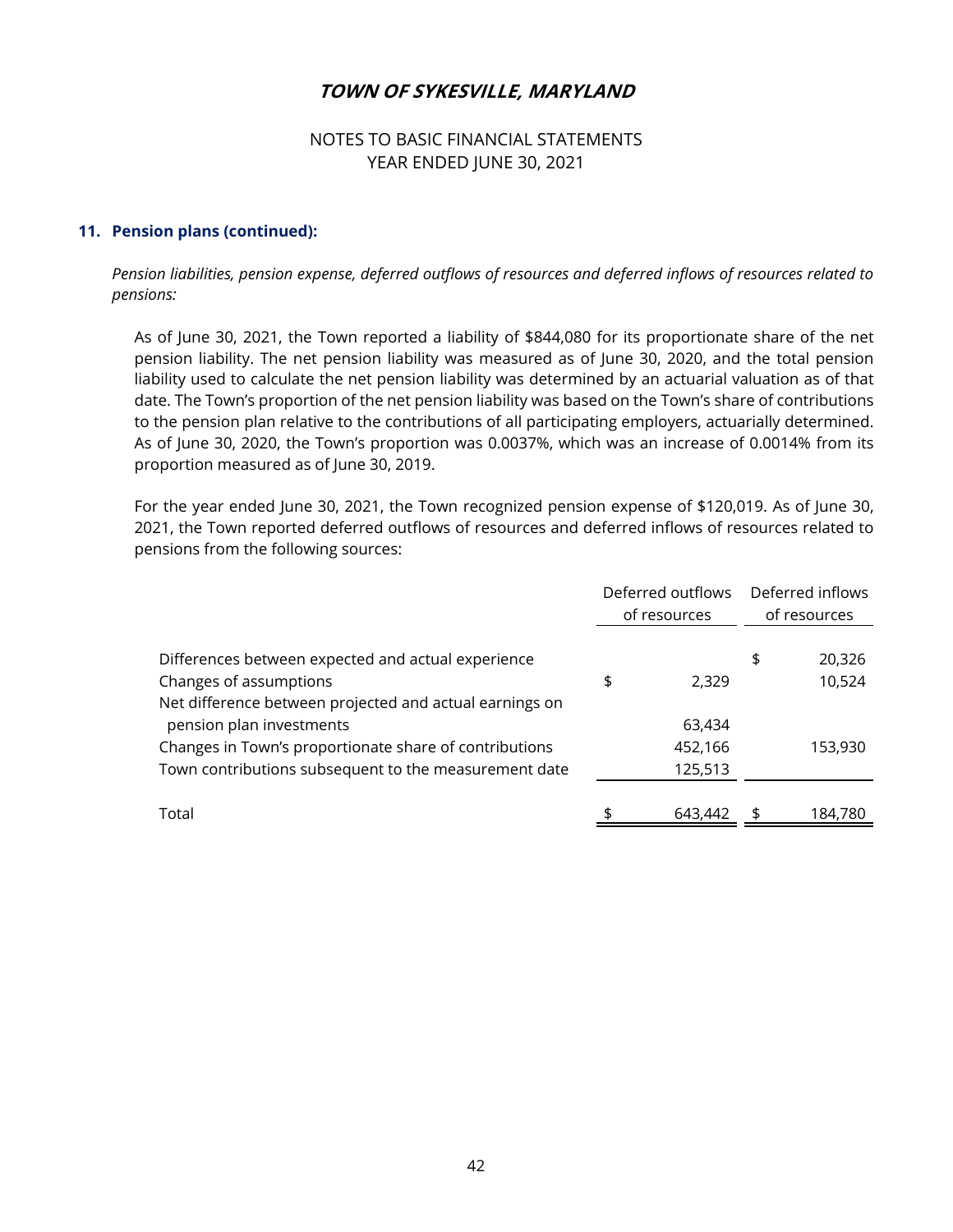## 11. Pension plans (continued):

*Pension liabilities, pension expense, deferred outflows of resources and deferred inflows of resources related to pensions:*

As of June 30, 2021, the Town reported a liability of $844,080 for its proportionate share of the net pension liability. The net pension liability was measured as of June 30, 2020, and the total pension liability used to calculate the net pension liability was determined by an actuarial valuation as of that date. The Town's proportion of the net pension liability was based on the Town's share of contributions to the pension plan relative to the contributions of all participating employers, actuarially determined. As of June 30, 2020, the Town's proportion was 0.0037%, which was an increase of 0.0014% from its proportion measured as of June 30, 2019.

For the year ended June 30, 2021, the Town recognized pension expense of $120,019. As of June 30, 2021, the Town reported deferred outflows of resources and deferred inflows of resources related to pensions from the following sources:

| | Deferred outflows of resources | Deferred inflows of resources |
|---|---|---|
| Differences between expected and actual experience | | $ 20,326 |
| Changes of assumptions | $ 2,329 | 10,524 |
| Net difference between projected and actual earnings on pension plan investments | 63,434 | |
| Changes in Town's proportionate share of contributions | 452,166 | 153,930 |
| Town contributions subsequent to the measurement date | 125,513 | |
| Total | $ 643,442 | $ 184,780 |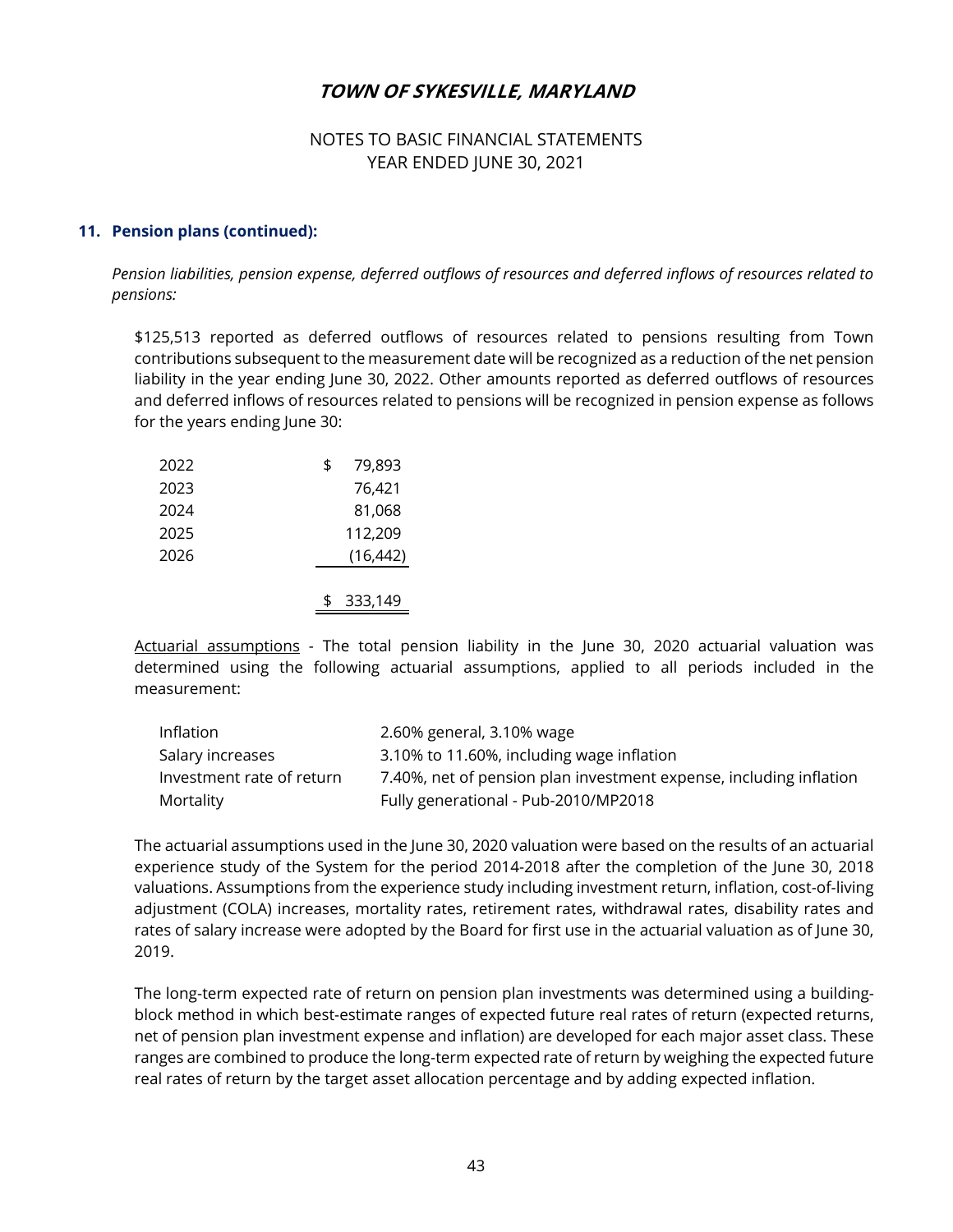**TOWN OF SYKESVILLE, MARYLAND**

NOTES TO BASIC FINANCIAL STATEMENTS
YEAR ENDED JUNE 30, 2021

## 11. Pension plans (continued):

*Pension liabilities, pension expense, deferred outflows of resources and deferred inflows of resources related to pensions:*

$125,513 reported as deferred outflows of resources related to pensions resulting from Town contributions subsequent to the measurement date will be recognized as a reduction of the net pension liability in the year ending June 30, 2022. Other amounts reported as deferred outflows of resources and deferred inflows of resources related to pensions will be recognized in pension expense as follows for the years ending June 30:

| Year | Amount |
|---|---|
| 2022 | $ 79,893 |
| 2023 | 76,421 |
| 2024 | 81,068 |
| 2025 | 112,209 |
| 2026 | (16,442) |
| | $ 333,149 |

Actuarial assumptions - The total pension liability in the June 30, 2020 actuarial valuation was determined using the following actuarial assumptions, applied to all periods included in the measurement:

| | |
|---|---|
| Inflation | 2.60% general, 3.10% wage |
| Salary increases | 3.10% to 11.60%, including wage inflation |
| Investment rate of return | 7.40%, net of pension plan investment expense, including inflation |
| Mortality | Fully generational - Pub-2010/MP2018 |

The actuarial assumptions used in the June 30, 2020 valuation were based on the results of an actuarial experience study of the System for the period 2014-2018 after the completion of the June 30, 2018 valuations. Assumptions from the experience study including investment return, inflation, cost-of-living adjustment (COLA) increases, mortality rates, retirement rates, withdrawal rates, disability rates and rates of salary increase were adopted by the Board for first use in the actuarial valuation as of June 30, 2019.

The long-term expected rate of return on pension plan investments was determined using a building-block method in which best-estimate ranges of expected future real rates of return (expected returns, net of pension plan investment expense and inflation) are developed for each major asset class. These ranges are combined to produce the long-term expected rate of return by weighing the expected future real rates of return by the target asset allocation percentage and by adding expected inflation.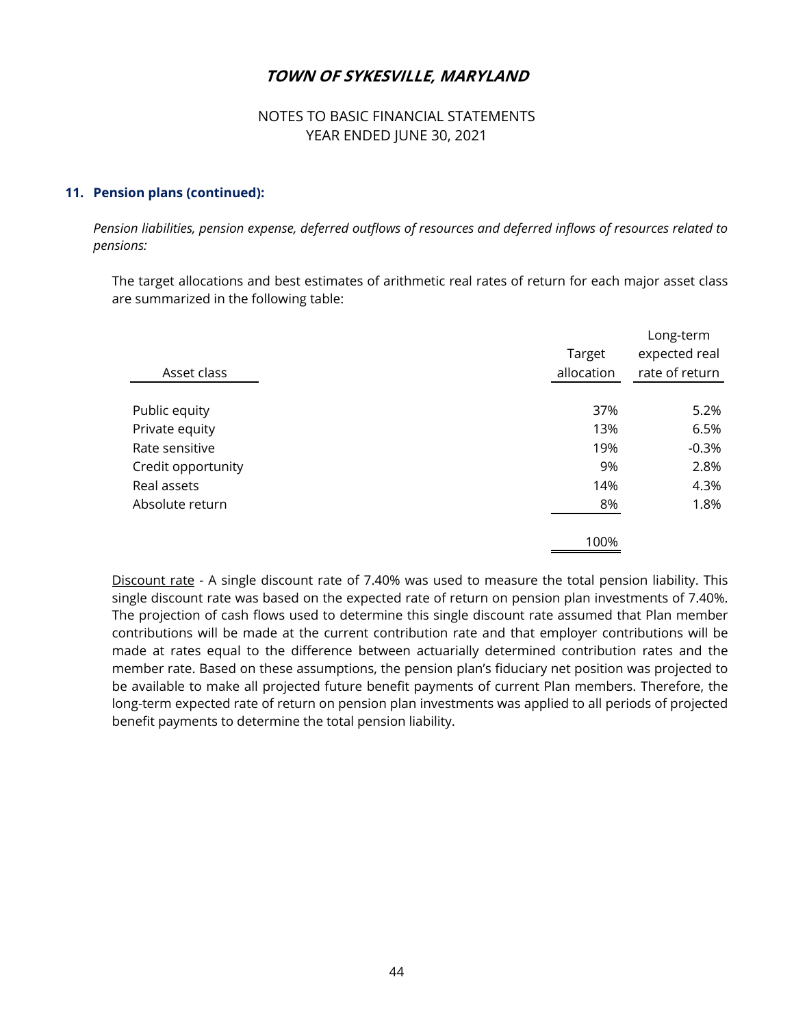# TOWN OF SYKESVILLE, MARYLAND

NOTES TO BASIC FINANCIAL STATEMENTS
YEAR ENDED JUNE 30, 2021

## 11. Pension plans (continued):

*Pension liabilities, pension expense, deferred outflows of resources and deferred inflows of resources related to pensions:*

The target allocations and best estimates of arithmetic real rates of return for each major asset class are summarized in the following table:

| Asset class | Target allocation | Long-term expected real rate of return |
|---|---|---|
| Public equity | 37% | 5.2% |
| Private equity | 13% | 6.5% |
| Rate sensitive | 19% | -0.3% |
| Credit opportunity | 9% | 2.8% |
| Real assets | 14% | 4.3% |
| Absolute return | 8% | 1.8% |
| | 100% | |

Discount rate - A single discount rate of 7.40% was used to measure the total pension liability. This single discount rate was based on the expected rate of return on pension plan investments of 7.40%. The projection of cash flows used to determine this single discount rate assumed that Plan member contributions will be made at the current contribution rate and that employer contributions will be made at rates equal to the difference between actuarially determined contribution rates and the member rate. Based on these assumptions, the pension plan's fiduciary net position was projected to be available to make all projected future benefit payments of current Plan members. Therefore, the long-term expected rate of return on pension plan investments was applied to all periods of projected benefit payments to determine the total pension liability.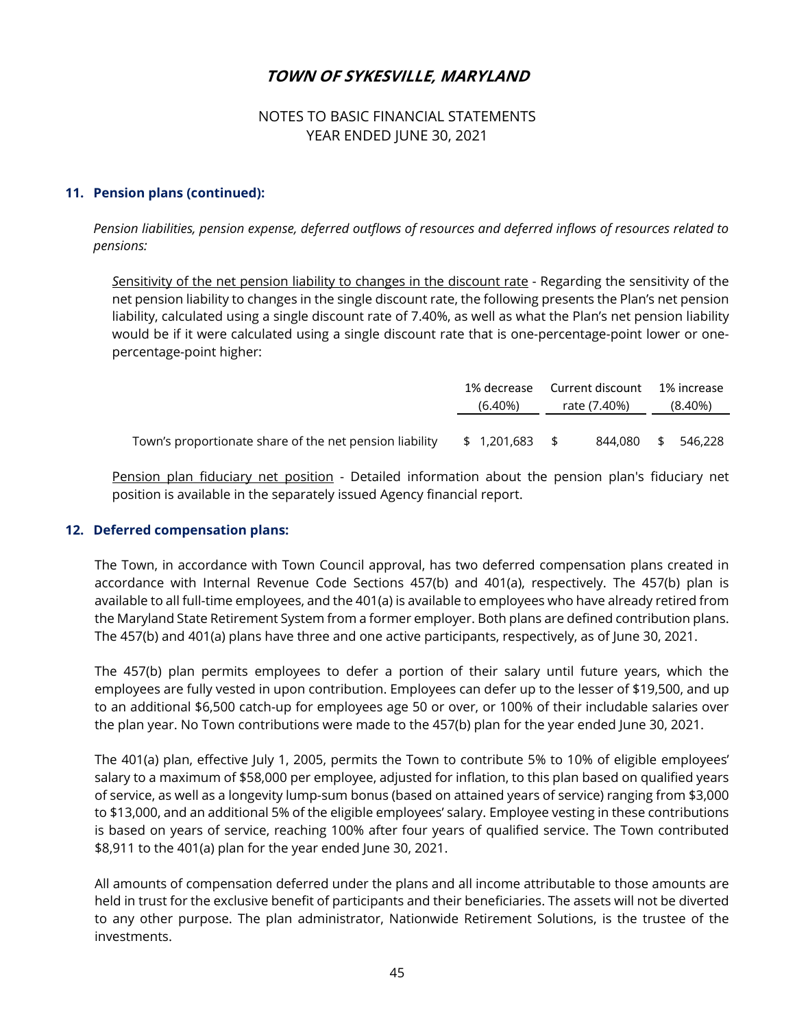# TOWN OF SYKESVILLE, MARYLAND

NOTES TO BASIC FINANCIAL STATEMENTS
YEAR ENDED JUNE 30, 2021

## 11. Pension plans (continued):

*Pension liabilities, pension expense, deferred outflows of resources and deferred inflows of resources related to pensions:*

Sensitivity of the net pension liability to changes in the discount rate - Regarding the sensitivity of the net pension liability to changes in the single discount rate, the following presents the Plan's net pension liability, calculated using a single discount rate of 7.40%, as well as what the Plan's net pension liability would be if it were calculated using a single discount rate that is one-percentage-point lower or one-percentage-point higher:

| | 1% decrease (6.40%) | Current discount rate (7.40%) | 1% increase (8.40%) |
|---|---|---|---|
| Town's proportionate share of the net pension liability | $ 1,201,683 | $ 844,080 | $ 546,228 |

Pension plan fiduciary net position - Detailed information about the pension plan's fiduciary net position is available in the separately issued Agency financial report.

## 12. Deferred compensation plans:

The Town, in accordance with Town Council approval, has two deferred compensation plans created in accordance with Internal Revenue Code Sections 457(b) and 401(a), respectively. The 457(b) plan is available to all full-time employees, and the 401(a) is available to employees who have already retired from the Maryland State Retirement System from a former employer. Both plans are defined contribution plans. The 457(b) and 401(a) plans have three and one active participants, respectively, as of June 30, 2021.

The 457(b) plan permits employees to defer a portion of their salary until future years, which the employees are fully vested in upon contribution. Employees can defer up to the lesser of $19,500, and up to an additional $6,500 catch-up for employees age 50 or over, or 100% of their includable salaries over the plan year. No Town contributions were made to the 457(b) plan for the year ended June 30, 2021.

The 401(a) plan, effective July 1, 2005, permits the Town to contribute 5% to 10% of eligible employees' salary to a maximum of $58,000 per employee, adjusted for inflation, to this plan based on qualified years of service, as well as a longevity lump-sum bonus (based on attained years of service) ranging from $3,000 to $13,000, and an additional 5% of the eligible employees' salary. Employee vesting in these contributions is based on years of service, reaching 100% after four years of qualified service. The Town contributed $8,911 to the 401(a) plan for the year ended June 30, 2021.

All amounts of compensation deferred under the plans and all income attributable to those amounts are held in trust for the exclusive benefit of participants and their beneficiaries. The assets will not be diverted to any other purpose. The plan administrator, Nationwide Retirement Solutions, is the trustee of the investments.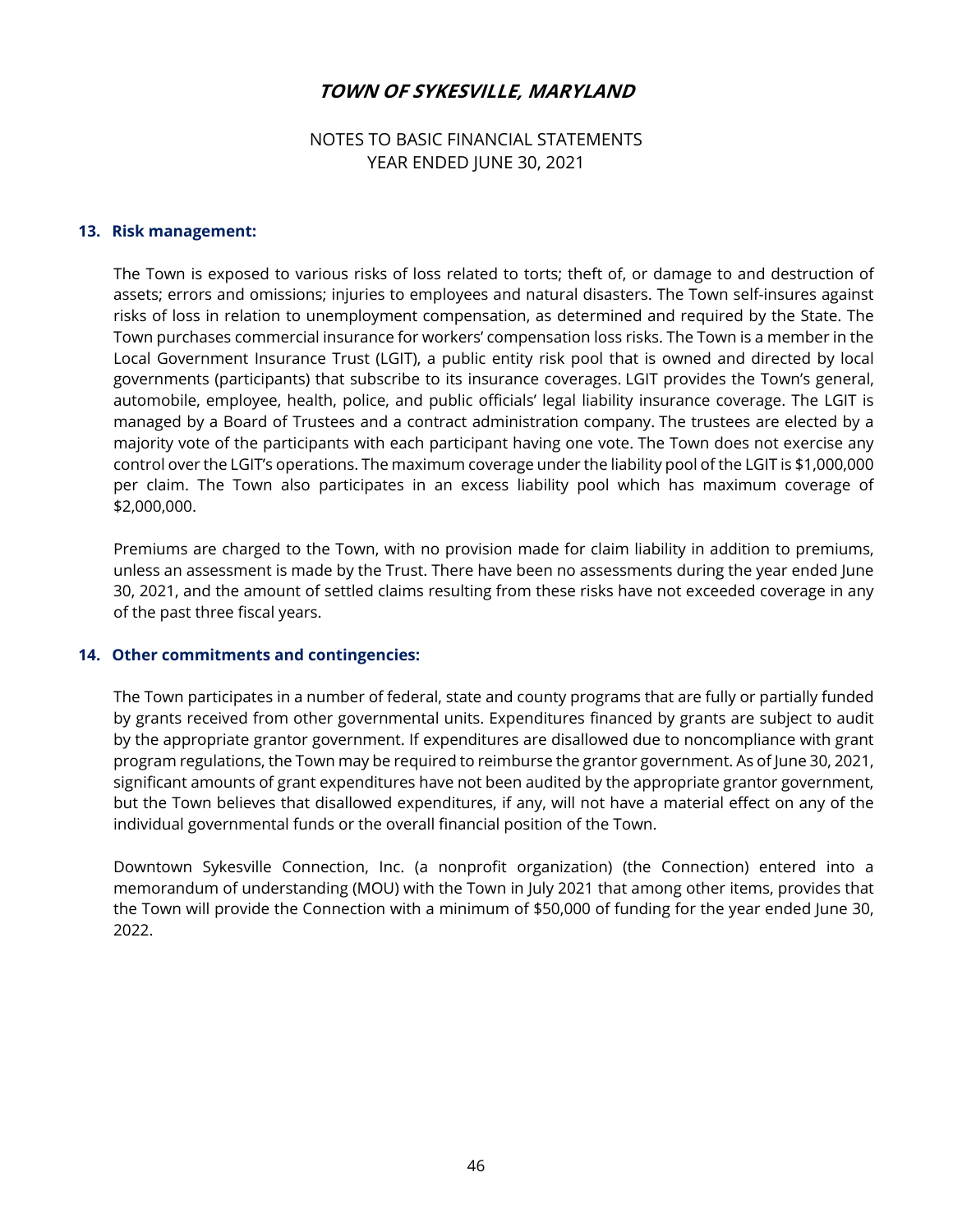# TOWN OF SYKESVILLE, MARYLAND

NOTES TO BASIC FINANCIAL STATEMENTS
YEAR ENDED JUNE 30, 2021

## 13. Risk management:

The Town is exposed to various risks of loss related to torts; theft of, or damage to and destruction of assets; errors and omissions; injuries to employees and natural disasters. The Town self-insures against risks of loss in relation to unemployment compensation, as determined and required by the State. The Town purchases commercial insurance for workers' compensation loss risks. The Town is a member in the Local Government Insurance Trust (LGIT), a public entity risk pool that is owned and directed by local governments (participants) that subscribe to its insurance coverages. LGIT provides the Town's general, automobile, employee, health, police, and public officials' legal liability insurance coverage. The LGIT is managed by a Board of Trustees and a contract administration company. The trustees are elected by a majority vote of the participants with each participant having one vote. The Town does not exercise any control over the LGIT's operations. The maximum coverage under the liability pool of the LGIT is $1,000,000 per claim. The Town also participates in an excess liability pool which has maximum coverage of $2,000,000.

Premiums are charged to the Town, with no provision made for claim liability in addition to premiums, unless an assessment is made by the Trust. There have been no assessments during the year ended June 30, 2021, and the amount of settled claims resulting from these risks have not exceeded coverage in any of the past three fiscal years.

## 14. Other commitments and contingencies:

The Town participates in a number of federal, state and county programs that are fully or partially funded by grants received from other governmental units. Expenditures financed by grants are subject to audit by the appropriate grantor government. If expenditures are disallowed due to noncompliance with grant program regulations, the Town may be required to reimburse the grantor government. As of June 30, 2021, significant amounts of grant expenditures have not been audited by the appropriate grantor government, but the Town believes that disallowed expenditures, if any, will not have a material effect on any of the individual governmental funds or the overall financial position of the Town.

Downtown Sykesville Connection, Inc. (a nonprofit organization) (the Connection) entered into a memorandum of understanding (MOU) with the Town in July 2021 that among other items, provides that the Town will provide the Connection with a minimum of $50,000 of funding for the year ended June 30, 2022.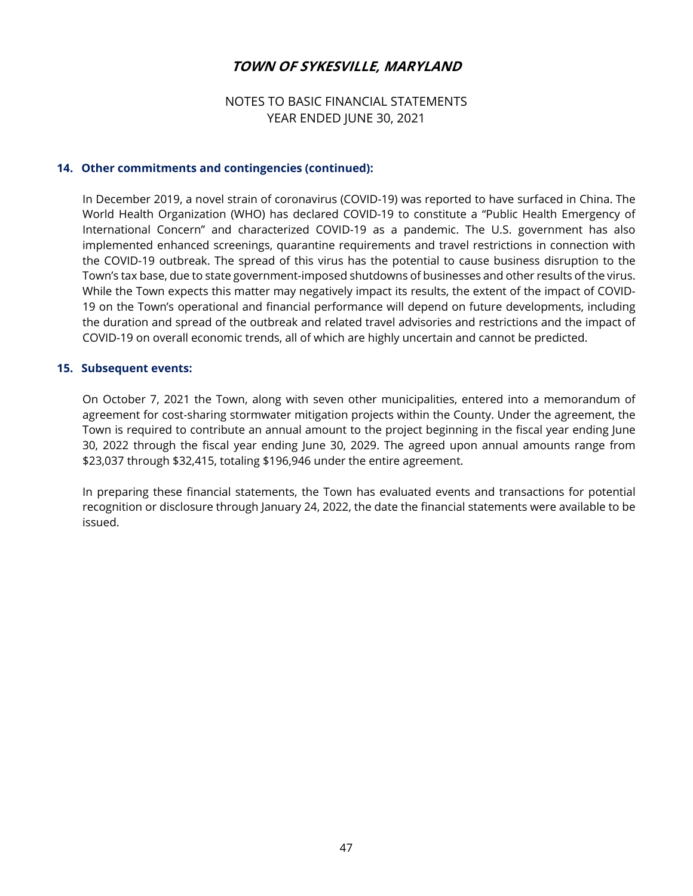# TOWN OF SYKESVILLE, MARYLAND

NOTES TO BASIC FINANCIAL STATEMENTS
YEAR ENDED JUNE 30, 2021

## 14. Other commitments and contingencies (continued):

In December 2019, a novel strain of coronavirus (COVID-19) was reported to have surfaced in China. The World Health Organization (WHO) has declared COVID-19 to constitute a "Public Health Emergency of International Concern" and characterized COVID-19 as a pandemic. The U.S. government has also implemented enhanced screenings, quarantine requirements and travel restrictions in connection with the COVID-19 outbreak. The spread of this virus has the potential to cause business disruption to the Town's tax base, due to state government-imposed shutdowns of businesses and other results of the virus. While the Town expects this matter may negatively impact its results, the extent of the impact of COVID-19 on the Town's operational and financial performance will depend on future developments, including the duration and spread of the outbreak and related travel advisories and restrictions and the impact of COVID-19 on overall economic trends, all of which are highly uncertain and cannot be predicted.

## 15. Subsequent events:

On October 7, 2021 the Town, along with seven other municipalities, entered into a memorandum of agreement for cost-sharing stormwater mitigation projects within the County. Under the agreement, the Town is required to contribute an annual amount to the project beginning in the fiscal year ending June 30, 2022 through the fiscal year ending June 30, 2029. The agreed upon annual amounts range from $23,037 through $32,415, totaling $196,946 under the entire agreement.

In preparing these financial statements, the Town has evaluated events and transactions for potential recognition or disclosure through January 24, 2022, the date the financial statements were available to be issued.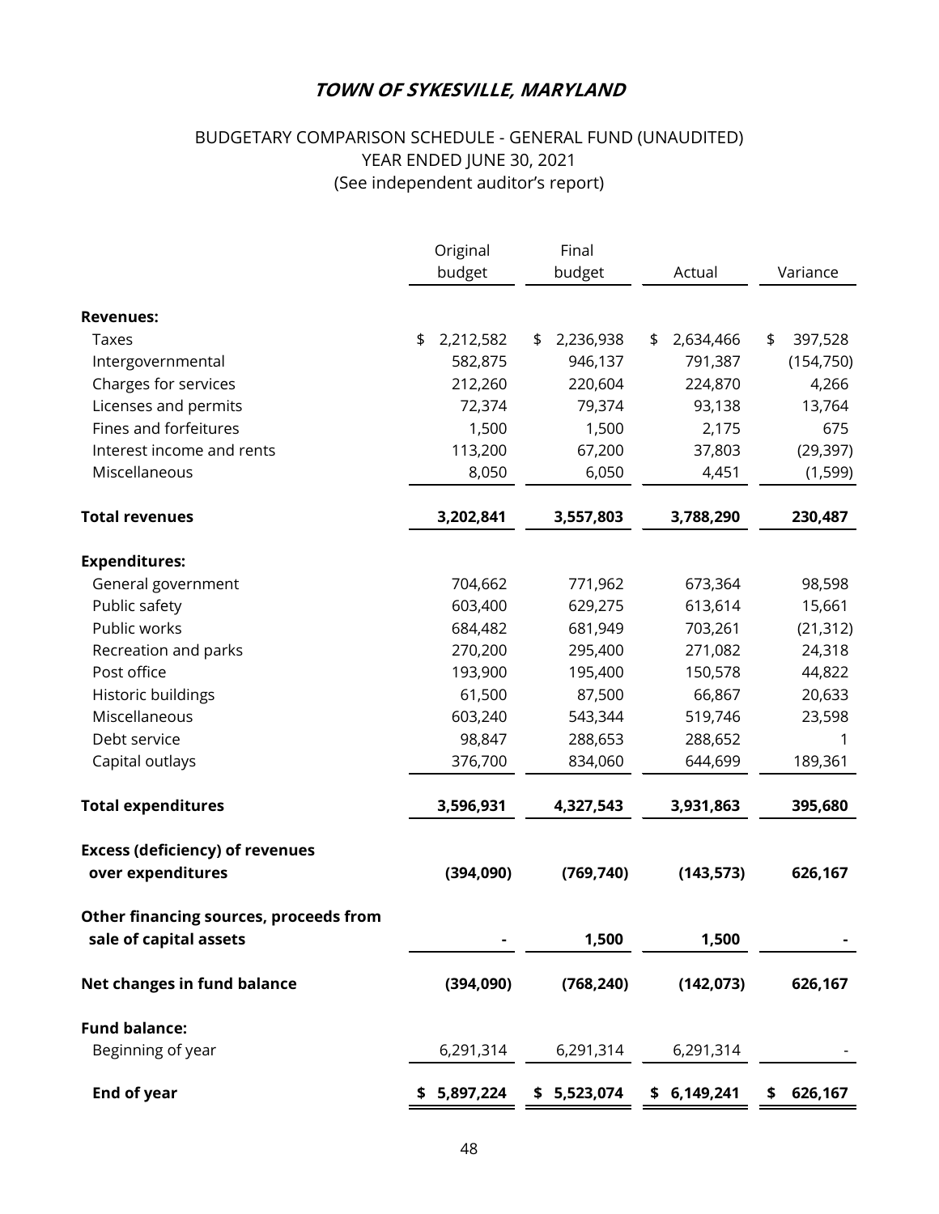# *TOWN OF SYKESVILLE, MARYLAND*

## BUDGETARY COMPARISON SCHEDULE - GENERAL FUND (UNAUDITED)
## YEAR ENDED JUNE 30, 2021
## (See independent auditor's report)

| | Original budget | Final budget | Actual | Variance |
|---|---|---|---|---|
| **Revenues:** | | | | |
| Taxes | $ 2,212,582 | $ 2,236,938 | $ 2,634,466 | $ 397,528 |
| Intergovernmental | 582,875 | 946,137 | 791,387 | (154,750) |
| Charges for services | 212,260 | 220,604 | 224,870 | 4,266 |
| Licenses and permits | 72,374 | 79,374 | 93,138 | 13,764 |
| Fines and forfeitures | 1,500 | 1,500 | 2,175 | 675 |
| Interest income and rents | 113,200 | 67,200 | 37,803 | (29,397) |
| Miscellaneous | 8,050 | 6,050 | 4,451 | (1,599) |
| **Total revenues** | **3,202,841** | **3,557,803** | **3,788,290** | **230,487** |
| **Expenditures:** | | | | |
| General government | 704,662 | 771,962 | 673,364 | 98,598 |
| Public safety | 603,400 | 629,275 | 613,614 | 15,661 |
| Public works | 684,482 | 681,949 | 703,261 | (21,312) |
| Recreation and parks | 270,200 | 295,400 | 271,082 | 24,318 |
| Post office | 193,900 | 195,400 | 150,578 | 44,822 |
| Historic buildings | 61,500 | 87,500 | 66,867 | 20,633 |
| Miscellaneous | 603,240 | 543,344 | 519,746 | 23,598 |
| Debt service | 98,847 | 288,653 | 288,652 | 1 |
| Capital outlays | 376,700 | 834,060 | 644,699 | 189,361 |
| **Total expenditures** | **3,596,931** | **4,327,543** | **3,931,863** | **395,680** |
| **Excess (deficiency) of revenues over expenditures** | **(394,090)** | **(769,740)** | **(143,573)** | **626,167** |
| **Other financing sources, proceeds from sale of capital assets** | **-** | **1,500** | **1,500** | **-** |
| **Net changes in fund balance** | **(394,090)** | **(768,240)** | **(142,073)** | **626,167** |
| **Fund balance:** | | | | |
| Beginning of year | 6,291,314 | 6,291,314 | 6,291,314 | - |
| **End of year** | **$ 5,897,224** | **$ 5,523,074** | **$ 6,149,241** | **$ 626,167** |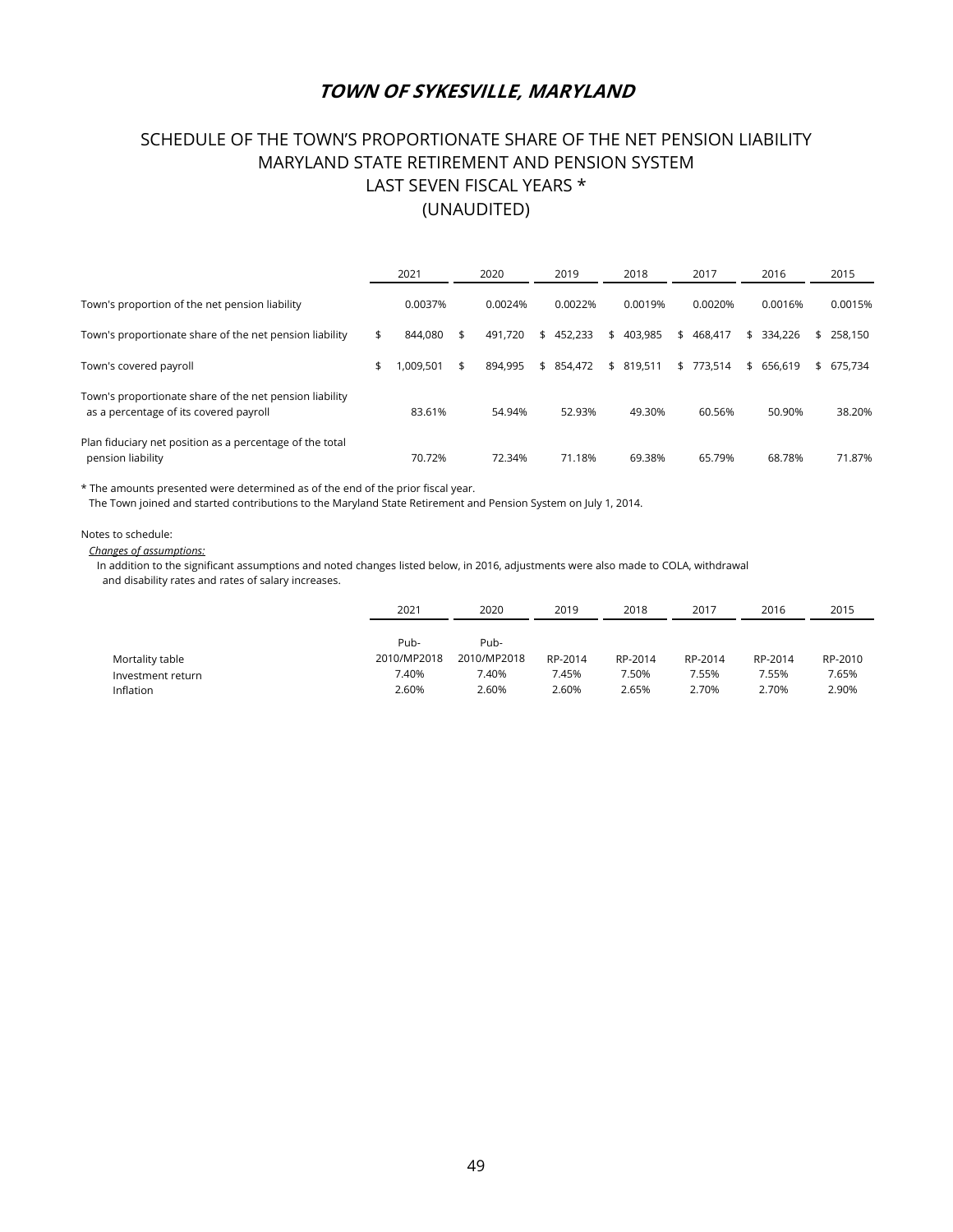# *TOWN OF SYKESVILLE, MARYLAND*

## SCHEDULE OF THE TOWN'S PROPORTIONATE SHARE OF THE NET PENSION LIABILITY
## MARYLAND STATE RETIREMENT AND PENSION SYSTEM
## LAST SEVEN FISCAL YEARS *
## (UNAUDITED)

| | 2021 | 2020 | 2019 | 2018 | 2017 | 2016 | 2015 |
|---|---|---|---|---|---|---|---|
| Town's proportion of the net pension liability | 0.0037% | 0.0024% | 0.0022% | 0.0019% | 0.0020% | 0.0016% | 0.0015% |
| Town's proportionate share of the net pension liability | $ 844,080 | $ 491,720 | $ 452,233 | $ 403,985 | $ 468,417 | $ 334,226 | $ 258,150 |
| Town's covered payroll | $ 1,009,501 | $ 894,995 | $ 854,472 | $ 819,511 | $ 773,514 | $ 656,619 | $ 675,734 |
| Town's proportionate share of the net pension liability as a percentage of its covered payroll | 83.61% | 54.94% | 52.93% | 49.30% | 60.56% | 50.90% | 38.20% |
| Plan fiduciary net position as a percentage of the total pension liability | 70.72% | 72.34% | 71.18% | 69.38% | 65.79% | 68.78% | 71.87% |

* The amounts presented were determined as of the end of the prior fiscal year.
The Town joined and started contributions to the Maryland State Retirement and Pension System on July 1, 2014.

Notes to schedule:

*Changes of assumptions:*

In addition to the significant assumptions and noted changes listed below, in 2016, adjustments were also made to COLA, withdrawal and disability rates and rates of salary increases.

| | 2021 | 2020 | 2019 | 2018 | 2017 | 2016 | 2015 |
|---|---|---|---|---|---|---|---|
| Mortality table | Pub-2010/MP2018 | Pub-2010/MP2018 | RP-2014 | RP-2014 | RP-2014 | RP-2014 | RP-2010 |
| Investment return | 7.40% | 7.40% | 7.45% | 7.50% | 7.55% | 7.55% | 7.65% |
| Inflation | 2.60% | 2.60% | 2.60% | 2.65% | 2.70% | 2.70% | 2.90% |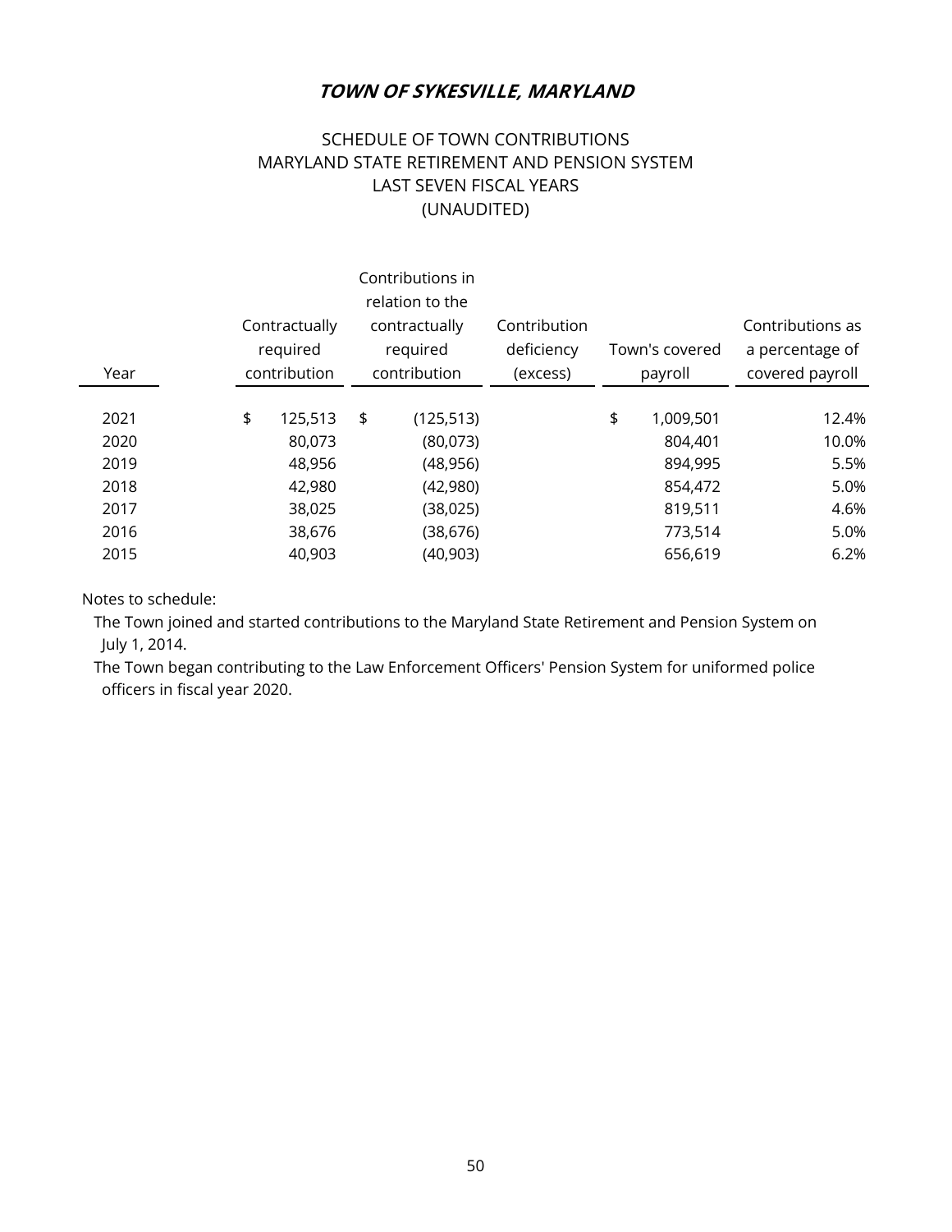# TOWN OF SYKESVILLE, MARYLAND

## SCHEDULE OF TOWN CONTRIBUTIONS
## MARYLAND STATE RETIREMENT AND PENSION SYSTEM
## LAST SEVEN FISCAL YEARS
## (UNAUDITED)

| Year | Contractually required contribution | Contributions in relation to the contractually required contribution | Contribution deficiency (excess) | Town's covered payroll | Contributions as a percentage of covered payroll |
|---|---|---|---|---|---|
| 2021 | $ 125,513 | $ (125,513) | | $ 1,009,501 | 12.4% |
| 2020 | 80,073 | (80,073) | | 804,401 | 10.0% |
| 2019 | 48,956 | (48,956) | | 894,995 | 5.5% |
| 2018 | 42,980 | (42,980) | | 854,472 | 5.0% |
| 2017 | 38,025 | (38,025) | | 819,511 | 4.6% |
| 2016 | 38,676 | (38,676) | | 773,514 | 5.0% |
| 2015 | 40,903 | (40,903) | | 656,619 | 6.2% |

Notes to schedule:

The Town joined and started contributions to the Maryland State Retirement and Pension System on July 1, 2014.

The Town began contributing to the Law Enforcement Officers' Pension System for uniformed police officers in fiscal year 2020.